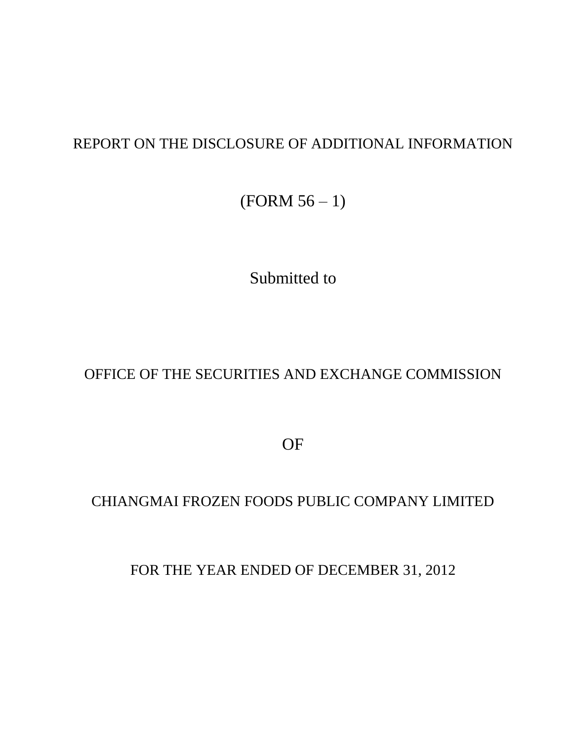REPORT ON THE DISCLOSURE OF ADDITIONAL INFORMATION

(FORM 56 – 1)

Submitted to

OFFICE OF THE SECURITIES AND EXCHANGE COMMISSION

OF

CHIANGMAI FROZEN FOODS PUBLIC COMPANY LIMITED

FOR THE YEAR ENDED OF DECEMBER 31, 2012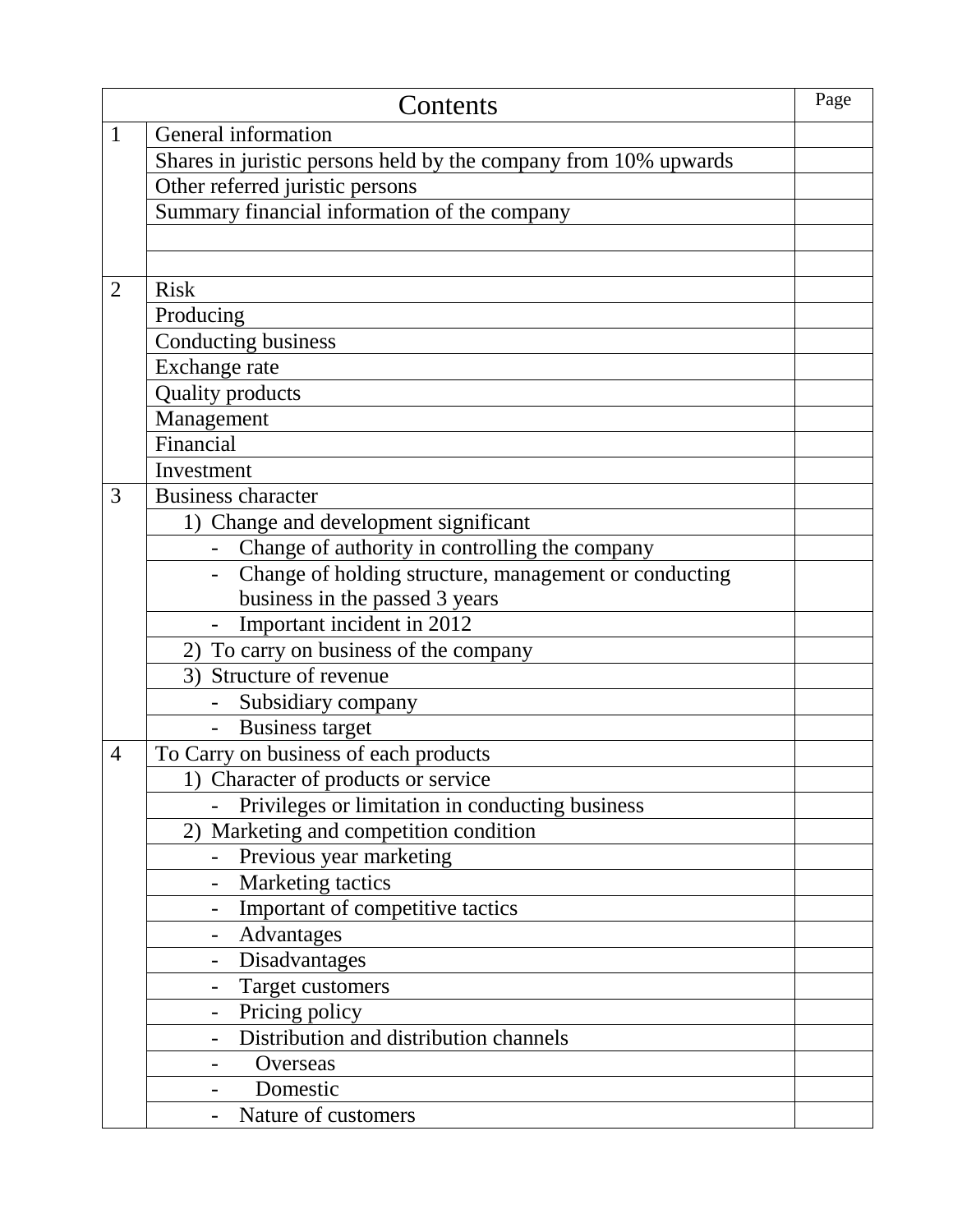| Contents | | Page |
|---|---|---|
| 1 | General information | |
| | Shares in juristic persons held by the company from 10% upwards | |
| | Other referred juristic persons | |
| | Summary financial information of the company | |
| | | |
| | | |
| 2 | Risk | |
| | Producing | |
| | Conducting business | |
| | Exchange rate | |
| | Quality products | |
| | Management | |
| | Financial | |
| | Investment | |
| 3 | Business character | |
| | 1) Change and development significant | |
| | - Change of authority in controlling the company | |
| | - Change of holding structure, management or conducting business in the passed 3 years | |
| | - Important incident in 2012 | |
| | 2) To carry on business of the company | |
| | 3) Structure of revenue | |
| | - Subsidiary company | |
| | - Business target | |
| 4 | To Carry on business of each products | |
| | 1) Character of products or service | |
| | - Privileges or limitation in conducting business | |
| | 2) Marketing and competition condition | |
| | - Previous year marketing | |
| | - Marketing tactics | |
| | - Important of competitive tactics | |
| | - Advantages | |
| | - Disadvantages | |
| | - Target customers | |
| | - Pricing policy | |
| | - Distribution and distribution channels | |
| | - Overseas | |
| | - Domestic | |
| | - Nature of customers | |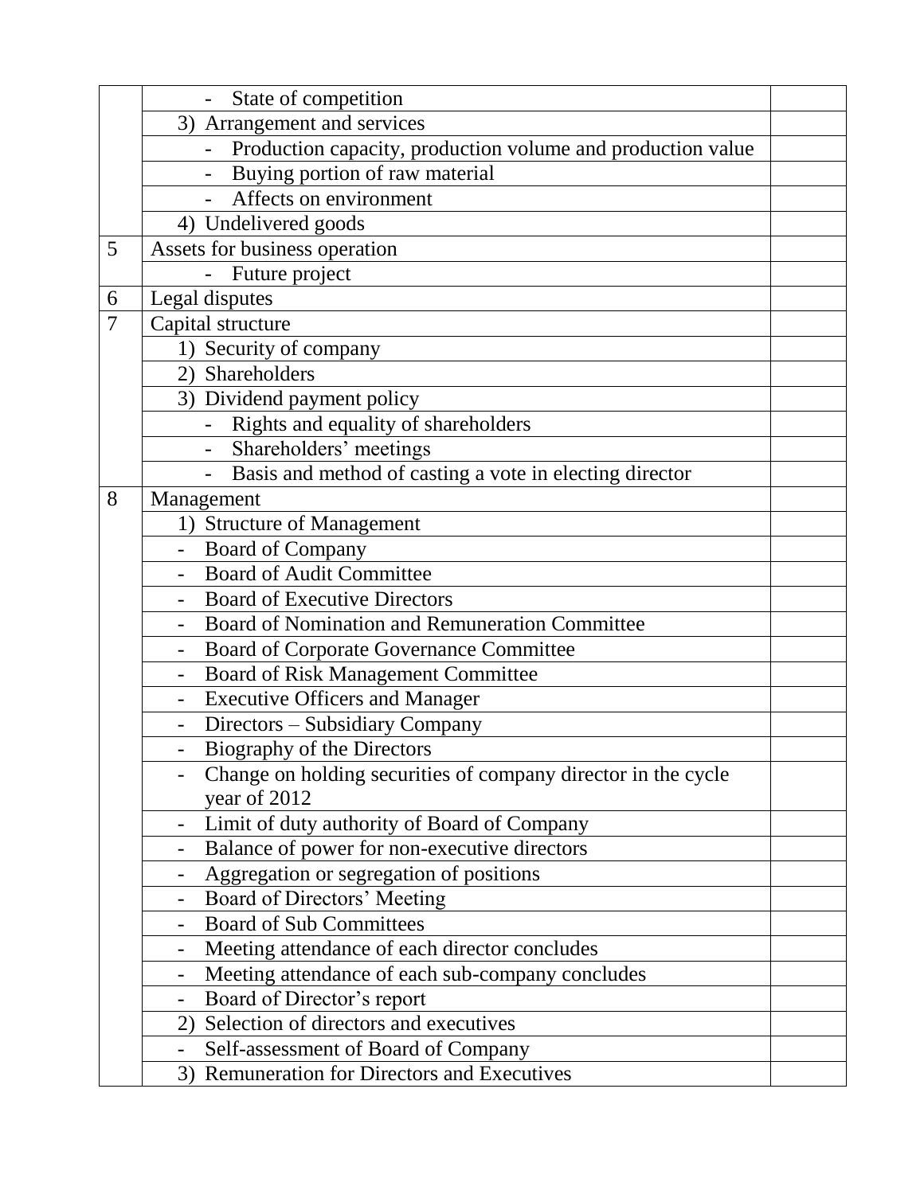| | | |
|---|---|---|
| | - State of competition | |
| | 3) Arrangement and services | |
| | - Production capacity, production volume and production value | |
| | - Buying portion of raw material | |
| | - Affects on environment | |
| | 4) Undelivered goods | |
| 5 | Assets for business operation | |
| | - Future project | |
| 6 | Legal disputes | |
| 7 | Capital structure | |
| | 1) Security of company | |
| | 2) Shareholders | |
| | 3) Dividend payment policy | |
| | - Rights and equality of shareholders | |
| | - Shareholders' meetings | |
| | - Basis and method of casting a vote in electing director | |
| 8 | Management | |
| | 1) Structure of Management | |
| | - Board of Company | |
| | - Board of Audit Committee | |
| | - Board of Executive Directors | |
| | - Board of Nomination and Remuneration Committee | |
| | - Board of Corporate Governance Committee | |
| | - Board of Risk Management Committee | |
| | - Executive Officers and Manager | |
| | - Directors – Subsidiary Company | |
| | - Biography of the Directors | |
| | - Change on holding securities of company director in the cycle year of 2012 | |
| | - Limit of duty authority of Board of Company | |
| | - Balance of power for non-executive directors | |
| | - Aggregation or segregation of positions | |
| | - Board of Directors' Meeting | |
| | - Board of Sub Committees | |
| | - Meeting attendance of each director concludes | |
| | - Meeting attendance of each sub-company concludes | |
| | - Board of Director's report | |
| | 2) Selection of directors and executives | |
| | - Self-assessment of Board of Company | |
| | 3) Remuneration for Directors and Executives | |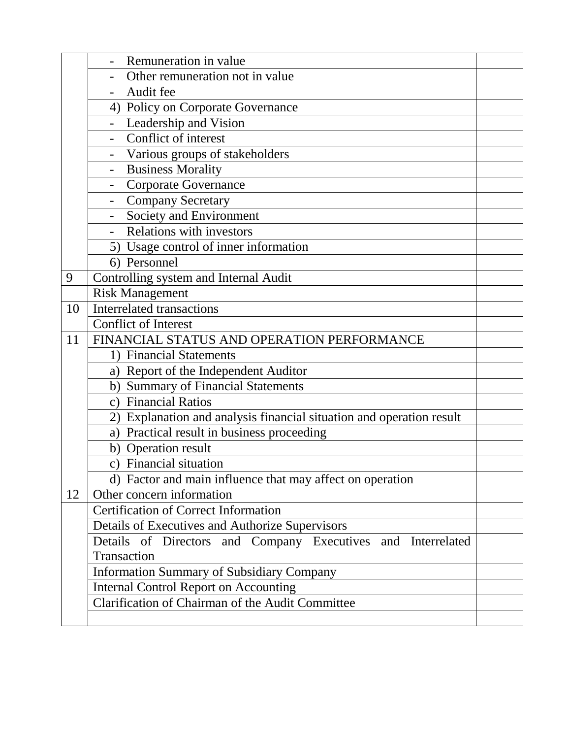| | | |
|---|---|---|
| | - Remuneration in value | |
| | - Other remuneration not in value | |
| | - Audit fee | |
| | 4) Policy on Corporate Governance | |
| | - Leadership and Vision | |
| | - Conflict of interest | |
| | - Various groups of stakeholders | |
| | - Business Morality | |
| | - Corporate Governance | |
| | - Company Secretary | |
| | - Society and Environment | |
| | - Relations with investors | |
| | 5) Usage control of inner information | |
| | 6) Personnel | |
| 9 | Controlling system and Internal Audit | |
| | Risk Management | |
| 10 | Interrelated transactions | |
| | Conflict of Interest | |
| 11 | FINANCIAL STATUS AND OPERATION PERFORMANCE | |
| | 1) Financial Statements | |
| | a) Report of the Independent Auditor | |
| | b) Summary of Financial Statements | |
| | c) Financial Ratios | |
| | 2) Explanation and analysis financial situation and operation result | |
| | a) Practical result in business proceeding | |
| | b) Operation result | |
| | c) Financial situation | |
| | d) Factor and main influence that may affect on operation | |
| 12 | Other concern information | |
| | Certification of Correct Information | |
| | Details of Executives and Authorize Supervisors | |
| | Details of Directors and Company Executives and Interrelated Transaction | |
| | Information Summary of Subsidiary Company | |
| | Internal Control Report on Accounting | |
| | Clarification of Chairman of the Audit Committee | |
| | | |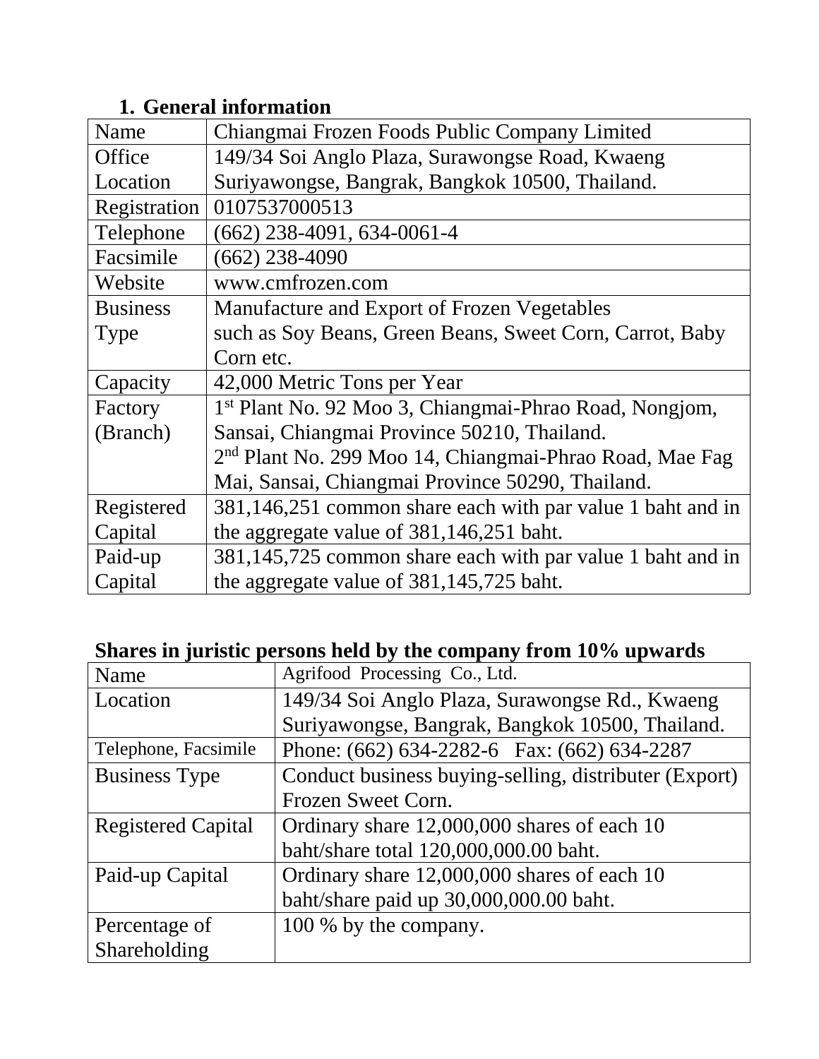## 1. General information

| Name | Chiangmai Frozen Foods Public Company Limited |
|---|---|
| Office Location | 149/34 Soi Anglo Plaza, Surawongse Road, Kwaeng Suriyawongse, Bangrak, Bangkok 10500, Thailand. |
| Registration | 0107537000513 |
| Telephone | (662) 238-4091, 634-0061-4 |
| Facsimile | (662) 238-4090 |
| Website | www.cmfrozen.com |
| Business Type | Manufacture and Export of Frozen Vegetables such as Soy Beans, Green Beans, Sweet Corn, Carrot, Baby Corn etc. |
| Capacity | 42,000 Metric Tons per Year |
| Factory (Branch) | 1st Plant No. 92 Moo 3, Chiangmai-Phrao Road, Nongjom, Sansai, Chiangmai Province 50210, Thailand.<br>2nd Plant No. 299 Moo 14, Chiangmai-Phrao Road, Mae Fag Mai, Sansai, Chiangmai Province 50290, Thailand. |
| Registered Capital | 381,146,251 common share each with par value 1 baht and in the aggregate value of 381,146,251 baht. |
| Paid-up Capital | 381,145,725 common share each with par value 1 baht and in the aggregate value of 381,145,725 baht. |

**Shares in juristic persons held by the company from 10% upwards**

| Name | Agrifood Processing Co., Ltd. |
|---|---|
| Location | 149/34 Soi Anglo Plaza, Surawongse Rd., Kwaeng Suriyawongse, Bangrak, Bangkok 10500, Thailand. |
| Telephone, Facsimile | Phone: (662) 634-2282-6 Fax: (662) 634-2287 |
| Business Type | Conduct business buying-selling, distributer (Export) Frozen Sweet Corn. |
| Registered Capital | Ordinary share 12,000,000 shares of each 10 baht/share total 120,000,000.00 baht. |
| Paid-up Capital | Ordinary share 12,000,000 shares of each 10 baht/share paid up 30,000,000.00 baht. |
| Percentage of Shareholding | 100 % by the company. |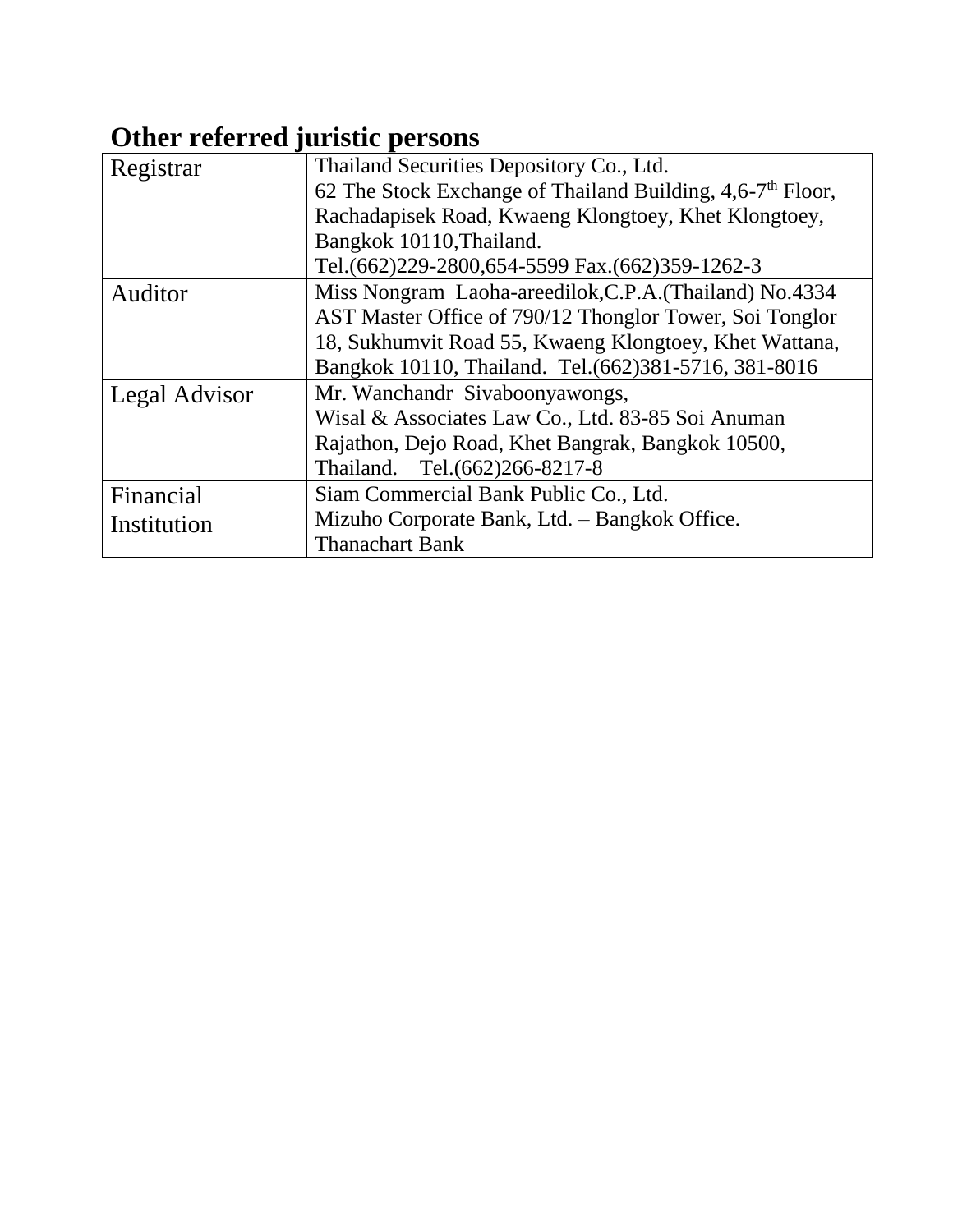## Other referred juristic persons

| | |
|---|---|
| Registrar | Thailand Securities Depository Co., Ltd.<br>62 The Stock Exchange of Thailand Building, 4,6-7th Floor, Rachadapisek Road, Kwaeng Klongtoey, Khet Klongtoey, Bangkok 10110,Thailand.<br>Tel.(662)229-2800,654-5599 Fax.(662)359-1262-3 |
| Auditor | Miss Nongram Laoha-areedilok,C.P.A.(Thailand) No.4334<br>AST Master Office of 790/12 Thonglor Tower, Soi Tonglor 18, Sukhumvit Road 55, Kwaeng Klongtoey, Khet Wattana, Bangkok 10110, Thailand. Tel.(662)381-5716, 381-8016 |
| Legal Advisor | Mr. Wanchandr Sivaboonyawongs,<br>Wisal & Associates Law Co., Ltd. 83-85 Soi Anuman Rajathon, Dejo Road, Khet Bangrak, Bangkok 10500, Thailand. Tel.(662)266-8217-8 |
| Financial Institution | Siam Commercial Bank Public Co., Ltd.<br>Mizuho Corporate Bank, Ltd. – Bangkok Office.<br>Thanachart Bank |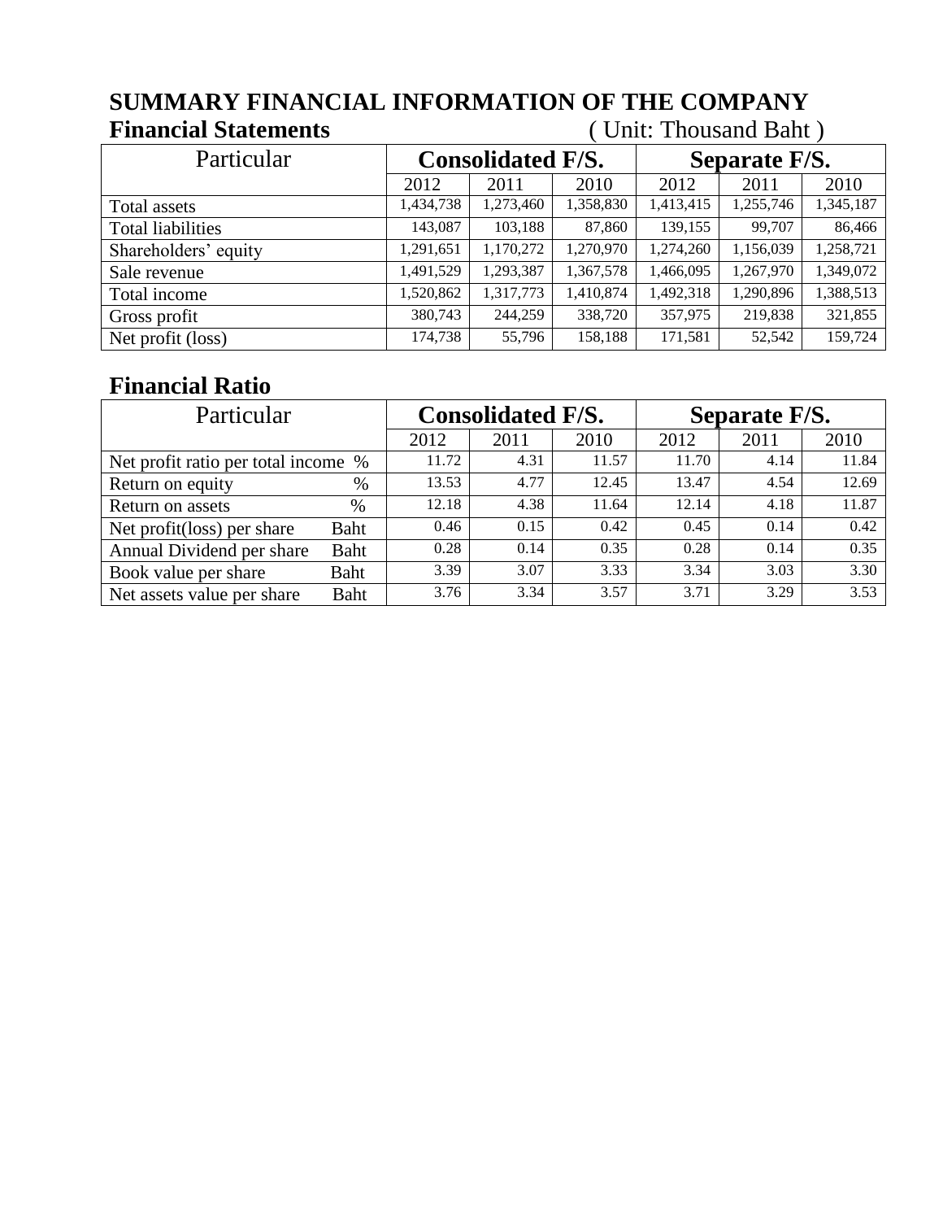# SUMMARY FINANCIAL INFORMATION OF THE COMPANY

## Financial Statements

( Unit: Thousand Baht )

| Particular | Consolidated F/S. | | | Separate F/S. | | |
|---|---|---|---|---|---|---|
| | 2012 | 2011 | 2010 | 2012 | 2011 | 2010 |
| Total assets | 1,434,738 | 1,273,460 | 1,358,830 | 1,413,415 | 1,255,746 | 1,345,187 |
| Total liabilities | 143,087 | 103,188 | 87,860 | 139,155 | 99,707 | 86,466 |
| Shareholders' equity | 1,291,651 | 1,170,272 | 1,270,970 | 1,274,260 | 1,156,039 | 1,258,721 |
| Sale revenue | 1,491,529 | 1,293,387 | 1,367,578 | 1,466,095 | 1,267,970 | 1,349,072 |
| Total income | 1,520,862 | 1,317,773 | 1,410,874 | 1,492,318 | 1,290,896 | 1,388,513 |
| Gross profit | 380,743 | 244,259 | 338,720 | 357,975 | 219,838 | 321,855 |
| Net profit (loss) | 174,738 | 55,796 | 158,188 | 171,581 | 52,542 | 159,724 |

## Financial Ratio

| Particular | Consolidated F/S. | | | Separate F/S. | | |
|---|---|---|---|---|---|---|
| | 2012 | 2011 | 2010 | 2012 | 2011 | 2010 |
| Net profit ratio per total income % | 11.72 | 4.31 | 11.57 | 11.70 | 4.14 | 11.84 |
| Return on equity % | 13.53 | 4.77 | 12.45 | 13.47 | 4.54 | 12.69 |
| Return on assets % | 12.18 | 4.38 | 11.64 | 12.14 | 4.18 | 11.87 |
| Net profit(loss) per share Baht | 0.46 | 0.15 | 0.42 | 0.45 | 0.14 | 0.42 |
| Annual Dividend per share Baht | 0.28 | 0.14 | 0.35 | 0.28 | 0.14 | 0.35 |
| Book value per share Baht | 3.39 | 3.07 | 3.33 | 3.34 | 3.03 | 3.30 |
| Net assets value per share Baht | 3.76 | 3.34 | 3.57 | 3.71 | 3.29 | 3.53 |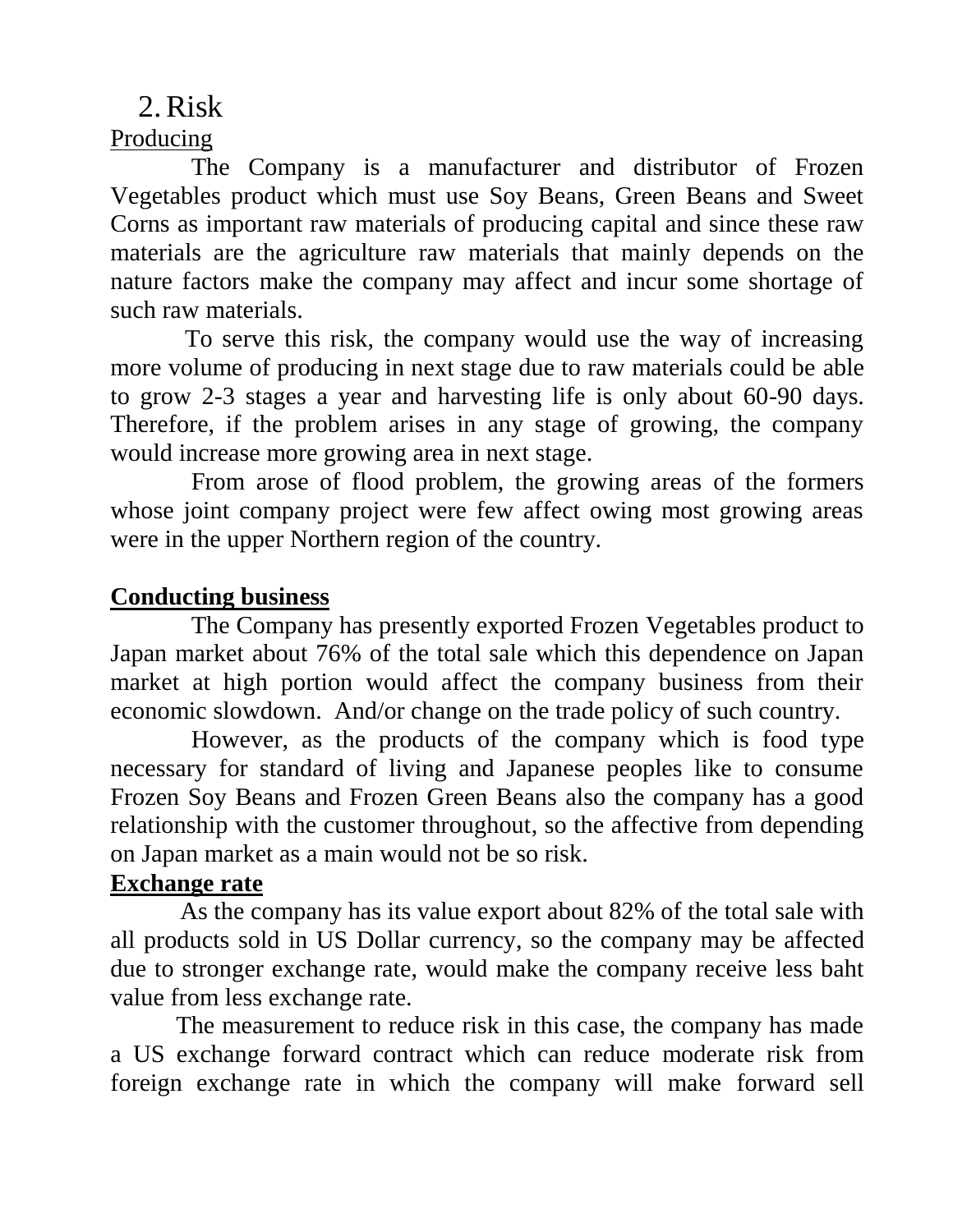## 2. Risk

Producing

The Company is a manufacturer and distributor of Frozen Vegetables product which must use Soy Beans, Green Beans and Sweet Corns as important raw materials of producing capital and since these raw materials are the agriculture raw materials that mainly depends on the nature factors make the company may affect and incur some shortage of such raw materials.

To serve this risk, the company would use the way of increasing more volume of producing in next stage due to raw materials could be able to grow 2-3 stages a year and harvesting life is only about 60-90 days. Therefore, if the problem arises in any stage of growing, the company would increase more growing area in next stage.

From arose of flood problem, the growing areas of the formers whose joint company project were few affect owing most growing areas were in the upper Northern region of the country.

**Conducting business**

The Company has presently exported Frozen Vegetables product to Japan market about 76% of the total sale which this dependence on Japan market at high portion would affect the company business from their economic slowdown. And/or change on the trade policy of such country.

However, as the products of the company which is food type necessary for standard of living and Japanese peoples like to consume Frozen Soy Beans and Frozen Green Beans also the company has a good relationship with the customer throughout, so the affective from depending on Japan market as a main would not be so risk.

**Exchange rate**

As the company has its value export about 82% of the total sale with all products sold in US Dollar currency, so the company may be affected due to stronger exchange rate, would make the company receive less baht value from less exchange rate.

The measurement to reduce risk in this case, the company has made a US exchange forward contract which can reduce moderate risk from foreign exchange rate in which the company will make forward sell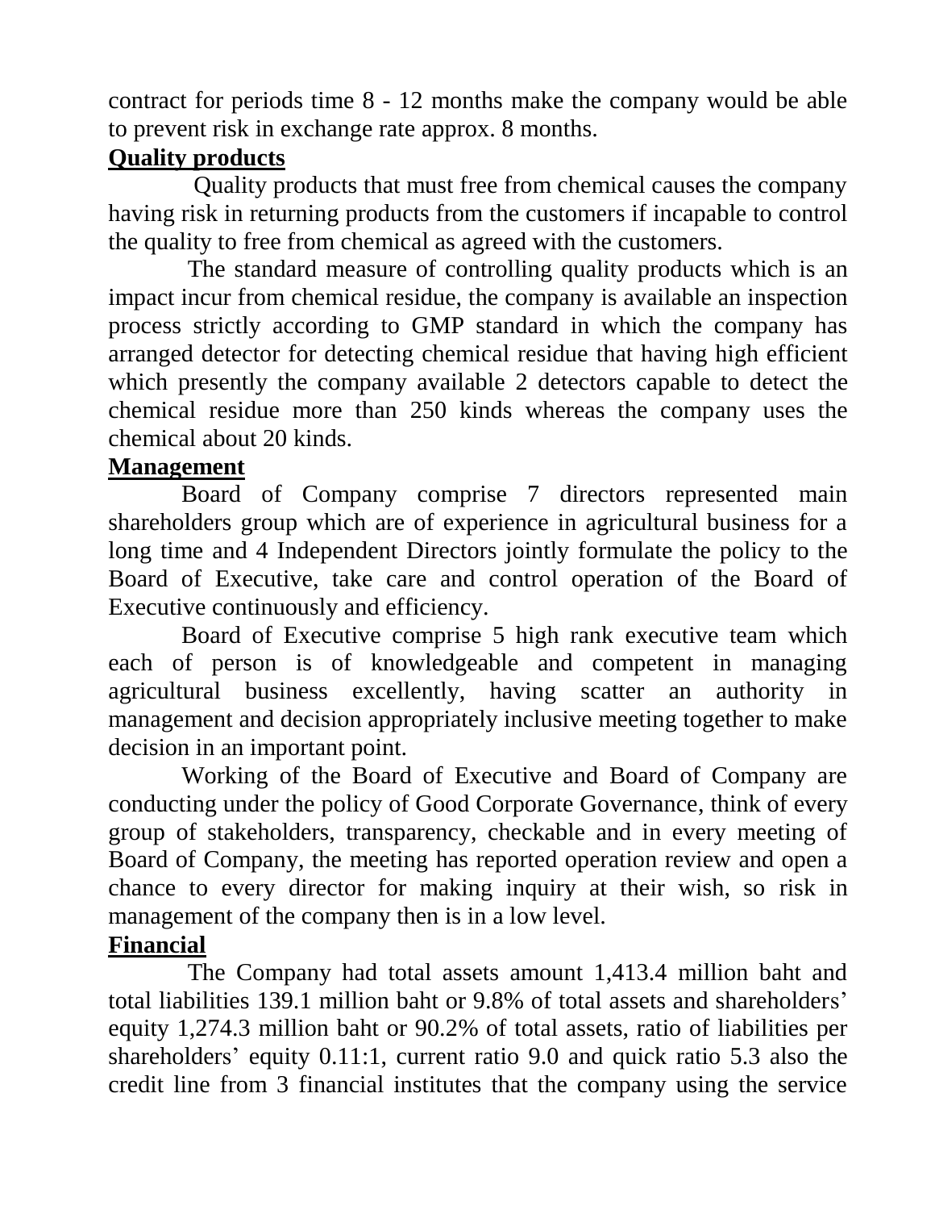contract for periods time 8 - 12 months make the company would be able to prevent risk in exchange rate approx. 8 months.

**Quality products**

Quality products that must free from chemical causes the company having risk in returning products from the customers if incapable to control the quality to free from chemical as agreed with the customers.

The standard measure of controlling quality products which is an impact incur from chemical residue, the company is available an inspection process strictly according to GMP standard in which the company has arranged detector for detecting chemical residue that having high efficient which presently the company available 2 detectors capable to detect the chemical residue more than 250 kinds whereas the company uses the chemical about 20 kinds.

**Management**

Board of Company comprise 7 directors represented main shareholders group which are of experience in agricultural business for a long time and 4 Independent Directors jointly formulate the policy to the Board of Executive, take care and control operation of the Board of Executive continuously and efficiency.

Board of Executive comprise 5 high rank executive team which each of person is of knowledgeable and competent in managing agricultural business excellently, having scatter an authority in management and decision appropriately inclusive meeting together to make decision in an important point.

Working of the Board of Executive and Board of Company are conducting under the policy of Good Corporate Governance, think of every group of stakeholders, transparency, checkable and in every meeting of Board of Company, the meeting has reported operation review and open a chance to every director for making inquiry at their wish, so risk in management of the company then is in a low level.

**Financial**

The Company had total assets amount 1,413.4 million baht and total liabilities 139.1 million baht or 9.8% of total assets and shareholders' equity 1,274.3 million baht or 90.2% of total assets, ratio of liabilities per shareholders' equity 0.11:1, current ratio 9.0 and quick ratio 5.3 also the credit line from 3 financial institutes that the company using the service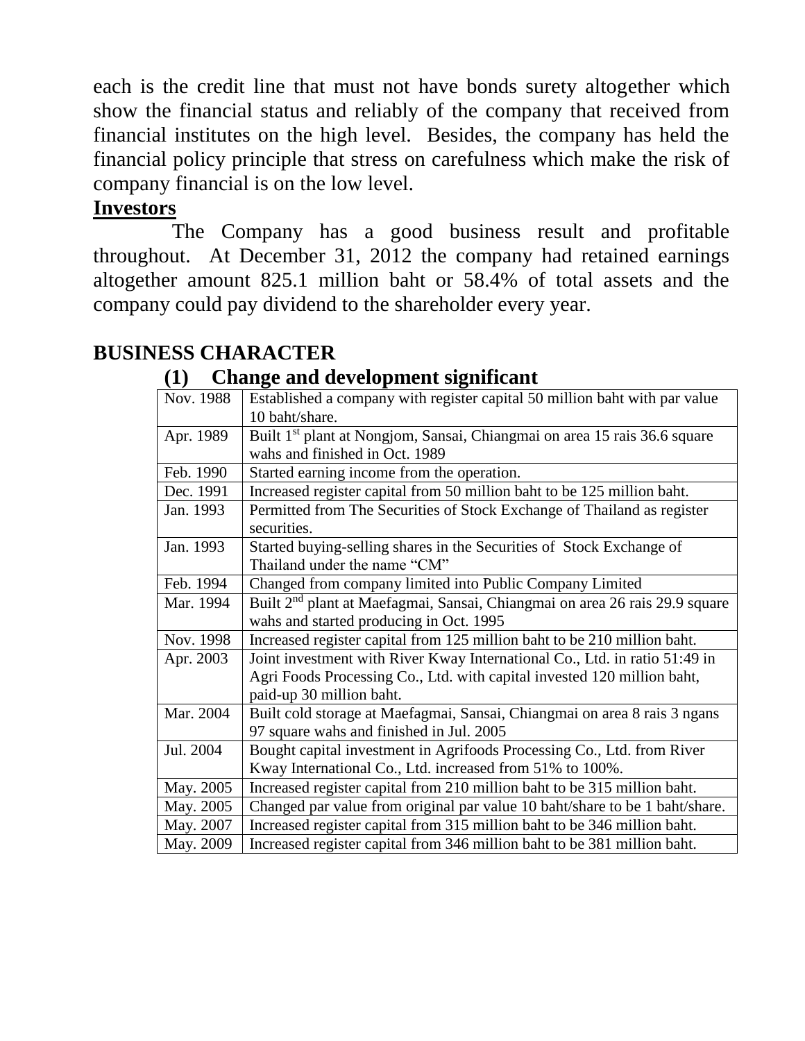each is the credit line that must not have bonds surety altogether which show the financial status and reliably of the company that received from financial institutes on the high level. Besides, the company has held the financial policy principle that stress on carefulness which make the risk of company financial is on the low level.

**Investors**

The Company has a good business result and profitable throughout. At December 31, 2012 the company had retained earnings altogether amount 825.1 million baht or 58.4% of total assets and the company could pay dividend to the shareholder every year.

## BUSINESS CHARACTER

### (1) Change and development significant

| | |
|---|---|
| Nov. 1988 | Established a company with register capital 50 million baht with par value 10 baht/share. |
| Apr. 1989 | Built 1st plant at Nongjom, Sansai, Chiangmai on area 15 rais 36.6 square wahs and finished in Oct. 1989 |
| Feb. 1990 | Started earning income from the operation. |
| Dec. 1991 | Increased register capital from 50 million baht to be 125 million baht. |
| Jan. 1993 | Permitted from The Securities of Stock Exchange of Thailand as register securities. |
| Jan. 1993 | Started buying-selling shares in the Securities of Stock Exchange of Thailand under the name “CM” |
| Feb. 1994 | Changed from company limited into Public Company Limited |
| Mar. 1994 | Built 2nd plant at Maefagmai, Sansai, Chiangmai on area 26 rais 29.9 square wahs and started producing in Oct. 1995 |
| Nov. 1998 | Increased register capital from 125 million baht to be 210 million baht. |
| Apr. 2003 | Joint investment with River Kway International Co., Ltd. in ratio 51:49 in Agri Foods Processing Co., Ltd. with capital invested 120 million baht, paid-up 30 million baht. |
| Mar. 2004 | Built cold storage at Maefagmai, Sansai, Chiangmai on area 8 rais 3 ngans 97 square wahs and finished in Jul. 2005 |
| Jul. 2004 | Bought capital investment in Agrifoods Processing Co., Ltd. from River Kway International Co., Ltd. increased from 51% to 100%. |
| May. 2005 | Increased register capital from 210 million baht to be 315 million baht. |
| May. 2005 | Changed par value from original par value 10 baht/share to be 1 baht/share. |
| May. 2007 | Increased register capital from 315 million baht to be 346 million baht. |
| May. 2009 | Increased register capital from 346 million baht to be 381 million baht. |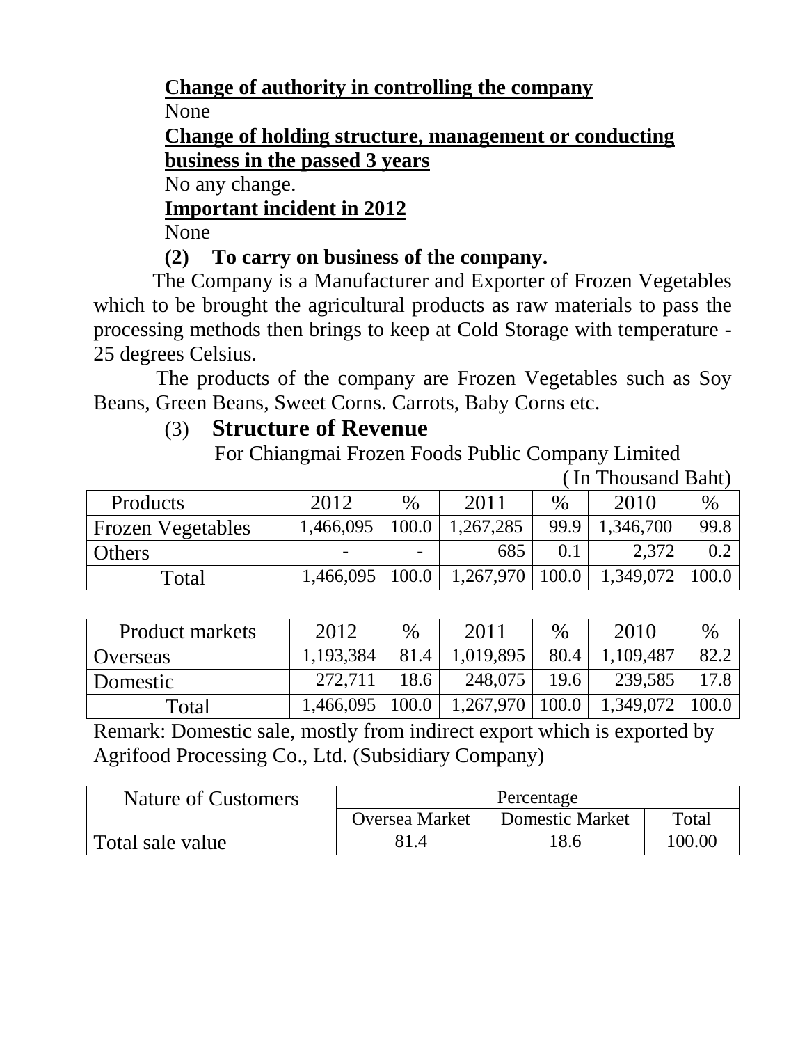**Change of authority in controlling the company**

None

**Change of holding structure, management or conducting business in the passed 3 years**

No any change.

**Important incident in 2012**

None

**(2) To carry on business of the company.**

The Company is a Manufacturer and Exporter of Frozen Vegetables which to be brought the agricultural products as raw materials to pass the processing methods then brings to keep at Cold Storage with temperature -25 degrees Celsius.

The products of the company are Frozen Vegetables such as Soy Beans, Green Beans, Sweet Corns. Carrots, Baby Corns etc.

## (3) Structure of Revenue

For Chiangmai Frozen Foods Public Company Limited

( In Thousand Baht)

| Products | 2012 | % | 2011 | % | 2010 | % |
|---|---|---|---|---|---|---|
| Frozen Vegetables | 1,466,095 | 100.0 | 1,267,285 | 99.9 | 1,346,700 | 99.8 |
| Others | - | - | 685 | 0.1 | 2,372 | 0.2 |
| Total | 1,466,095 | 100.0 | 1,267,970 | 100.0 | 1,349,072 | 100.0 |

| Product markets | 2012 | % | 2011 | % | 2010 | % |
|---|---|---|---|---|---|---|
| Overseas | 1,193,384 | 81.4 | 1,019,895 | 80.4 | 1,109,487 | 82.2 |
| Domestic | 272,711 | 18.6 | 248,075 | 19.6 | 239,585 | 17.8 |
| Total | 1,466,095 | 100.0 | 1,267,970 | 100.0 | 1,349,072 | 100.0 |

Remark: Domestic sale, mostly from indirect export which is exported by Agrifood Processing Co., Ltd. (Subsidiary Company)

| Nature of Customers | Percentage | | |
|---|---|---|---|
| | Oversea Market | Domestic Market | Total |
| Total sale value | 81.4 | 18.6 | 100.00 |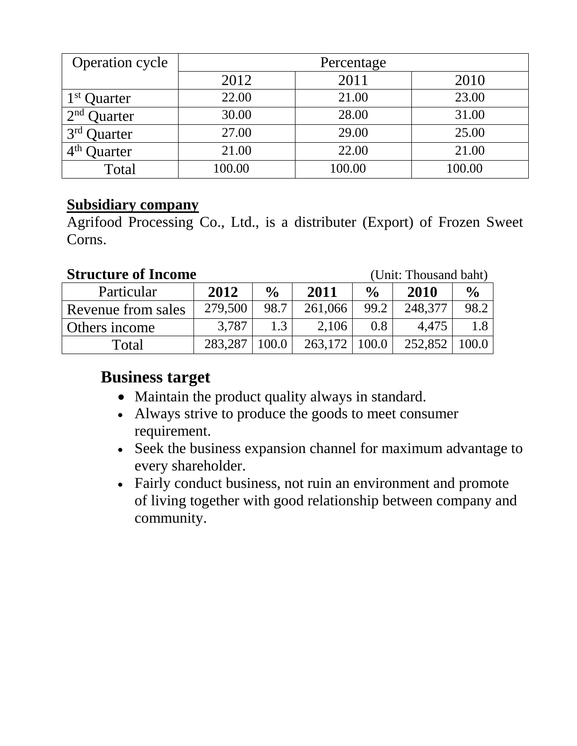| Operation cycle | Percentage | | |
|---|---|---|---|
| | 2012 | 2011 | 2010 |
| 1st Quarter | 22.00 | 21.00 | 23.00 |
| 2nd Quarter | 30.00 | 28.00 | 31.00 |
| 3rd Quarter | 27.00 | 29.00 | 25.00 |
| 4th Quarter | 21.00 | 22.00 | 21.00 |
| Total | 100.00 | 100.00 | 100.00 |

**Subsidiary company**

Agrifood Processing Co., Ltd., is a distributer (Export) of Frozen Sweet Corns.

**Structure of Income** (Unit: Thousand baht)

| Particular | 2012 | % | 2011 | % | 2010 | % |
|---|---|---|---|---|---|---|
| Revenue from sales | 279,500 | 98.7 | 261,066 | 99.2 | 248,377 | 98.2 |
| Others income | 3,787 | 1.3 | 2,106 | 0.8 | 4,475 | 1.8 |
| Total | 283,287 | 100.0 | 263,172 | 100.0 | 252,852 | 100.0 |

## Business target

- Maintain the product quality always in standard.
- Always strive to produce the goods to meet consumer requirement.
- Seek the business expansion channel for maximum advantage to every shareholder.
- Fairly conduct business, not ruin an environment and promote of living together with good relationship between company and community.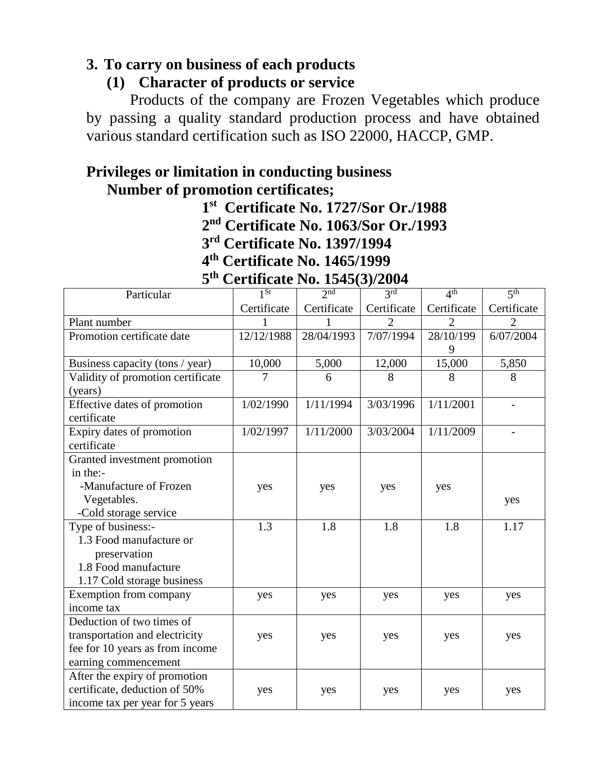## 3. To carry on business of each products

### (1) Character of products or service

Products of the company are Frozen Vegetables which produce by passing a quality standard production process and have obtained various standard certification such as ISO 22000, HACCP, GMP.

### Privileges or limitation in conducting business

**Number of promotion certificates;**

**1st Certificate No. 1727/Sor Or./1988**
**2nd Certificate No. 1063/Sor Or./1993**
**3rd Certificate No. 1397/1994**
**4th Certificate No. 1465/1999**
**5th Certificate No. 1545(3)/2004**

| Particular | 1St Certificate | 2nd Certificate | 3rd Certificate | 4th Certificate | 5th Certificate |
|---|---|---|---|---|---|
| Plant number | 1 | 1 | 2 | 2 | 2 |
| Promotion certificate date | 12/12/1988 | 28/04/1993 | 7/07/1994 | 28/10/1999 | 6/07/2004 |
| Business capacity (tons / year) | 10,000 | 5,000 | 12,000 | 15,000 | 5,850 |
| Validity of promotion certificate (years) | 7 | 6 | 8 | 8 | 8 |
| Effective dates of promotion certificate | 1/02/1990 | 1/11/1994 | 3/03/1996 | 1/11/2001 | - |
| Expiry dates of promotion certificate | 1/02/1997 | 1/11/2000 | 3/03/2004 | 1/11/2009 | - |
| Granted investment promotion in the:- -Manufacture of Frozen Vegetables. -Cold storage service | yes | yes | yes | yes | yes |
| Type of business:- 1.3 Food manufacture or preservation 1.8 Food manufacture 1.17 Cold storage business | 1.3 | 1.8 | 1.8 | 1.8 | 1.17 |
| Exemption from company income tax | yes | yes | yes | yes | yes |
| Deduction of two times of transportation and electricity fee for 10 years as from income earning commencement | yes | yes | yes | yes | yes |
| After the expiry of promotion certificate, deduction of 50% income tax per year for 5 years | yes | yes | yes | yes | yes |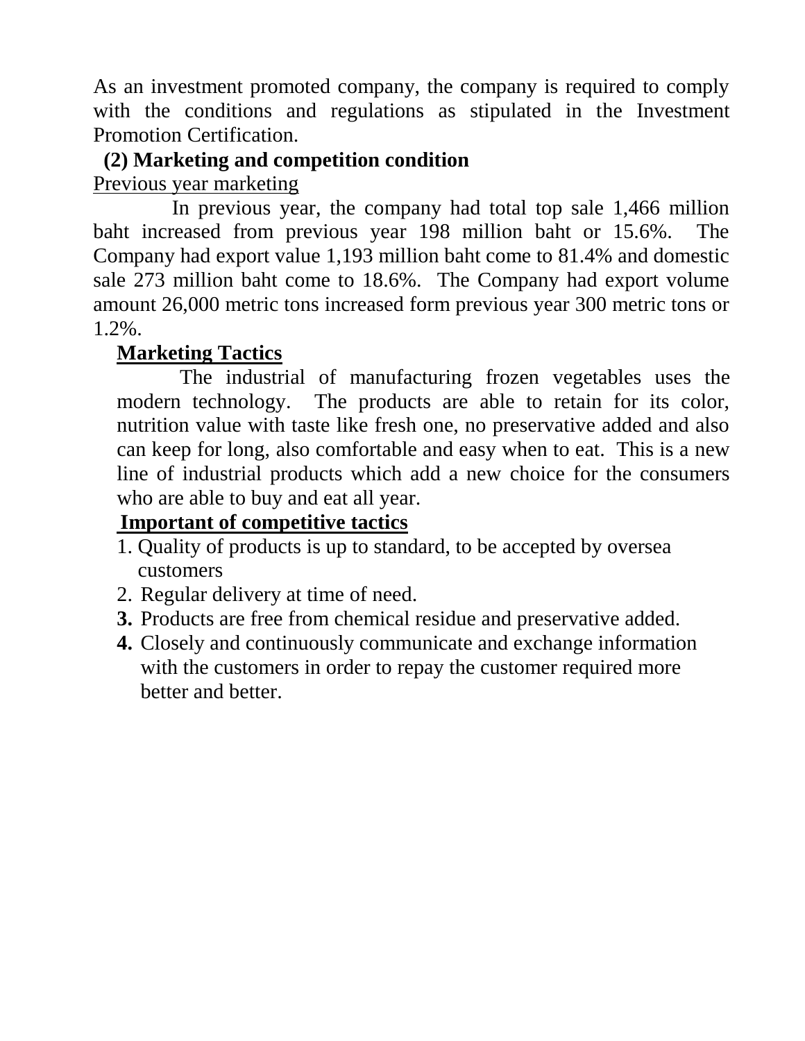As an investment promoted company, the company is required to comply with the conditions and regulations as stipulated in the Investment Promotion Certification.

**(2) Marketing and competition condition**

Previous year marketing

In previous year, the company had total top sale 1,466 million baht increased from previous year 198 million baht or 15.6%. The Company had export value 1,193 million baht come to 81.4% and domestic sale 273 million baht come to 18.6%. The Company had export volume amount 26,000 metric tons increased form previous year 300 metric tons or 1.2%.

**Marketing Tactics**

The industrial of manufacturing frozen vegetables uses the modern technology. The products are able to retain for its color, nutrition value with taste like fresh one, no preservative added and also can keep for long, also comfortable and easy when to eat. This is a new line of industrial products which add a new choice for the consumers who are able to buy and eat all year.

**Important of competitive tactics**

1. Quality of products is up to standard, to be accepted by oversea customers
2. Regular delivery at time of need.
3. Products are free from chemical residue and preservative added.
4. Closely and continuously communicate and exchange information with the customers in order to repay the customer required more better and better.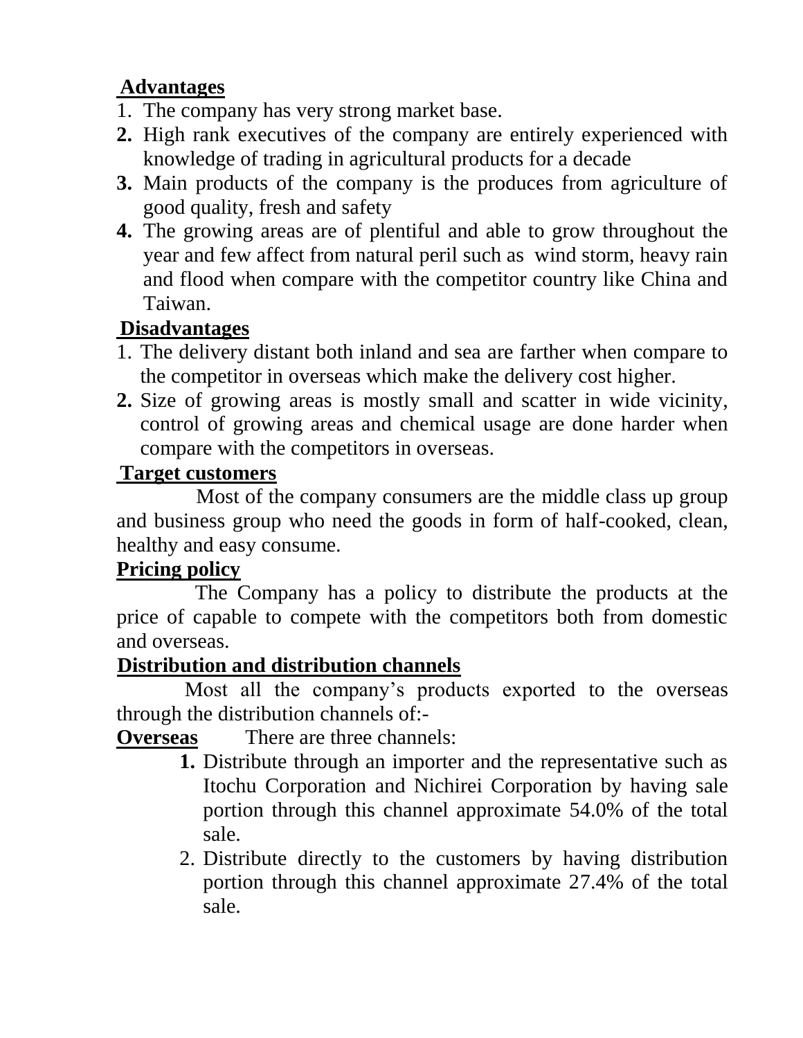**Advantages**

1. The company has very strong market base.
2. High rank executives of the company are entirely experienced with knowledge of trading in agricultural products for a decade
3. Main products of the company is the produces from agriculture of good quality, fresh and safety
4. The growing areas are of plentiful and able to grow throughout the year and few affect from natural peril such as wind storm, heavy rain and flood when compare with the competitor country like China and Taiwan.

**Disadvantages**

1. The delivery distant both inland and sea are farther when compare to the competitor in overseas which make the delivery cost higher.
2. Size of growing areas is mostly small and scatter in wide vicinity, control of growing areas and chemical usage are done harder when compare with the competitors in overseas.

**Target customers**

Most of the company consumers are the middle class up group and business group who need the goods in form of half-cooked, clean, healthy and easy consume.

**Pricing policy**

The Company has a policy to distribute the products at the price of capable to compete with the competitors both from domestic and overseas.

**Distribution and distribution channels**

Most all the company's products exported to the overseas through the distribution channels of:-

**Overseas** There are three channels:

1. Distribute through an importer and the representative such as Itochu Corporation and Nichirei Corporation by having sale portion through this channel approximate 54.0% of the total sale.
2. Distribute directly to the customers by having distribution portion through this channel approximate 27.4% of the total sale.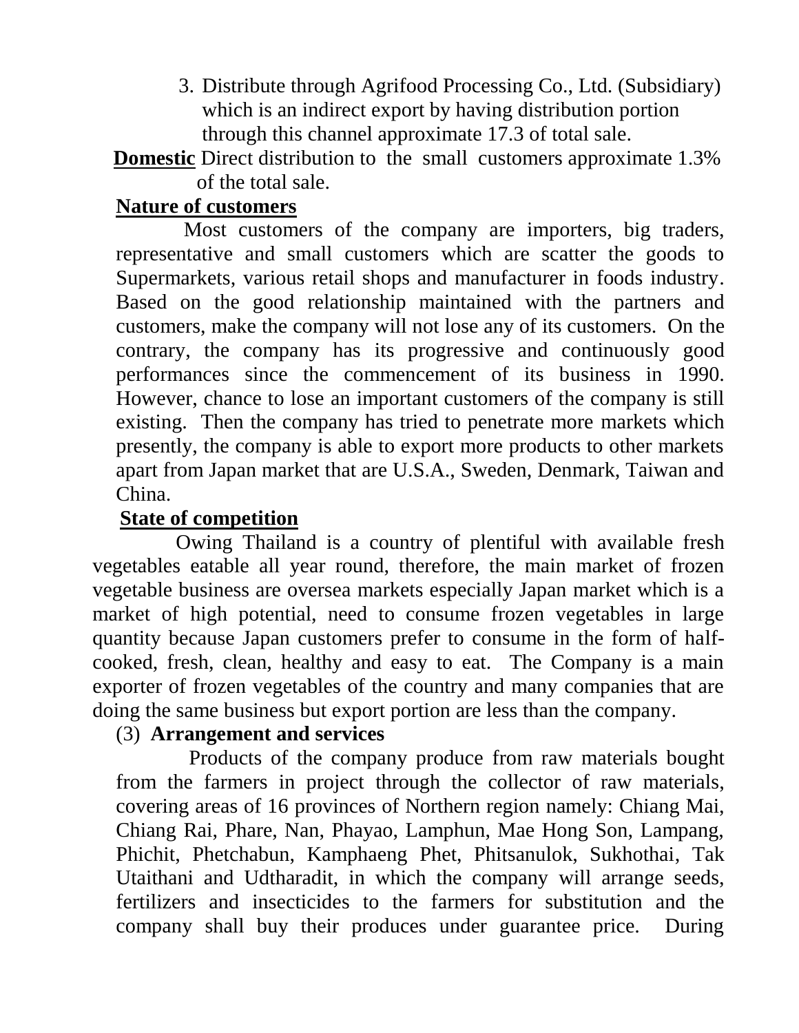3. Distribute through Agrifood Processing Co., Ltd. (Subsidiary) which is an indirect export by having distribution portion through this channel approximate 17.3 of total sale.

**Domestic** Direct distribution to the small customers approximate 1.3% of the total sale.

**Nature of customers**

Most customers of the company are importers, big traders, representative and small customers which are scatter the goods to Supermarkets, various retail shops and manufacturer in foods industry. Based on the good relationship maintained with the partners and customers, make the company will not lose any of its customers. On the contrary, the company has its progressive and continuously good performances since the commencement of its business in 1990. However, chance to lose an important customers of the company is still existing. Then the company has tried to penetrate more markets which presently, the company is able to export more products to other markets apart from Japan market that are U.S.A., Sweden, Denmark, Taiwan and China.

**State of competition**

Owing Thailand is a country of plentiful with available fresh vegetables eatable all year round, therefore, the main market of frozen vegetable business are oversea markets especially Japan market which is a market of high potential, need to consume frozen vegetables in large quantity because Japan customers prefer to consume in the form of half-cooked, fresh, clean, healthy and easy to eat. The Company is a main exporter of frozen vegetables of the country and many companies that are doing the same business but export portion are less than the company.

(3) **Arrangement and services**

Products of the company produce from raw materials bought from the farmers in project through the collector of raw materials, covering areas of 16 provinces of Northern region namely: Chiang Mai, Chiang Rai, Phare, Nan, Phayao, Lamphun, Mae Hong Son, Lampang, Phichit, Phetchabun, Kamphaeng Phet, Phitsanulok, Sukhothai, Tak Utaithani and Udtharadit, in which the company will arrange seeds, fertilizers and insecticides to the farmers for substitution and the company shall buy their produces under guarantee price. During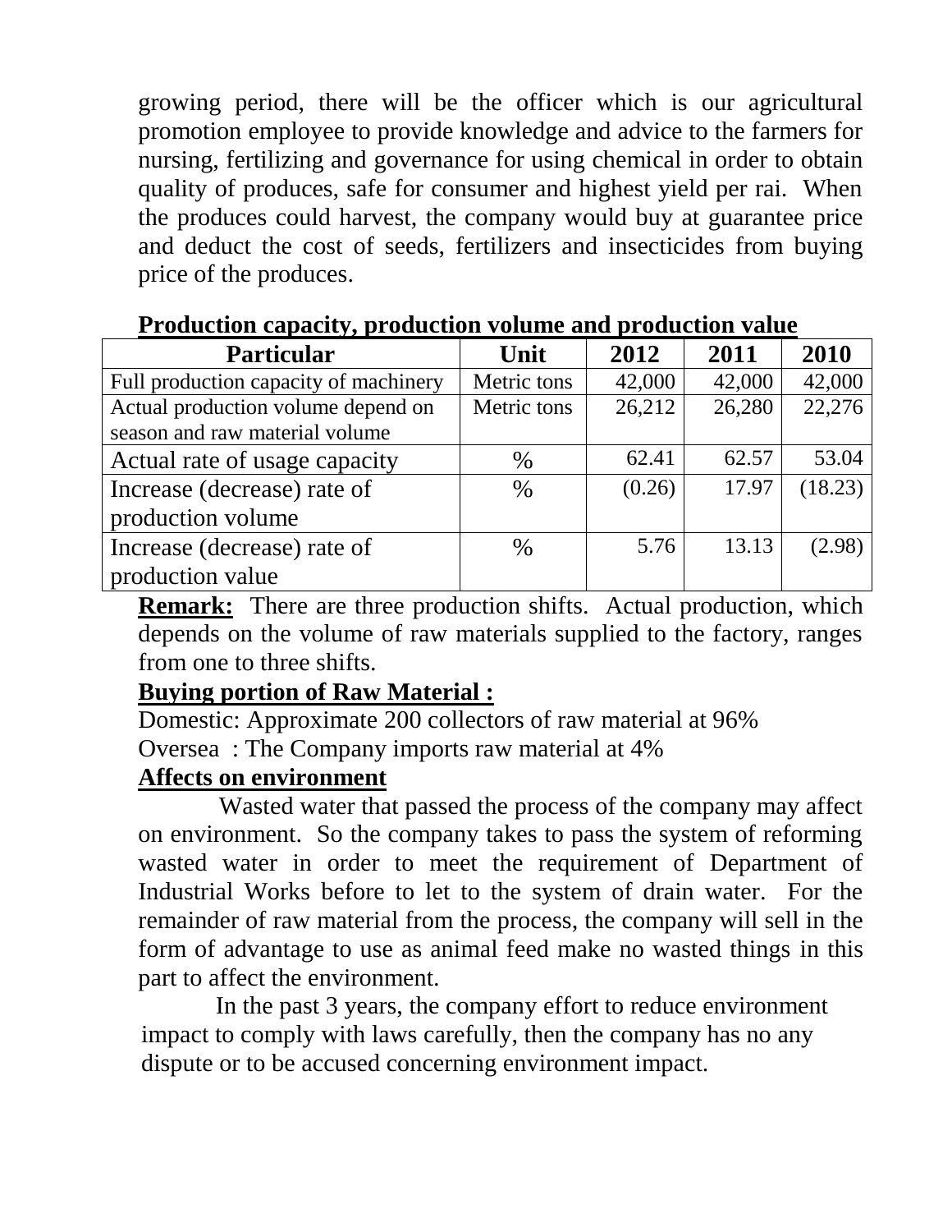growing period, there will be the officer which is our agricultural promotion employee to provide knowledge and advice to the farmers for nursing, fertilizing and governance for using chemical in order to obtain quality of produces, safe for consumer and highest yield per rai. When the produces could harvest, the company would buy at guarantee price and deduct the cost of seeds, fertilizers and insecticides from buying price of the produces.

**Production capacity, production volume and production value**

| Particular | Unit | 2012 | 2011 | 2010 |
|---|---|---|---|---|
| Full production capacity of machinery | Metric tons | 42,000 | 42,000 | 42,000 |
| Actual production volume depend on season and raw material volume | Metric tons | 26,212 | 26,280 | 22,276 |
| Actual rate of usage capacity | % | 62.41 | 62.57 | 53.04 |
| Increase (decrease) rate of production volume | % | (0.26) | 17.97 | (18.23) |
| Increase (decrease) rate of production value | % | 5.76 | 13.13 | (2.98) |

**Remark:** There are three production shifts. Actual production, which depends on the volume of raw materials supplied to the factory, ranges from one to three shifts.

**Buying portion of Raw Material :**

Domestic: Approximate 200 collectors of raw material at 96%

Oversea : The Company imports raw material at 4%

**Affects on environment**

Wasted water that passed the process of the company may affect on environment. So the company takes to pass the system of reforming wasted water in order to meet the requirement of Department of Industrial Works before to let to the system of drain water. For the remainder of raw material from the process, the company will sell in the form of advantage to use as animal feed make no wasted things in this part to affect the environment.

In the past 3 years, the company effort to reduce environment impact to comply with laws carefully, then the company has no any dispute or to be accused concerning environment impact.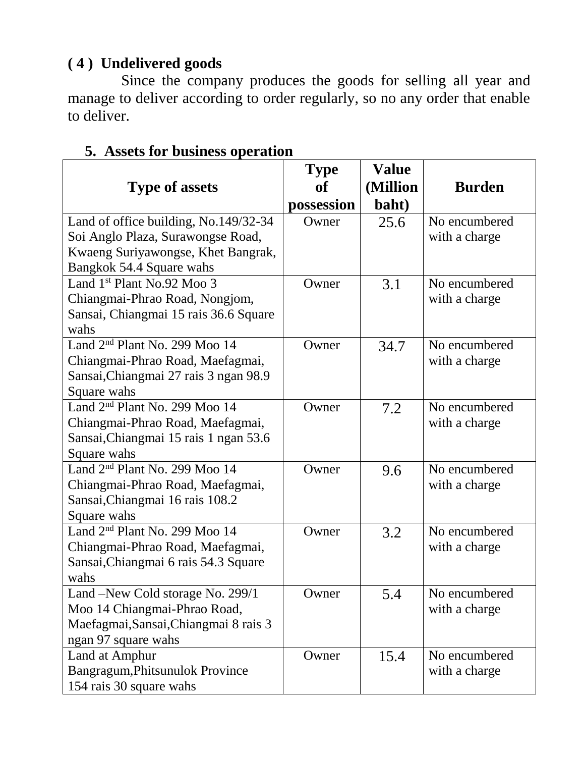### ( 4 ) Undelivered goods

Since the company produces the goods for selling all year and manage to deliver according to order regularly, so no any order that enable to deliver.

### 5. Assets for business operation

| Type of assets | Type of possession | Value (Million baht) | Burden |
|---|---|---|---|
| Land of office building, No.149/32-34 Soi Anglo Plaza, Surawongse Road, Kwaeng Suriyawongse, Khet Bangrak, Bangkok 54.4 Square wahs | Owner | 25.6 | No encumbered with a charge |
| Land 1st Plant No.92 Moo 3 Chiangmai-Phrao Road, Nongjom, Sansai, Chiangmai 15 rais 36.6 Square wahs | Owner | 3.1 | No encumbered with a charge |
| Land 2nd Plant No. 299 Moo 14 Chiangmai-Phrao Road, Maefagmai, Sansai,Chiangmai 27 rais 3 ngan 98.9 Square wahs | Owner | 34.7 | No encumbered with a charge |
| Land 2nd Plant No. 299 Moo 14 Chiangmai-Phrao Road, Maefagmai, Sansai,Chiangmai 15 rais 1 ngan 53.6 Square wahs | Owner | 7.2 | No encumbered with a charge |
| Land 2nd Plant No. 299 Moo 14 Chiangmai-Phrao Road, Maefagmai, Sansai,Chiangmai 16 rais 108.2 Square wahs | Owner | 9.6 | No encumbered with a charge |
| Land 2nd Plant No. 299 Moo 14 Chiangmai-Phrao Road, Maefagmai, Sansai,Chiangmai 6 rais 54.3 Square wahs | Owner | 3.2 | No encumbered with a charge |
| Land –New Cold storage No. 299/1 Moo 14 Chiangmai-Phrao Road, Maefagmai,Sansai,Chiangmai 8 rais 3 ngan 97 square wahs | Owner | 5.4 | No encumbered with a charge |
| Land at Amphur Bangragum,Phitsunulok Province 154 rais 30 square wahs | Owner | 15.4 | No encumbered with a charge |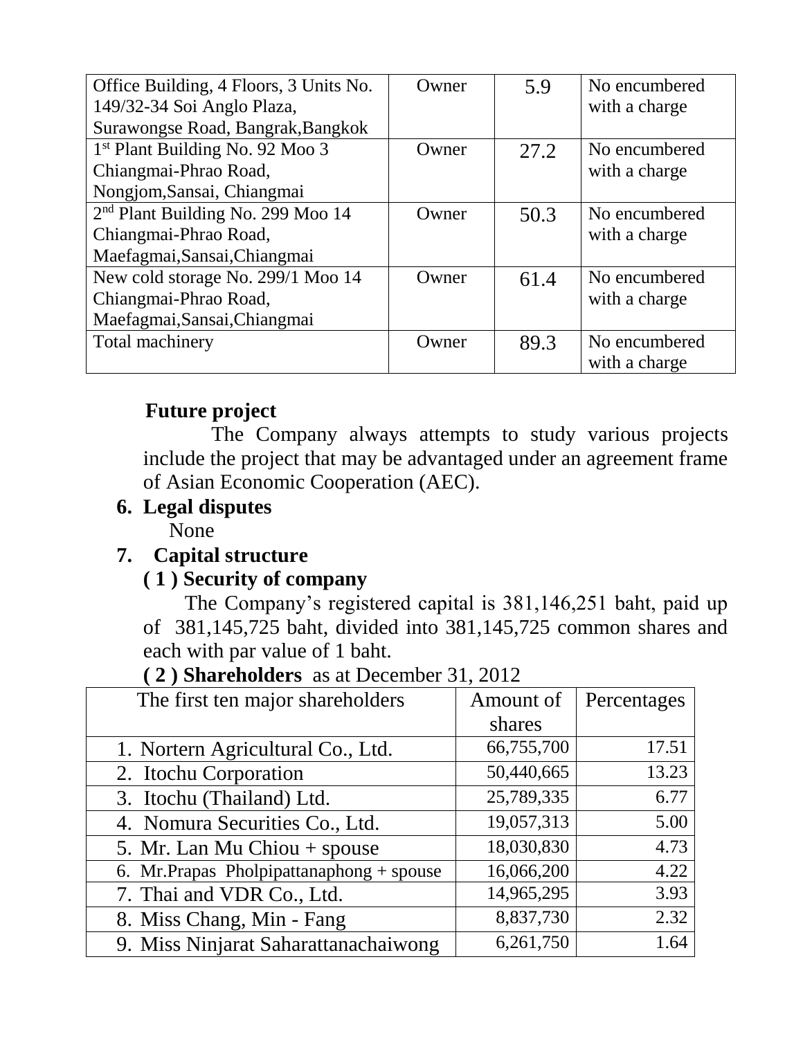| Office Building, 4 Floors, 3 Units No. 149/32-34 Soi Anglo Plaza, Surawongse Road, Bangrak,Bangkok | Owner | 5.9 | No encumbered with a charge |
|---|---|---|---|
| 1st Plant Building No. 92 Moo 3 Chiangmai-Phrao Road, Nongjom,Sansai, Chiangmai | Owner | 27.2 | No encumbered with a charge |
| 2nd Plant Building No. 299 Moo 14 Chiangmai-Phrao Road, Maefagmai,Sansai,Chiangmai | Owner | 50.3 | No encumbered with a charge |
| New cold storage No. 299/1 Moo 14 Chiangmai-Phrao Road, Maefagmai,Sansai,Chiangmai | Owner | 61.4 | No encumbered with a charge |
| Total machinery | Owner | 89.3 | No encumbered with a charge |

**Future project**

The Company always attempts to study various projects include the project that may be advantaged under an agreement frame of Asian Economic Cooperation (AEC).

**6. Legal disputes**

None

**7. Capital structure**

**( 1 ) Security of company**

The Company's registered capital is 381,146,251 baht, paid up of 381,145,725 baht, divided into 381,145,725 common shares and each with par value of 1 baht.

**( 2 ) Shareholders** as at December 31, 2012

| The first ten major shareholders | Amount of shares | Percentages |
|---|---|---|
| 1. Nortern Agricultural Co., Ltd. | 66,755,700 | 17.51 |
| 2. Itochu Corporation | 50,440,665 | 13.23 |
| 3. Itochu (Thailand) Ltd. | 25,789,335 | 6.77 |
| 4. Nomura Securities Co., Ltd. | 19,057,313 | 5.00 |
| 5. Mr. Lan Mu Chiou + spouse | 18,030,830 | 4.73 |
| 6. Mr.Prapas Pholpipattanaphong + spouse | 16,066,200 | 4.22 |
| 7. Thai and VDR Co., Ltd. | 14,965,295 | 3.93 |
| 8. Miss Chang, Min - Fang | 8,837,730 | 2.32 |
| 9. Miss Ninjarat Saharattanachaiwong | 6,261,750 | 1.64 |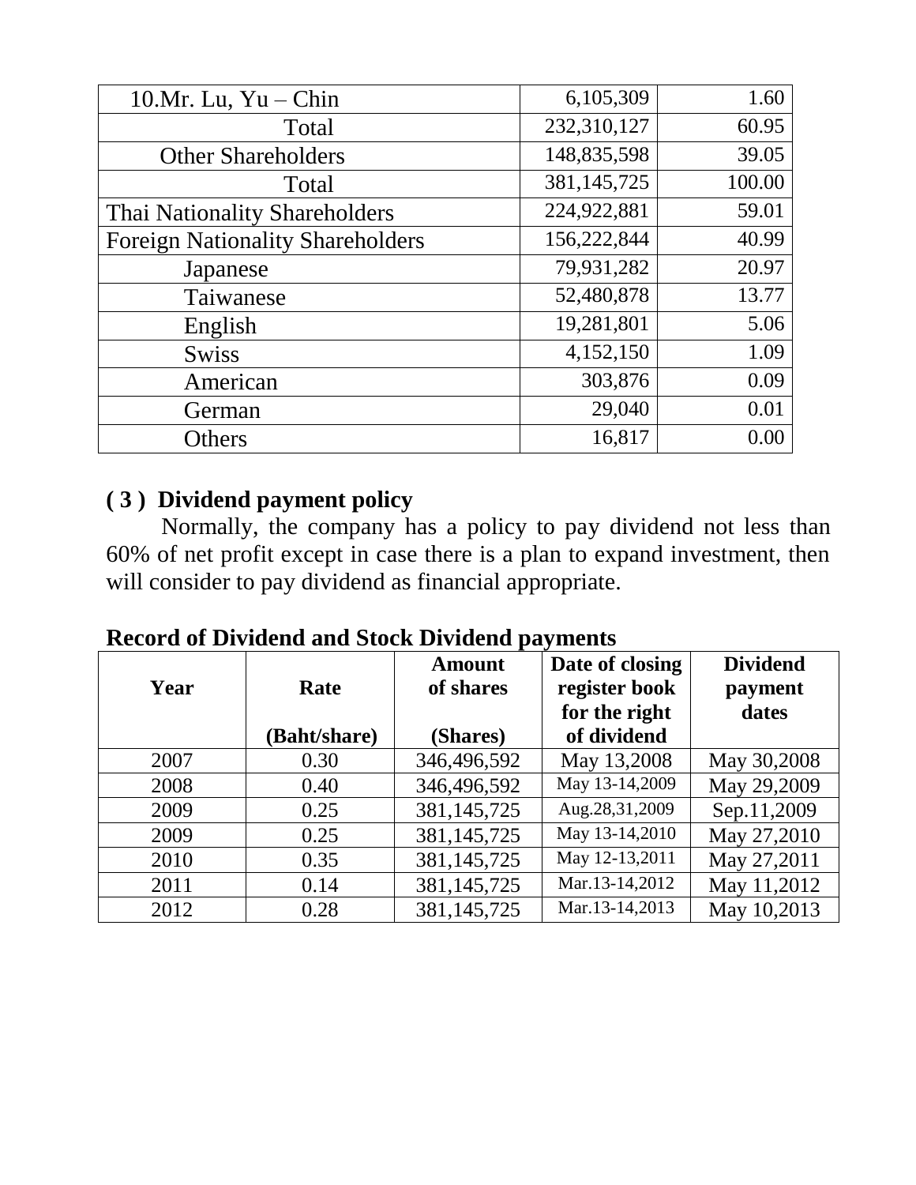| | | |
|---|---:|---:|
| 10.Mr. Lu, Yu – Chin | 6,105,309 | 1.60 |
| Total | 232,310,127 | 60.95 |
| Other Shareholders | 148,835,598 | 39.05 |
| Total | 381,145,725 | 100.00 |
| Thai Nationality Shareholders | 224,922,881 | 59.01 |
| Foreign Nationality Shareholders | 156,222,844 | 40.99 |
| Japanese | 79,931,282 | 20.97 |
| Taiwanese | 52,480,878 | 13.77 |
| English | 19,281,801 | 5.06 |
| Swiss | 4,152,150 | 1.09 |
| American | 303,876 | 0.09 |
| German | 29,040 | 0.01 |
| Others | 16,817 | 0.00 |

### ( 3 ) Dividend payment policy

Normally, the company has a policy to pay dividend not less than 60% of net profit except in case there is a plan to expand investment, then will consider to pay dividend as financial appropriate.

**Record of Dividend and Stock Dividend payments**

| Year | Rate (Baht/share) | Amount of shares (Shares) | Date of closing register book for the right of dividend | Dividend payment dates |
|---|---|---|---|---|
| 2007 | 0.30 | 346,496,592 | May 13,2008 | May 30,2008 |
| 2008 | 0.40 | 346,496,592 | May 13-14,2009 | May 29,2009 |
| 2009 | 0.25 | 381,145,725 | Aug.28,31,2009 | Sep.11,2009 |
| 2009 | 0.25 | 381,145,725 | May 13-14,2010 | May 27,2010 |
| 2010 | 0.35 | 381,145,725 | May 12-13,2011 | May 27,2011 |
| 2011 | 0.14 | 381,145,725 | Mar.13-14,2012 | May 11,2012 |
| 2012 | 0.28 | 381,145,725 | Mar.13-14,2013 | May 10,2013 |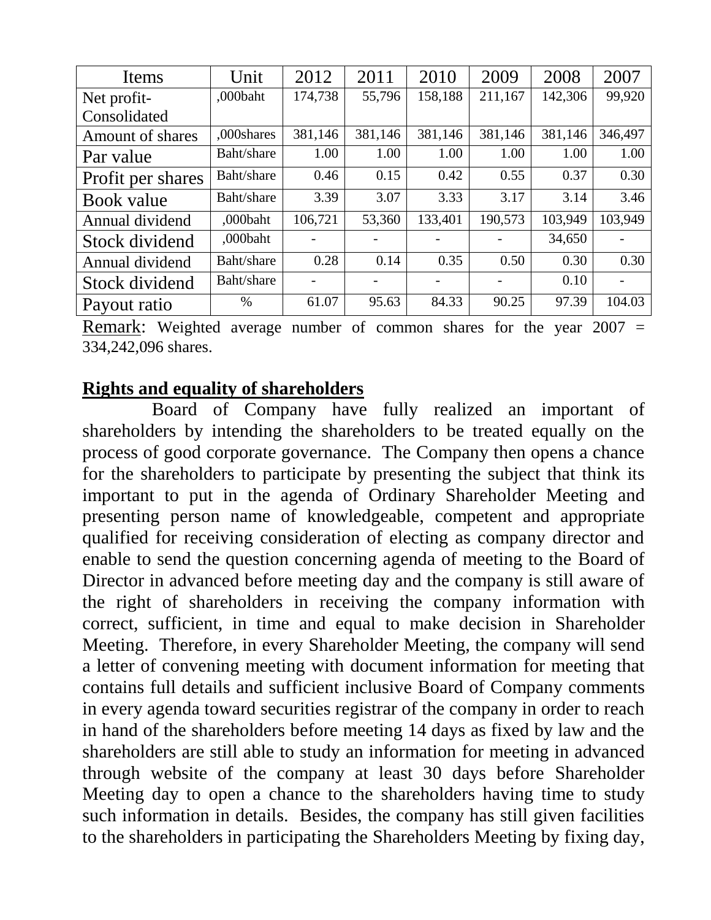| Items | Unit | 2012 | 2011 | 2010 | 2009 | 2008 | 2007 |
|---|---|---|---|---|---|---|---|
| Net profit-Consolidated | ,000baht | 174,738 | 55,796 | 158,188 | 211,167 | 142,306 | 99,920 |
| Amount of shares | ,000shares | 381,146 | 381,146 | 381,146 | 381,146 | 381,146 | 346,497 |
| Par value | Baht/share | 1.00 | 1.00 | 1.00 | 1.00 | 1.00 | 1.00 |
| Profit per shares | Baht/share | 0.46 | 0.15 | 0.42 | 0.55 | 0.37 | 0.30 |
| Book value | Baht/share | 3.39 | 3.07 | 3.33 | 3.17 | 3.14 | 3.46 |
| Annual dividend | ,000baht | 106,721 | 53,360 | 133,401 | 190,573 | 103,949 | 103,949 |
| Stock dividend | ,000baht | - | - | - | - | 34,650 | - |
| Annual dividend | Baht/share | 0.28 | 0.14 | 0.35 | 0.50 | 0.30 | 0.30 |
| Stock dividend | Baht/share | - | - | - | - | 0.10 | - |
| Payout ratio | % | 61.07 | 95.63 | 84.33 | 90.25 | 97.39 | 104.03 |

Remark: Weighted average number of common shares for the year 2007 = 334,242,096 shares.

**Rights and equality of shareholders**

Board of Company have fully realized an important of shareholders by intending the shareholders to be treated equally on the process of good corporate governance. The Company then opens a chance for the shareholders to participate by presenting the subject that think its important to put in the agenda of Ordinary Shareholder Meeting and presenting person name of knowledgeable, competent and appropriate qualified for receiving consideration of electing as company director and enable to send the question concerning agenda of meeting to the Board of Director in advanced before meeting day and the company is still aware of the right of shareholders in receiving the company information with correct, sufficient, in time and equal to make decision in Shareholder Meeting. Therefore, in every Shareholder Meeting, the company will send a letter of convening meeting with document information for meeting that contains full details and sufficient inclusive Board of Company comments in every agenda toward securities registrar of the company in order to reach in hand of the shareholders before meeting 14 days as fixed by law and the shareholders are still able to study an information for meeting in advanced through website of the company at least 30 days before Shareholder Meeting day to open a chance to the shareholders having time to study such information in details. Besides, the company has still given facilities to the shareholders in participating the Shareholders Meeting by fixing day,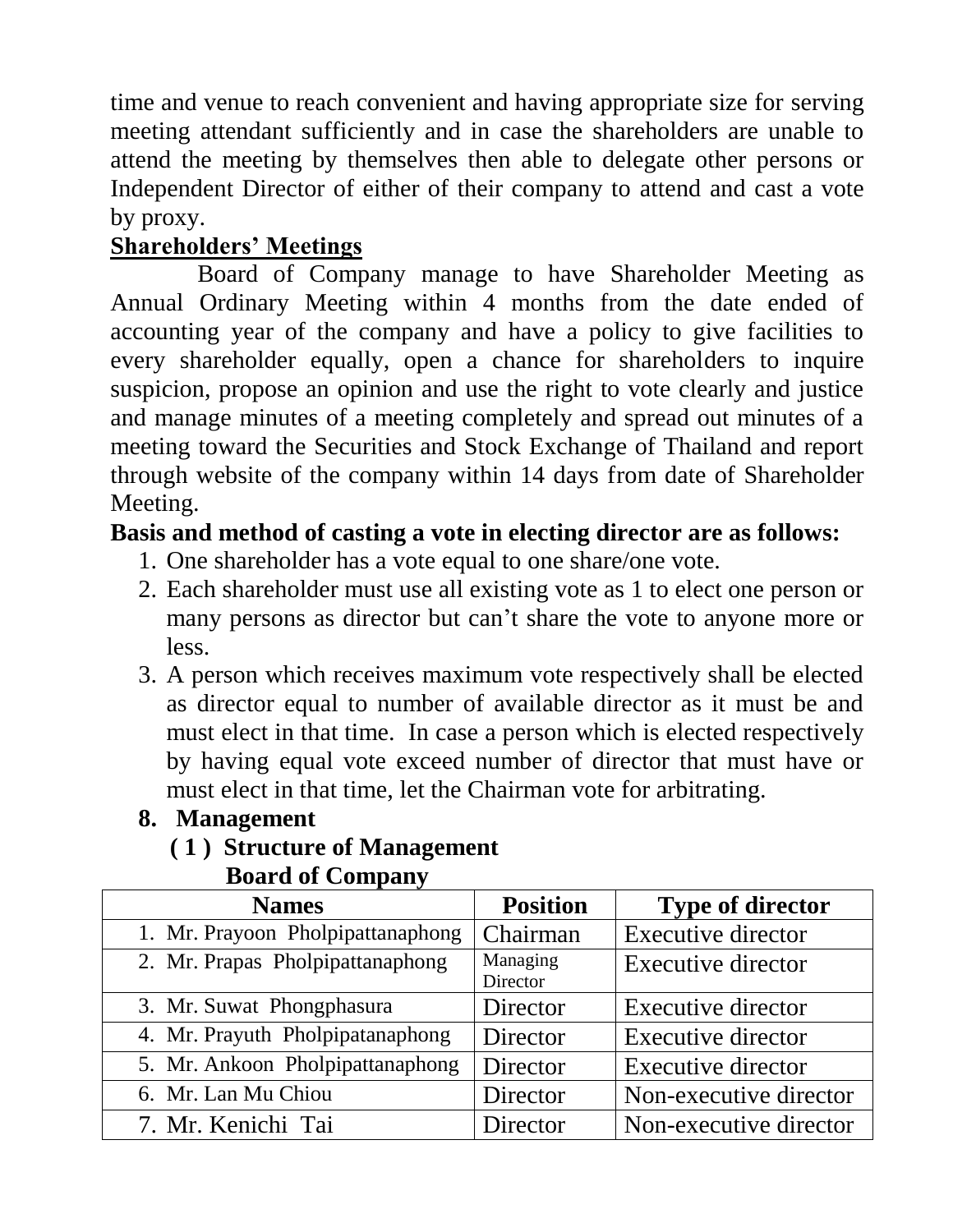time and venue to reach convenient and having appropriate size for serving meeting attendant sufficiently and in case the shareholders are unable to attend the meeting by themselves then able to delegate other persons or Independent Director of either of their company to attend and cast a vote by proxy.

**Shareholders' Meetings**

Board of Company manage to have Shareholder Meeting as Annual Ordinary Meeting within 4 months from the date ended of accounting year of the company and have a policy to give facilities to every shareholder equally, open a chance for shareholders to inquire suspicion, propose an opinion and use the right to vote clearly and justice and manage minutes of a meeting completely and spread out minutes of a meeting toward the Securities and Stock Exchange of Thailand and report through website of the company within 14 days from date of Shareholder Meeting.

**Basis and method of casting a vote in electing director are as follows:**

1. One shareholder has a vote equal to one share/one vote.
2. Each shareholder must use all existing vote as 1 to elect one person or many persons as director but can't share the vote to anyone more or less.
3. A person which receives maximum vote respectively shall be elected as director equal to number of available director as it must be and must elect in that time. In case a person which is elected respectively by having equal vote exceed number of director that must have or must elect in that time, let the Chairman vote for arbitrating.

**8. Management**

**( 1 ) Structure of Management**

**Board of Company**

| Names | Position | Type of director |
|---|---|---|
| 1. Mr. Prayoon Pholpipattanaphong | Chairman | Executive director |
| 2. Mr. Prapas Pholpipattanaphong | Managing Director | Executive director |
| 3. Mr. Suwat Phongphasura | Director | Executive director |
| 4. Mr. Prayuth Pholpipatanaphong | Director | Executive director |
| 5. Mr. Ankoon Pholpipattanaphong | Director | Executive director |
| 6. Mr. Lan Mu Chiou | Director | Non-executive director |
| 7. Mr. Kenichi Tai | Director | Non-executive director |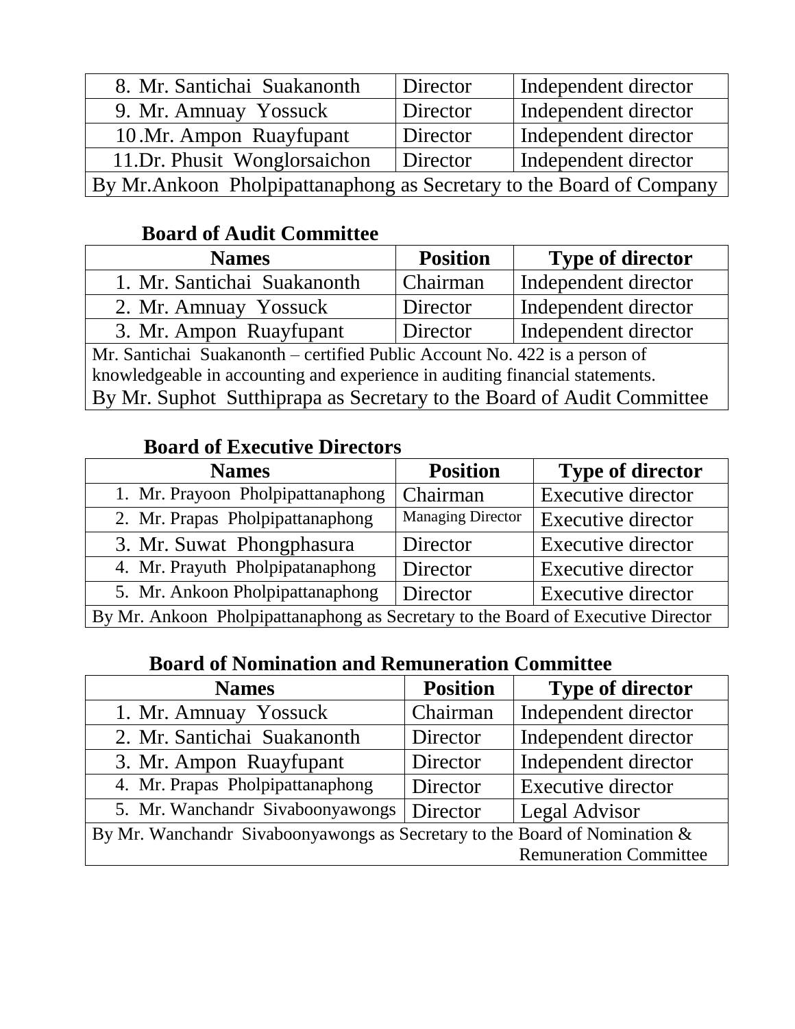| | | |
|---|---|---|
| 8. Mr. Santichai Suakanonth | Director | Independent director |
| 9. Mr. Amnuay Yossuck | Director | Independent director |
| 10.Mr. Ampon Ruayfupant | Director | Independent director |
| 11.Dr. Phusit Wonglorsaichon | Director | Independent director |
| By Mr.Ankoon Pholpipattanaphong as Secretary to the Board of Company | | |

**Board of Audit Committee**

| Names | Position | Type of director |
|---|---|---|
| 1. Mr. Santichai Suakanonth | Chairman | Independent director |
| 2. Mr. Amnuay Yossuck | Director | Independent director |
| 3. Mr. Ampon Ruayfupant | Director | Independent director |
| Mr. Santichai Suakanonth – certified Public Account No. 422 is a person of knowledgeable in accounting and experience in auditing financial statements. By Mr. Suphot Sutthiprapa as Secretary to the Board of Audit Committee | | |

**Board of Executive Directors**

| Names | Position | Type of director |
|---|---|---|
| 1. Mr. Prayoon Pholpipattanaphong | Chairman | Executive director |
| 2. Mr. Prapas Pholpipattanaphong | Managing Director | Executive director |
| 3. Mr. Suwat Phongphasura | Director | Executive director |
| 4. Mr. Prayuth Pholpipatanaphong | Director | Executive director |
| 5. Mr. Ankoon Pholpipattanaphong | Director | Executive director |
| By Mr. Ankoon Pholpipattanaphong as Secretary to the Board of Executive Director | | |

**Board of Nomination and Remuneration Committee**

| Names | Position | Type of director |
|---|---|---|
| 1. Mr. Amnuay Yossuck | Chairman | Independent director |
| 2. Mr. Santichai Suakanonth | Director | Independent director |
| 3. Mr. Ampon Ruayfupant | Director | Independent director |
| 4. Mr. Prapas Pholpipattanaphong | Director | Executive director |
| 5. Mr. Wanchandr Sivaboonyawongs | Director | Legal Advisor |
| By Mr. Wanchandr Sivaboonyawongs as Secretary to the Board of Nomination & Remuneration Committee | | |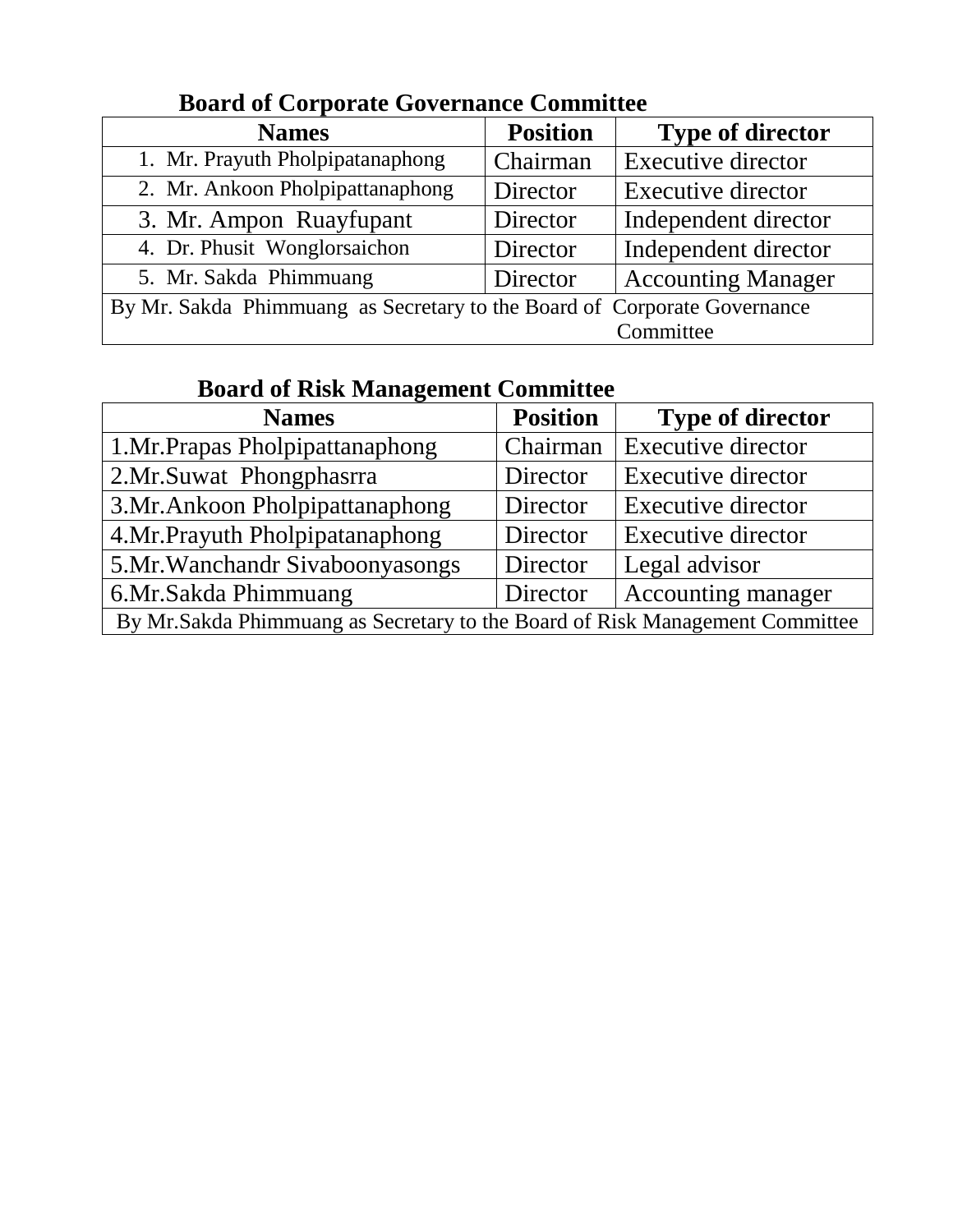## Board of Corporate Governance Committee

| Names | Position | Type of director |
|---|---|---|
| 1. Mr. Prayuth Pholpipatanaphong | Chairman | Executive director |
| 2. Mr. Ankoon Pholpipattanaphong | Director | Executive director |
| 3. Mr. Ampon Ruayfupant | Director | Independent director |
| 4. Dr. Phusit Wonglorsaichon | Director | Independent director |
| 5. Mr. Sakda Phimmuang | Director | Accounting Manager |
| By Mr. Sakda Phimmuang as Secretary to the Board of Corporate Governance Committee | | |

## Board of Risk Management Committee

| Names | Position | Type of director |
|---|---|---|
| 1.Mr.Prapas Pholpipattanaphong | Chairman | Executive director |
| 2.Mr.Suwat Phongphasrra | Director | Executive director |
| 3.Mr.Ankoon Pholpipattanaphong | Director | Executive director |
| 4.Mr.Prayuth Pholpipatanaphong | Director | Executive director |
| 5.Mr.Wanchandr Sivaboonyasongs | Director | Legal advisor |
| 6.Mr.Sakda Phimmuang | Director | Accounting manager |
| By Mr.Sakda Phimmuang as Secretary to the Board of Risk Management Committee | | |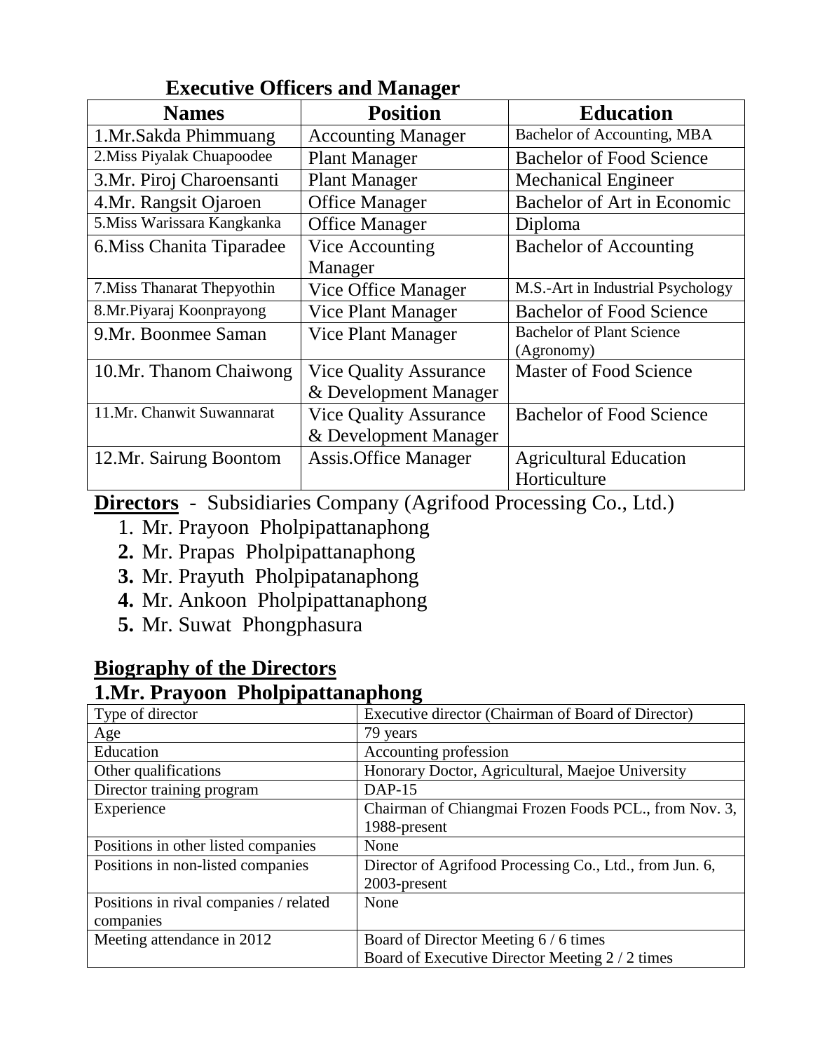## Executive Officers and Manager

| Names | Position | Education |
|---|---|---|
| 1.Mr.Sakda Phimmuang | Accounting Manager | Bachelor of Accounting, MBA |
| 2.Miss Piyalak Chuapoodee | Plant Manager | Bachelor of Food Science |
| 3.Mr. Piroj Charoensanti | Plant Manager | Mechanical Engineer |
| 4.Mr. Rangsit Ojaroen | Office Manager | Bachelor of Art in Economic |
| 5.Miss Warissara Kangkanka | Office Manager | Diploma |
| 6.Miss Chanita Tiparadee | Vice Accounting Manager | Bachelor of Accounting |
| 7.Miss Thanarat Thepyothin | Vice Office Manager | M.S.-Art in Industrial Psychology |
| 8.Mr.Piyaraj Koonprayong | Vice Plant Manager | Bachelor of Food Science |
| 9.Mr. Boonmee Saman | Vice Plant Manager | Bachelor of Plant Science (Agronomy) |
| 10.Mr. Thanom Chaiwong | Vice Quality Assurance & Development Manager | Master of Food Science |
| 11.Mr. Chanwit Suwannarat | Vice Quality Assurance & Development Manager | Bachelor of Food Science |
| 12.Mr. Sairung Boontom | Assis.Office Manager | Agricultural Education Horticulture |

**Directors** - Subsidiaries Company (Agrifood Processing Co., Ltd.)

1. Mr. Prayoon Pholpipattanaphong
2. Mr. Prapas Pholpipattanaphong
3. Mr. Prayuth Pholpipatanaphong
4. Mr. Ankoon Pholpipattanaphong
5. Mr. Suwat Phongphasura

## Biography of the Directors

### 1.Mr. Prayoon Pholpipattanaphong

| | |
|---|---|
| Type of director | Executive director (Chairman of Board of Director) |
| Age | 79 years |
| Education | Accounting profession |
| Other qualifications | Honorary Doctor, Agricultural, Maejoe University |
| Director training program | DAP-15 |
| Experience | Chairman of Chiangmai Frozen Foods PCL., from Nov. 3, 1988-present |
| Positions in other listed companies | None |
| Positions in non-listed companies | Director of Agrifood Processing Co., Ltd., from Jun. 6, 2003-present |
| Positions in rival companies / related companies | None |
| Meeting attendance in 2012 | Board of Director Meeting 6 / 6 times<br>Board of Executive Director Meeting 2 / 2 times |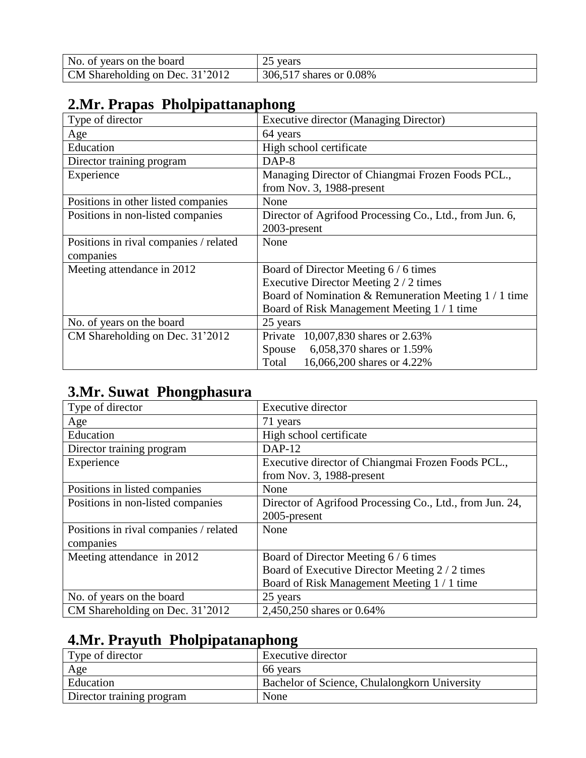| No. of years on the board | 25 years |
|---|---|
| CM Shareholding on Dec. 31'2012 | 306,517 shares or 0.08% |

## 2.Mr. Prapas Pholpipattanaphong

| Type of director | Executive director (Managing Director) |
|---|---|
| Age | 64 years |
| Education | High school certificate |
| Director training program | DAP-8 |
| Experience | Managing Director of Chiangmai Frozen Foods PCL., from Nov. 3, 1988-present |
| Positions in other listed companies | None |
| Positions in non-listed companies | Director of Agrifood Processing Co., Ltd., from Jun. 6, 2003-present |
| Positions in rival companies / related companies | None |
| Meeting attendance in 2012 | Board of Director Meeting 6 / 6 times<br>Executive Director Meeting 2 / 2 times<br>Board of Nomination & Remuneration Meeting 1 / 1 time<br>Board of Risk Management Meeting 1 / 1 time |
| No. of years on the board | 25 years |
| CM Shareholding on Dec. 31'2012 | Private 10,007,830 shares or 2.63%<br>Spouse 6,058,370 shares or 1.59%<br>Total 16,066,200 shares or 4.22% |

## 3.Mr. Suwat Phongphasura

| Type of director | Executive director |
|---|---|
| Age | 71 years |
| Education | High school certificate |
| Director training program | DAP-12 |
| Experience | Executive director of Chiangmai Frozen Foods PCL., from Nov. 3, 1988-present |
| Positions in listed companies | None |
| Positions in non-listed companies | Director of Agrifood Processing Co., Ltd., from Jun. 24, 2005-present |
| Positions in rival companies / related companies | None |
| Meeting attendance in 2012 | Board of Director Meeting 6 / 6 times<br>Board of Executive Director Meeting 2 / 2 times<br>Board of Risk Management Meeting 1 / 1 time |
| No. of years on the board | 25 years |
| CM Shareholding on Dec. 31'2012 | 2,450,250 shares or 0.64% |

## 4.Mr. Prayuth Pholpipatanaphong

| Type of director | Executive director |
|---|---|
| Age | 66 years |
| Education | Bachelor of Science, Chulalongkorn University |
| Director training program | None |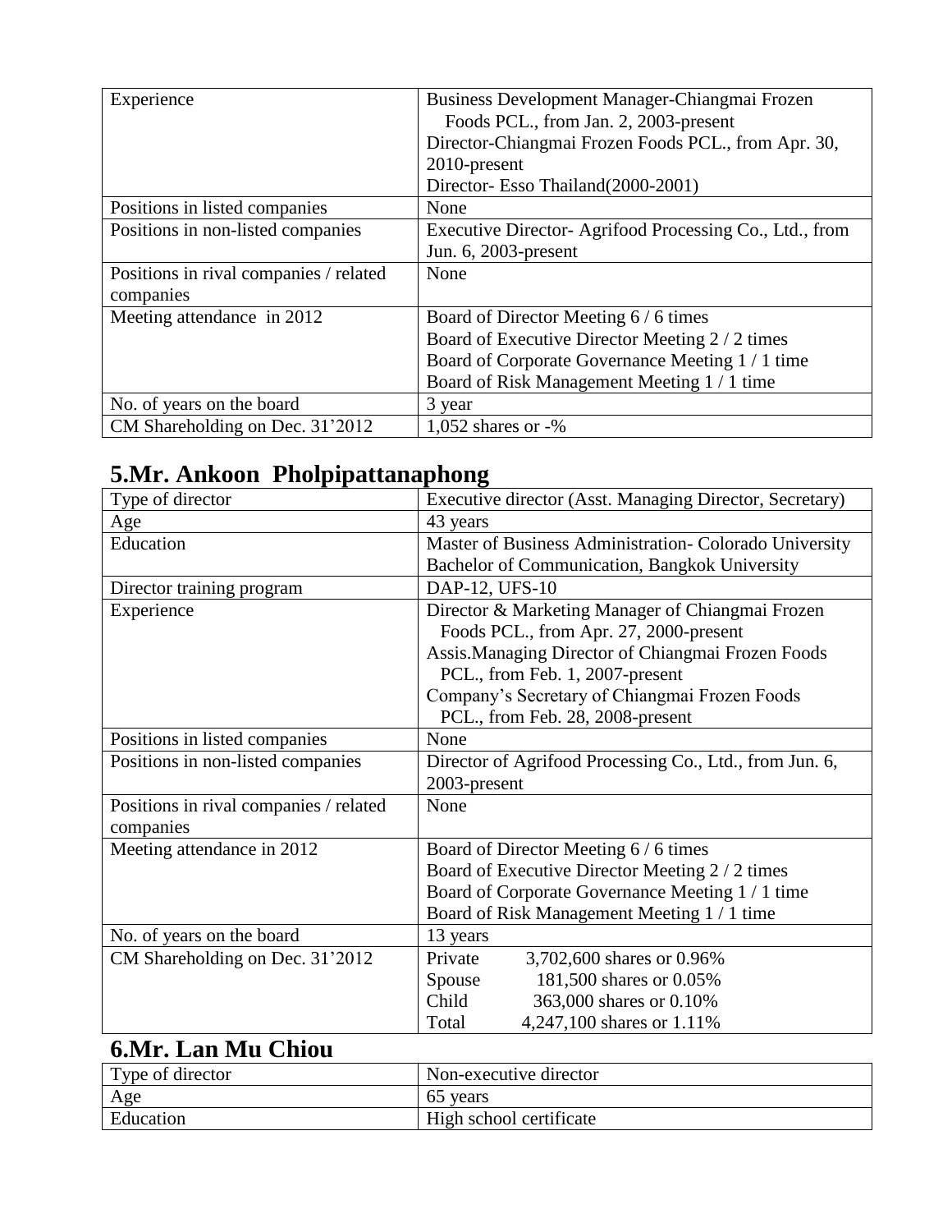| | |
|---|---|
| Experience | Business Development Manager-Chiangmai Frozen Foods PCL., from Jan. 2, 2003-present<br>Director-Chiangmai Frozen Foods PCL., from Apr. 30, 2010-present<br>Director- Esso Thailand(2000-2001) |
| Positions in listed companies | None |
| Positions in non-listed companies | Executive Director- Agrifood Processing Co., Ltd., from Jun. 6, 2003-present |
| Positions in rival companies / related companies | None |
| Meeting attendance in 2012 | Board of Director Meeting 6 / 6 times<br>Board of Executive Director Meeting 2 / 2 times<br>Board of Corporate Governance Meeting 1 / 1 time<br>Board of Risk Management Meeting 1 / 1 time |
| No. of years on the board | 3 year |
| CM Shareholding on Dec. 31'2012 | 1,052 shares or -% |

## 5.Mr. Ankoon Pholpipattanaphong

| | |
|---|---|
| Type of director | Executive director (Asst. Managing Director, Secretary) |
| Age | 43 years |
| Education | Master of Business Administration- Colorado University<br>Bachelor of Communication, Bangkok University |
| Director training program | DAP-12, UFS-10 |
| Experience | Director & Marketing Manager of Chiangmai Frozen Foods PCL., from Apr. 27, 2000-present<br>Assis.Managing Director of Chiangmai Frozen Foods PCL., from Feb. 1, 2007-present<br>Company's Secretary of Chiangmai Frozen Foods PCL., from Feb. 28, 2008-present |
| Positions in listed companies | None |
| Positions in non-listed companies | Director of Agrifood Processing Co., Ltd., from Jun. 6, 2003-present |
| Positions in rival companies / related companies | None |
| Meeting attendance in 2012 | Board of Director Meeting 6 / 6 times<br>Board of Executive Director Meeting 2 / 2 times<br>Board of Corporate Governance Meeting 1 / 1 time<br>Board of Risk Management Meeting 1 / 1 time |
| No. of years on the board | 13 years |
| CM Shareholding on Dec. 31'2012 | Private 3,702,600 shares or 0.96%<br>Spouse 181,500 shares or 0.05%<br>Child 363,000 shares or 0.10%<br>Total 4,247,100 shares or 1.11% |

## 6.Mr. Lan Mu Chiou

| | |
|---|---|
| Type of director | Non-executive director |
| Age | 65 years |
| Education | High school certificate |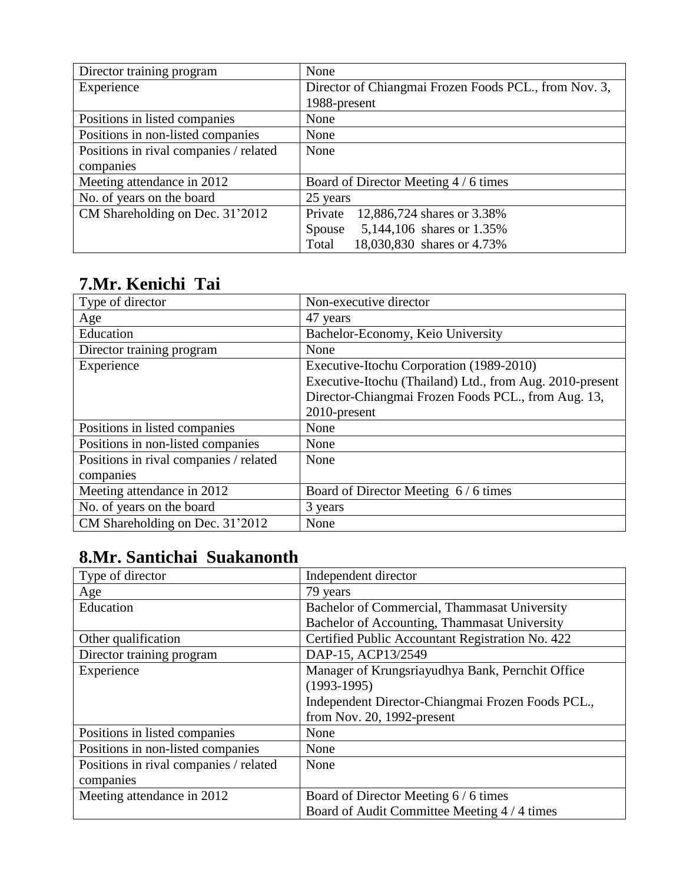| | |
|---|---|
| Director training program | None |
| Experience | Director of Chiangmai Frozen Foods PCL., from Nov. 3, 1988-present |
| Positions in listed companies | None |
| Positions in non-listed companies | None |
| Positions in rival companies / related companies | None |
| Meeting attendance in 2012 | Board of Director Meeting 4 / 6 times |
| No. of years on the board | 25 years |
| CM Shareholding on Dec. 31’2012 | Private 12,886,724 shares or 3.38%<br>Spouse 5,144,106 shares or 1.35%<br>Total 18,030,830 shares or 4.73% |

## 7.Mr. Kenichi Tai

| | |
|---|---|
| Type of director | Non-executive director |
| Age | 47 years |
| Education | Bachelor-Economy, Keio University |
| Director training program | None |
| Experience | Executive-Itochu Corporation (1989-2010)<br>Executive-Itochu (Thailand) Ltd., from Aug. 2010-present<br>Director-Chiangmai Frozen Foods PCL., from Aug. 13, 2010-present |
| Positions in listed companies | None |
| Positions in non-listed companies | None |
| Positions in rival companies / related companies | None |
| Meeting attendance in 2012 | Board of Director Meeting 6 / 6 times |
| No. of years on the board | 3 years |
| CM Shareholding on Dec. 31’2012 | None |

## 8.Mr. Santichai Suakanonth

| | |
|---|---|
| Type of director | Independent director |
| Age | 79 years |
| Education | Bachelor of Commercial, Thammasat University<br>Bachelor of Accounting, Thammasat University |
| Other qualification | Certified Public Accountant Registration No. 422 |
| Director training program | DAP-15, ACP13/2549 |
| Experience | Manager of Krungsriayudhya Bank, Pernchit Office (1993-1995)<br>Independent Director-Chiangmai Frozen Foods PCL., from Nov. 20, 1992-present |
| Positions in listed companies | None |
| Positions in non-listed companies | None |
| Positions in rival companies / related companies | None |
| Meeting attendance in 2012 | Board of Director Meeting 6 / 6 times<br>Board of Audit Committee Meeting 4 / 4 times |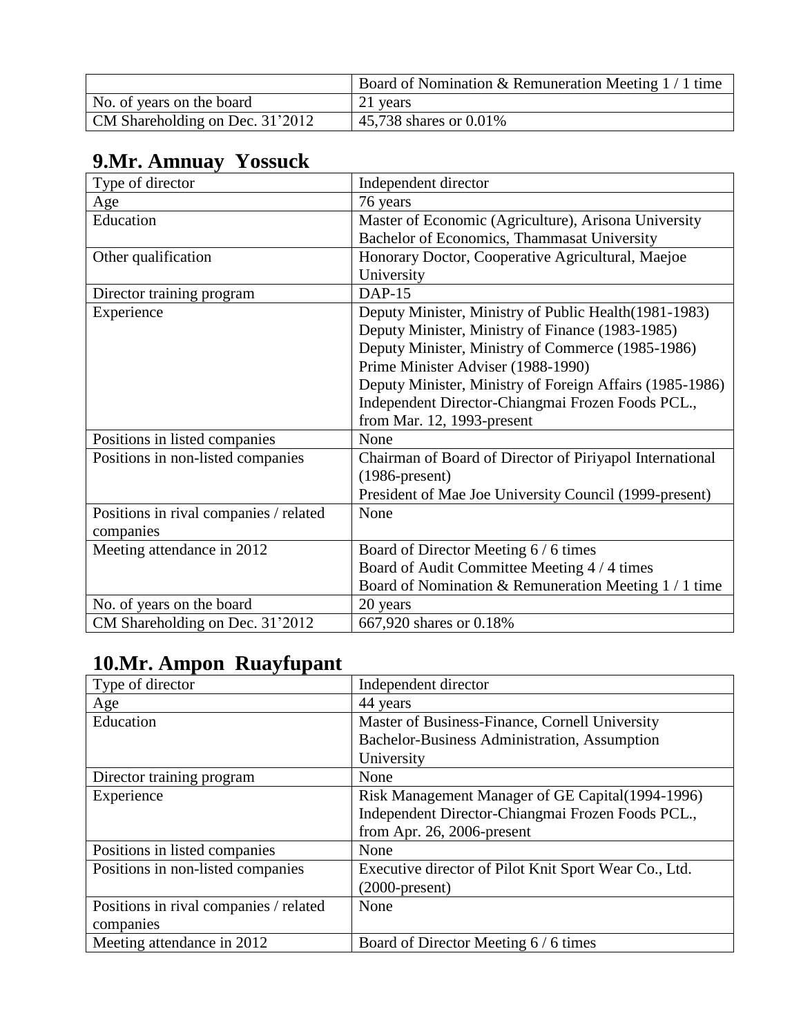| | |
|---|---|
| | Board of Nomination & Remuneration Meeting 1 / 1 time |
| No. of years on the board | 21 years |
| CM Shareholding on Dec. 31'2012 | 45,738 shares or 0.01% |

## 9.Mr. Amnuay Yossuck

| | |
|---|---|
| Type of director | Independent director |
| Age | 76 years |
| Education | Master of Economic (Agriculture), Arisona University<br>Bachelor of Economics, Thammasat University |
| Other qualification | Honorary Doctor, Cooperative Agricultural, Maejoe University |
| Director training program | DAP-15 |
| Experience | Deputy Minister, Ministry of Public Health(1981-1983)<br>Deputy Minister, Ministry of Finance (1983-1985)<br>Deputy Minister, Ministry of Commerce (1985-1986)<br>Prime Minister Adviser (1988-1990)<br>Deputy Minister, Ministry of Foreign Affairs (1985-1986)<br>Independent Director-Chiangmai Frozen Foods PCL., from Mar. 12, 1993-present |
| Positions in listed companies | None |
| Positions in non-listed companies | Chairman of Board of Director of Piriyapol International (1986-present)<br>President of Mae Joe University Council (1999-present) |
| Positions in rival companies / related companies | None |
| Meeting attendance in 2012 | Board of Director Meeting 6 / 6 times<br>Board of Audit Committee Meeting 4 / 4 times<br>Board of Nomination & Remuneration Meeting 1 / 1 time |
| No. of years on the board | 20 years |
| CM Shareholding on Dec. 31'2012 | 667,920 shares or 0.18% |

## 10.Mr. Ampon Ruayfupant

| | |
|---|---|
| Type of director | Independent director |
| Age | 44 years |
| Education | Master of Business-Finance, Cornell University<br>Bachelor-Business Administration, Assumption University |
| Director training program | None |
| Experience | Risk Management Manager of GE Capital(1994-1996)<br>Independent Director-Chiangmai Frozen Foods PCL., from Apr. 26, 2006-present |
| Positions in listed companies | None |
| Positions in non-listed companies | Executive director of Pilot Knit Sport Wear Co., Ltd. (2000-present) |
| Positions in rival companies / related companies | None |
| Meeting attendance in 2012 | Board of Director Meeting 6 / 6 times |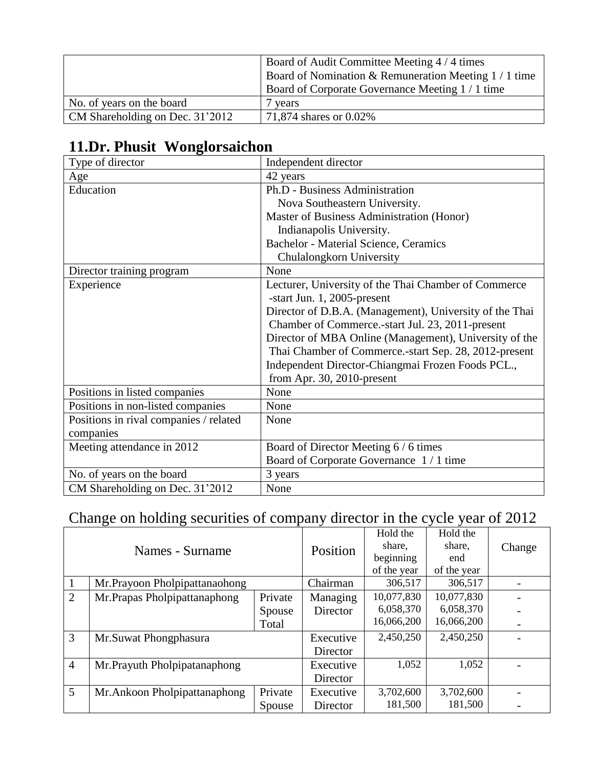| | |
|---|---|
| | Board of Audit Committee Meeting 4 / 4 times<br>Board of Nomination & Remuneration Meeting 1 / 1 time<br>Board of Corporate Governance Meeting 1 / 1 time |
| No. of years on the board | 7 years |
| CM Shareholding on Dec. 31'2012 | 71,874 shares or 0.02% |

## 11.Dr. Phusit Wonglorsaichon

| | |
|---|---|
| Type of director | Independent director |
| Age | 42 years |
| Education | Ph.D - Business Administration<br>Nova Southeastern University.<br>Master of Business Administration (Honor)<br>Indianapolis University.<br>Bachelor - Material Science, Ceramics<br>Chulalongkorn University |
| Director training program | None |
| Experience | Lecturer, University of the Thai Chamber of Commerce -start Jun. 1, 2005-present<br>Director of D.B.A. (Management), University of the Thai Chamber of Commerce.-start Jul. 23, 2011-present<br>Director of MBA Online (Management), University of the Thai Chamber of Commerce.-start Sep. 28, 2012-present<br>Independent Director-Chiangmai Frozen Foods PCL., from Apr. 30, 2010-present |
| Positions in listed companies | None |
| Positions in non-listed companies | None |
| Positions in rival companies / related companies | None |
| Meeting attendance in 2012 | Board of Director Meeting 6 / 6 times<br>Board of Corporate Governance 1 / 1 time |
| No. of years on the board | 3 years |
| CM Shareholding on Dec. 31'2012 | None |

## Change on holding securities of company director in the cycle year of 2012

| | Names - Surname | | Position | Hold the share, beginning of the year | Hold the share, end of the year | Change |
|---|---|---|---|---|---|---|
| 1 | Mr.Prayoon Pholpipattanaohong | | Chairman | 306,517 | 306,517 | - |
| 2 | Mr.Prapas Pholpipattanaphong | Private<br>Spouse<br>Total | Managing Director | 10,077,830<br>6,058,370<br>16,066,200 | 10,077,830<br>6,058,370<br>16,066,200 | -<br>-<br>- |
| 3 | Mr.Suwat Phongphasura | | Executive Director | 2,450,250 | 2,450,250 | - |
| 4 | Mr.Prayuth Pholpipatanaphong | | Executive Director | 1,052 | 1,052 | - |
| 5 | Mr.Ankoon Pholpipattanaphong | Private<br>Spouse | Executive Director | 3,702,600<br>181,500 | 3,702,600<br>181,500 | -<br>- |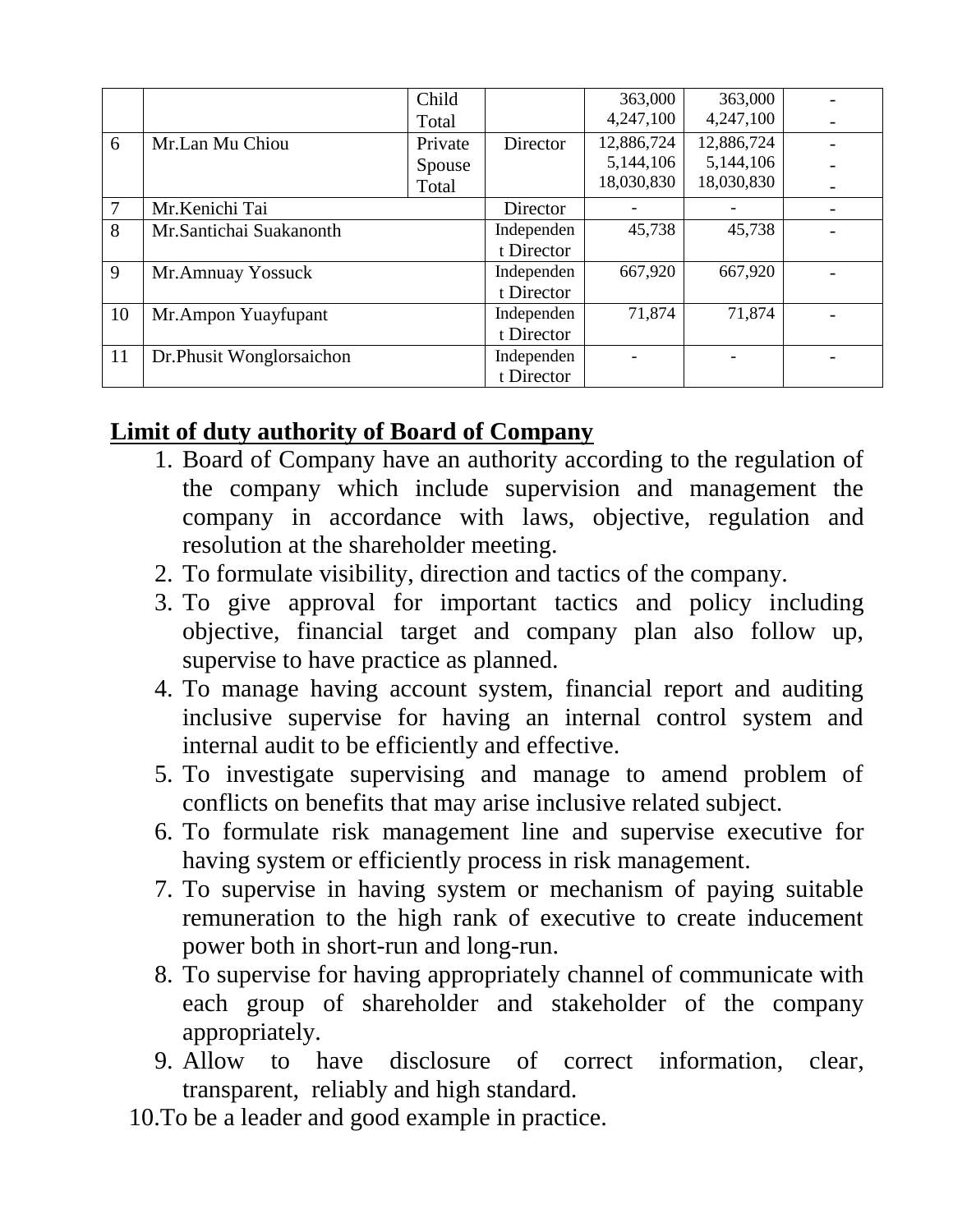| | | | | | | |
|---|---|---|---|---|---|---|
| | | Child<br>Total | | 363,000<br>4,247,100 | 363,000<br>4,247,100 | -<br>- |
| 6 | Mr.Lan Mu Chiou | Private<br>Spouse<br>Total | Director | 12,886,724<br>5,144,106<br>18,030,830 | 12,886,724<br>5,144,106<br>18,030,830 | -<br>-<br>- |
| 7 | Mr.Kenichi Tai | | Director | - | - | - |
| 8 | Mr.Santichai Suakanonth | | Independent Director | 45,738 | 45,738 | - |
| 9 | Mr.Amnuay Yossuck | | Independent Director | 667,920 | 667,920 | - |
| 10 | Mr.Ampon Yuayfupant | | Independent Director | 71,874 | 71,874 | - |
| 11 | Dr.Phusit Wonglorsaichon | | Independent Director | - | - | - |

**Limit of duty authority of Board of Company**

1. Board of Company have an authority according to the regulation of the company which include supervision and management the company in accordance with laws, objective, regulation and resolution at the shareholder meeting.
2. To formulate visibility, direction and tactics of the company.
3. To give approval for important tactics and policy including objective, financial target and company plan also follow up, supervise to have practice as planned.
4. To manage having account system, financial report and auditing inclusive supervise for having an internal control system and internal audit to be efficiently and effective.
5. To investigate supervising and manage to amend problem of conflicts on benefits that may arise inclusive related subject.
6. To formulate risk management line and supervise executive for having system or efficiently process in risk management.
7. To supervise in having system or mechanism of paying suitable remuneration to the high rank of executive to create inducement power both in short-run and long-run.
8. To supervise for having appropriately channel of communicate with each group of shareholder and stakeholder of the company appropriately.
9. Allow to have disclosure of correct information, clear, transparent, reliably and high standard.
10. To be a leader and good example in practice.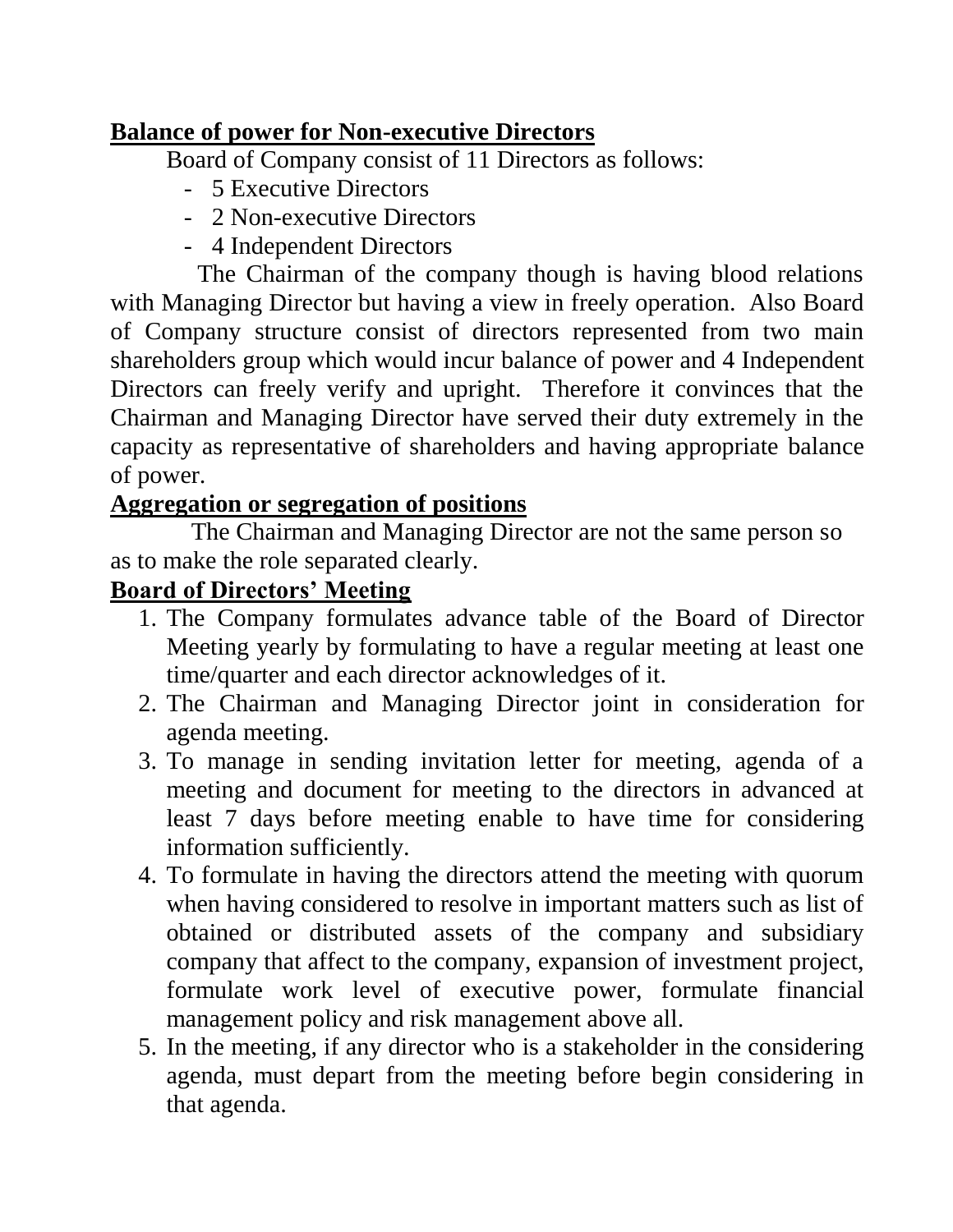**Balance of power for Non-executive Directors**

Board of Company consist of 11 Directors as follows:

- 5 Executive Directors
- 2 Non-executive Directors
- 4 Independent Directors

The Chairman of the company though is having blood relations with Managing Director but having a view in freely operation. Also Board of Company structure consist of directors represented from two main shareholders group which would incur balance of power and 4 Independent Directors can freely verify and upright. Therefore it convinces that the Chairman and Managing Director have served their duty extremely in the capacity as representative of shareholders and having appropriate balance of power.

**Aggregation or segregation of positions**

The Chairman and Managing Director are not the same person so as to make the role separated clearly.

**Board of Directors' Meeting**

1. The Company formulates advance table of the Board of Director Meeting yearly by formulating to have a regular meeting at least one time/quarter and each director acknowledges of it.
2. The Chairman and Managing Director joint in consideration for agenda meeting.
3. To manage in sending invitation letter for meeting, agenda of a meeting and document for meeting to the directors in advanced at least 7 days before meeting enable to have time for considering information sufficiently.
4. To formulate in having the directors attend the meeting with quorum when having considered to resolve in important matters such as list of obtained or distributed assets of the company and subsidiary company that affect to the company, expansion of investment project, formulate work level of executive power, formulate financial management policy and risk management above all.
5. In the meeting, if any director who is a stakeholder in the considering agenda, must depart from the meeting before begin considering in that agenda.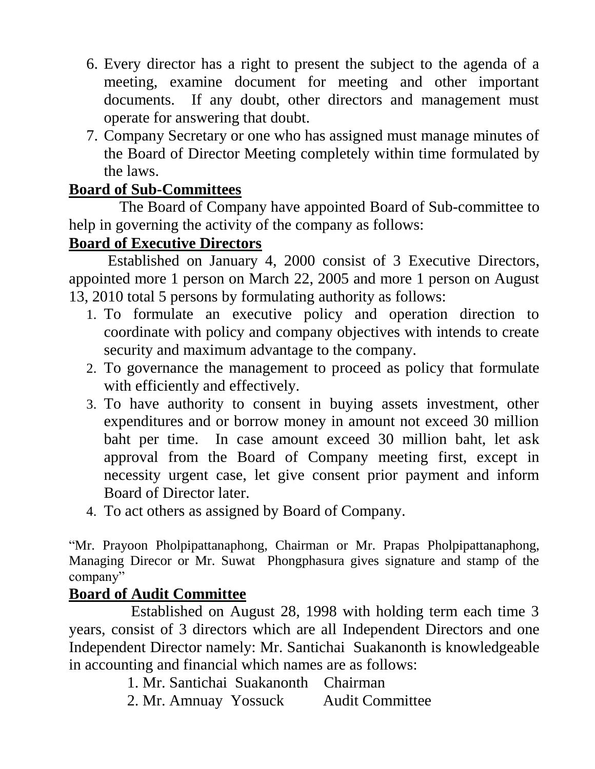6. Every director has a right to present the subject to the agenda of a meeting, examine document for meeting and other important documents. If any doubt, other directors and management must operate for answering that doubt.
7. Company Secretary or one who has assigned must manage minutes of the Board of Director Meeting completely within time formulated by the laws.

## Board of Sub-Committees

The Board of Company have appointed Board of Sub-committee to help in governing the activity of the company as follows:

## Board of Executive Directors

Established on January 4, 2000 consist of 3 Executive Directors, appointed more 1 person on March 22, 2005 and more 1 person on August 13, 2010 total 5 persons by formulating authority as follows:

1. To formulate an executive policy and operation direction to coordinate with policy and company objectives with intends to create security and maximum advantage to the company.
2. To governance the management to proceed as policy that formulate with efficiently and effectively.
3. To have authority to consent in buying assets investment, other expenditures and or borrow money in amount not exceed 30 million baht per time. In case amount exceed 30 million baht, let ask approval from the Board of Company meeting first, except in necessity urgent case, let give consent prior payment and inform Board of Director later.
4. To act others as assigned by Board of Company.

"Mr. Prayoon Pholpipattanaphong, Chairman or Mr. Prapas Pholpipattanaphong, Managing Direcor or Mr. Suwat Phongphasura gives signature and stamp of the company"

## Board of Audit Committee

Established on August 28, 1998 with holding term each time 3 years, consist of 3 directors which are all Independent Directors and one Independent Director namely: Mr. Santichai Suakanonth is knowledgeable in accounting and financial which names are as follows:

1. Mr. Santichai Suakanonth Chairman
2. Mr. Amnuay Yossuck Audit Committee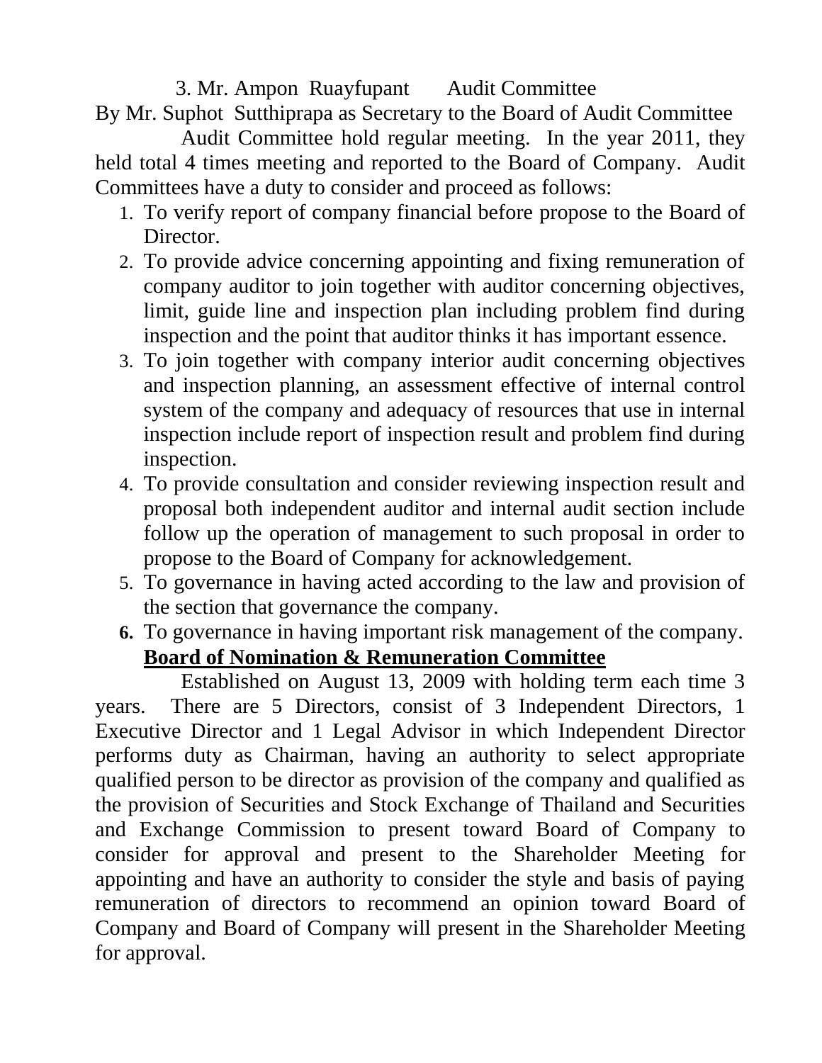3. Mr. Ampon Ruayfupant Audit Committee

By Mr. Suphot Sutthiprapa as Secretary to the Board of Audit Committee

Audit Committee hold regular meeting. In the year 2011, they held total 4 times meeting and reported to the Board of Company. Audit Committees have a duty to consider and proceed as follows:

1. To verify report of company financial before propose to the Board of Director.
2. To provide advice concerning appointing and fixing remuneration of company auditor to join together with auditor concerning objectives, limit, guide line and inspection plan including problem find during inspection and the point that auditor thinks it has important essence.
3. To join together with company interior audit concerning objectives and inspection planning, an assessment effective of internal control system of the company and adequacy of resources that use in internal inspection include report of inspection result and problem find during inspection.
4. To provide consultation and consider reviewing inspection result and proposal both independent auditor and internal audit section include follow up the operation of management to such proposal in order to propose to the Board of Company for acknowledgement.
5. To governance in having acted according to the law and provision of the section that governance the company.
6. To governance in having important risk management of the company.

**Board of Nomination & Remuneration Committee**

Established on August 13, 2009 with holding term each time 3 years. There are 5 Directors, consist of 3 Independent Directors, 1 Executive Director and 1 Legal Advisor in which Independent Director performs duty as Chairman, having an authority to select appropriate qualified person to be director as provision of the company and qualified as the provision of Securities and Stock Exchange of Thailand and Securities and Exchange Commission to present toward Board of Company to consider for approval and present to the Shareholder Meeting for appointing and have an authority to consider the style and basis of paying remuneration of directors to recommend an opinion toward Board of Company and Board of Company will present in the Shareholder Meeting for approval.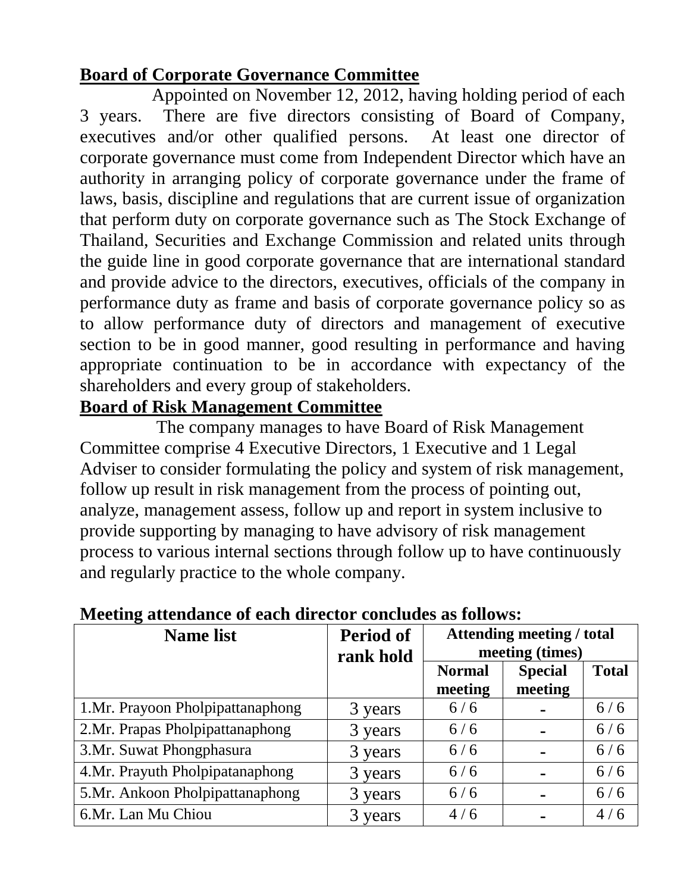**Board of Corporate Governance Committee**

Appointed on November 12, 2012, having holding period of each 3 years. There are five directors consisting of Board of Company, executives and/or other qualified persons. At least one director of corporate governance must come from Independent Director which have an authority in arranging policy of corporate governance under the frame of laws, basis, discipline and regulations that are current issue of organization that perform duty on corporate governance such as The Stock Exchange of Thailand, Securities and Exchange Commission and related units through the guide line in good corporate governance that are international standard and provide advice to the directors, executives, officials of the company in performance duty as frame and basis of corporate governance policy so as to allow performance duty of directors and management of executive section to be in good manner, good resulting in performance and having appropriate continuation to be in accordance with expectancy of the shareholders and every group of stakeholders.

**Board of Risk Management Committee**

The company manages to have Board of Risk Management Committee comprise 4 Executive Directors, 1 Executive and 1 Legal Adviser to consider formulating the policy and system of risk management, follow up result in risk management from the process of pointing out, analyze, management assess, follow up and report in system inclusive to provide supporting by managing to have advisory of risk management process to various internal sections through follow up to have continuously and regularly practice to the whole company.

**Meeting attendance of each director concludes as follows:**

| Name list | Period of rank hold | Attending meeting / total meeting (times) | | |
|---|---|---|---|---|
| | | Normal meeting | Special meeting | Total |
| 1.Mr. Prayoon Pholpipattanaphong | 3 years | 6 / 6 | - | 6 / 6 |
| 2.Mr. Prapas Pholpipattanaphong | 3 years | 6 / 6 | - | 6 / 6 |
| 3.Mr. Suwat Phongphasura | 3 years | 6 / 6 | - | 6 / 6 |
| 4.Mr. Prayuth Pholpipatanaphong | 3 years | 6 / 6 | - | 6 / 6 |
| 5.Mr. Ankoon Pholpipattanaphong | 3 years | 6 / 6 | - | 6 / 6 |
| 6.Mr. Lan Mu Chiou | 3 years | 4 / 6 | - | 4 / 6 |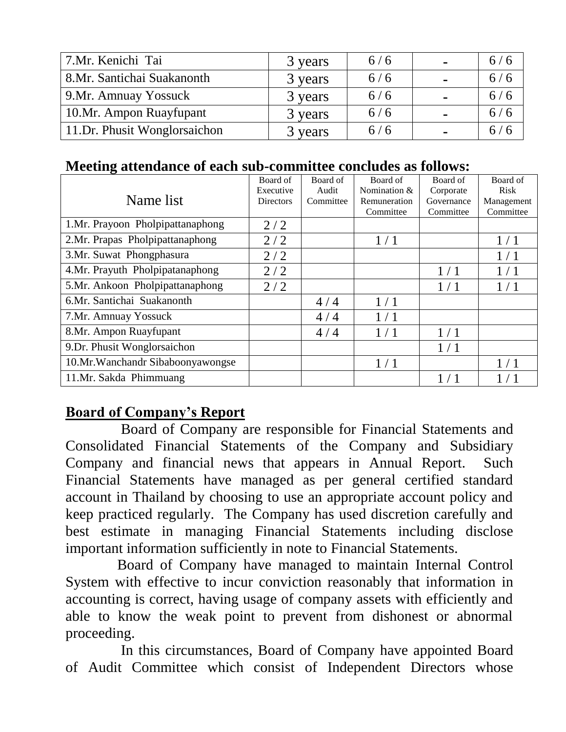| | | | | |
|---|---|---|---|---|
| 7.Mr. Kenichi Tai | 3 years | 6 / 6 | - | 6 / 6 |
| 8.Mr. Santichai Suakanonth | 3 years | 6 / 6 | - | 6 / 6 |
| 9.Mr. Amnuay Yossuck | 3 years | 6 / 6 | - | 6 / 6 |
| 10.Mr. Ampon Ruayfupant | 3 years | 6 / 6 | - | 6 / 6 |
| 11.Dr. Phusit Wonglorsaichon | 3 years | 6 / 6 | - | 6 / 6 |

**Meeting attendance of each sub-committee concludes as follows:**

| Name list | Board of Executive Directors | Board of Audit Committee | Board of Nomination & Remuneration Committee | Board of Corporate Governance Committee | Board of Risk Management Committee |
|---|---|---|---|---|---|
| 1.Mr. Prayoon Pholpipattanaphong | 2 / 2 | | | | |
| 2.Mr. Prapas Pholpipattanaphong | 2 / 2 | | 1 / 1 | | 1 / 1 |
| 3.Mr. Suwat Phongphasura | 2 / 2 | | | | 1 / 1 |
| 4.Mr. Prayuth Pholpipatanaphong | 2 / 2 | | | 1 / 1 | 1 / 1 |
| 5.Mr. Ankoon Pholpipattanaphong | 2 / 2 | | | 1 / 1 | 1 / 1 |
| 6.Mr. Santichai Suakanonth | | 4 / 4 | 1 / 1 | | |
| 7.Mr. Amnuay Yossuck | | 4 / 4 | 1 / 1 | | |
| 8.Mr. Ampon Ruayfupant | | 4 / 4 | 1 / 1 | 1 / 1 | |
| 9.Dr. Phusit Wonglorsaichon | | | | 1 / 1 | |
| 10.Mr.Wanchandr Sibaboonyawongse | | | 1 / 1 | | 1 / 1 |
| 11.Mr. Sakda Phimmuang | | | | 1 / 1 | 1 / 1 |

## Board of Company's Report

Board of Company are responsible for Financial Statements and Consolidated Financial Statements of the Company and Subsidiary Company and financial news that appears in Annual Report. Such Financial Statements have managed as per general certified standard account in Thailand by choosing to use an appropriate account policy and keep practiced regularly. The Company has used discretion carefully and best estimate in managing Financial Statements including disclose important information sufficiently in note to Financial Statements.

Board of Company have managed to maintain Internal Control System with effective to incur conviction reasonably that information in accounting is correct, having usage of company assets with efficiently and able to know the weak point to prevent from dishonest or abnormal proceeding.

In this circumstances, Board of Company have appointed Board of Audit Committee which consist of Independent Directors whose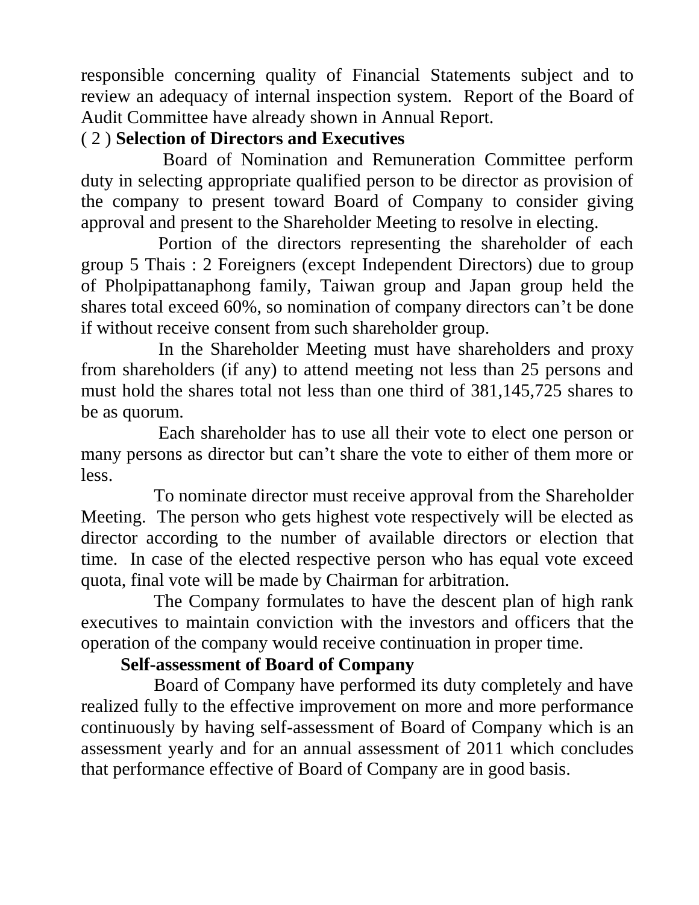responsible concerning quality of Financial Statements subject and to review an adequacy of internal inspection system. Report of the Board of Audit Committee have already shown in Annual Report.

( 2 ) **Selection of Directors and Executives**

Board of Nomination and Remuneration Committee perform duty in selecting appropriate qualified person to be director as provision of the company to present toward Board of Company to consider giving approval and present to the Shareholder Meeting to resolve in electing.

Portion of the directors representing the shareholder of each group 5 Thais : 2 Foreigners (except Independent Directors) due to group of Pholpipattanaphong family, Taiwan group and Japan group held the shares total exceed 60%, so nomination of company directors can't be done if without receive consent from such shareholder group.

In the Shareholder Meeting must have shareholders and proxy from shareholders (if any) to attend meeting not less than 25 persons and must hold the shares total not less than one third of 381,145,725 shares to be as quorum.

Each shareholder has to use all their vote to elect one person or many persons as director but can't share the vote to either of them more or less.

To nominate director must receive approval from the Shareholder Meeting. The person who gets highest vote respectively will be elected as director according to the number of available directors or election that time. In case of the elected respective person who has equal vote exceed quota, final vote will be made by Chairman for arbitration.

The Company formulates to have the descent plan of high rank executives to maintain conviction with the investors and officers that the operation of the company would receive continuation in proper time.

**Self-assessment of Board of Company**

Board of Company have performed its duty completely and have realized fully to the effective improvement on more and more performance continuously by having self-assessment of Board of Company which is an assessment yearly and for an annual assessment of 2011 which concludes that performance effective of Board of Company are in good basis.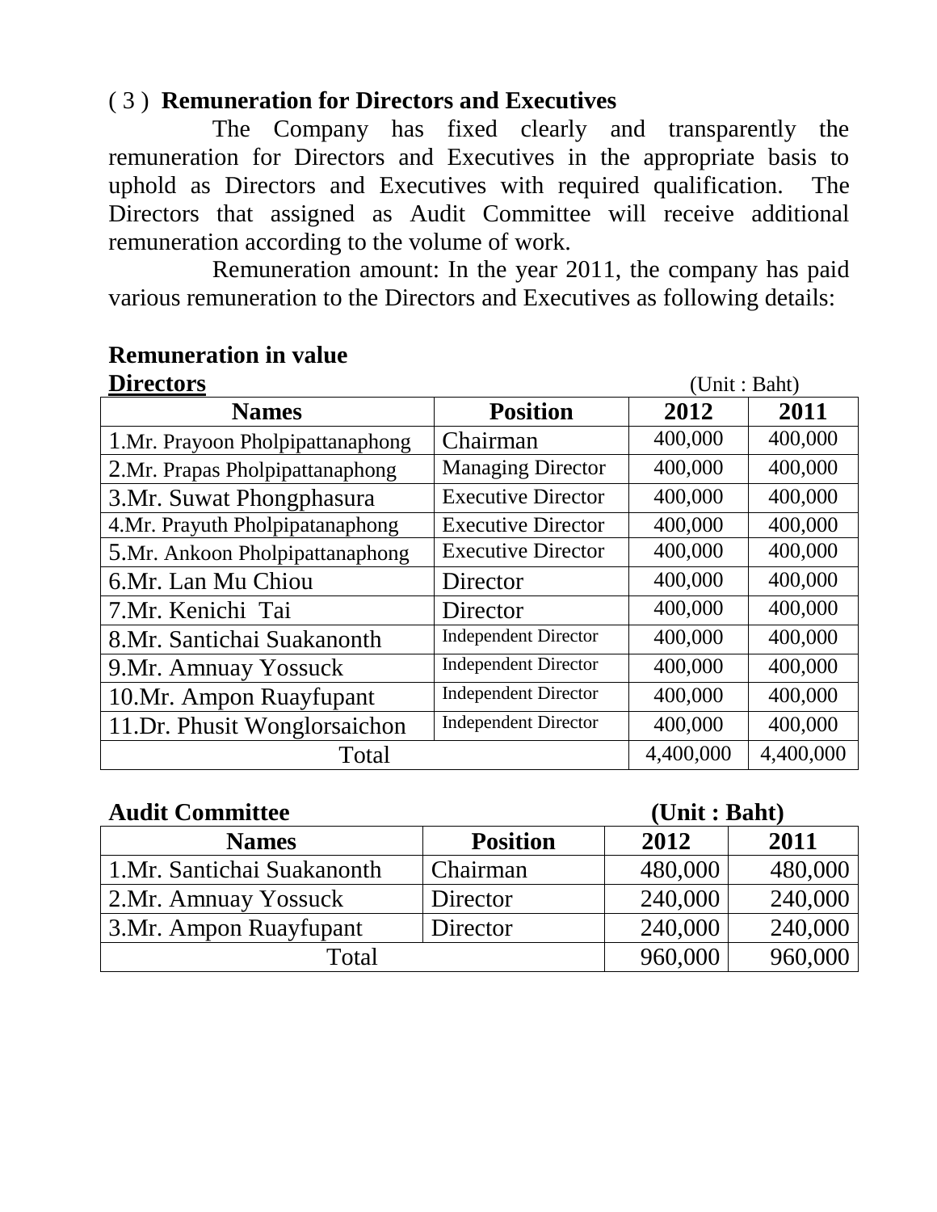### ( 3 ) **Remuneration for Directors and Executives**

The Company has fixed clearly and transparently the remuneration for Directors and Executives in the appropriate basis to uphold as Directors and Executives with required qualification. The Directors that assigned as Audit Committee will receive additional remuneration according to the volume of work.

Remuneration amount: In the year 2011, the company has paid various remuneration to the Directors and Executives as following details:

**Remuneration in value**

**Directors** (Unit : Baht)

| Names | Position | 2012 | 2011 |
|---|---|---|---|
| 1.Mr. Prayoon Pholpipattanaphong | Chairman | 400,000 | 400,000 |
| 2.Mr. Prapas Pholpipattanaphong | Managing Director | 400,000 | 400,000 |
| 3.Mr. Suwat Phongphasura | Executive Director | 400,000 | 400,000 |
| 4.Mr. Prayuth Pholpipatanaphong | Executive Director | 400,000 | 400,000 |
| 5.Mr. Ankoon Pholpipattanaphong | Executive Director | 400,000 | 400,000 |
| 6.Mr. Lan Mu Chiou | Director | 400,000 | 400,000 |
| 7.Mr. Kenichi Tai | Director | 400,000 | 400,000 |
| 8.Mr. Santichai Suakanonth | Independent Director | 400,000 | 400,000 |
| 9.Mr. Amnuay Yossuck | Independent Director | 400,000 | 400,000 |
| 10.Mr. Ampon Ruayfupant | Independent Director | 400,000 | 400,000 |
| 11.Dr. Phusit Wonglorsaichon | Independent Director | 400,000 | 400,000 |
| Total | | 4,400,000 | 4,400,000 |

**Audit Committee** **(Unit : Baht)**

| Names | Position | 2012 | 2011 |
|---|---|---|---|
| 1.Mr. Santichai Suakanonth | Chairman | 480,000 | 480,000 |
| 2.Mr. Amnuay Yossuck | Director | 240,000 | 240,000 |
| 3.Mr. Ampon Ruayfupant | Director | 240,000 | 240,000 |
| Total | | 960,000 | 960,000 |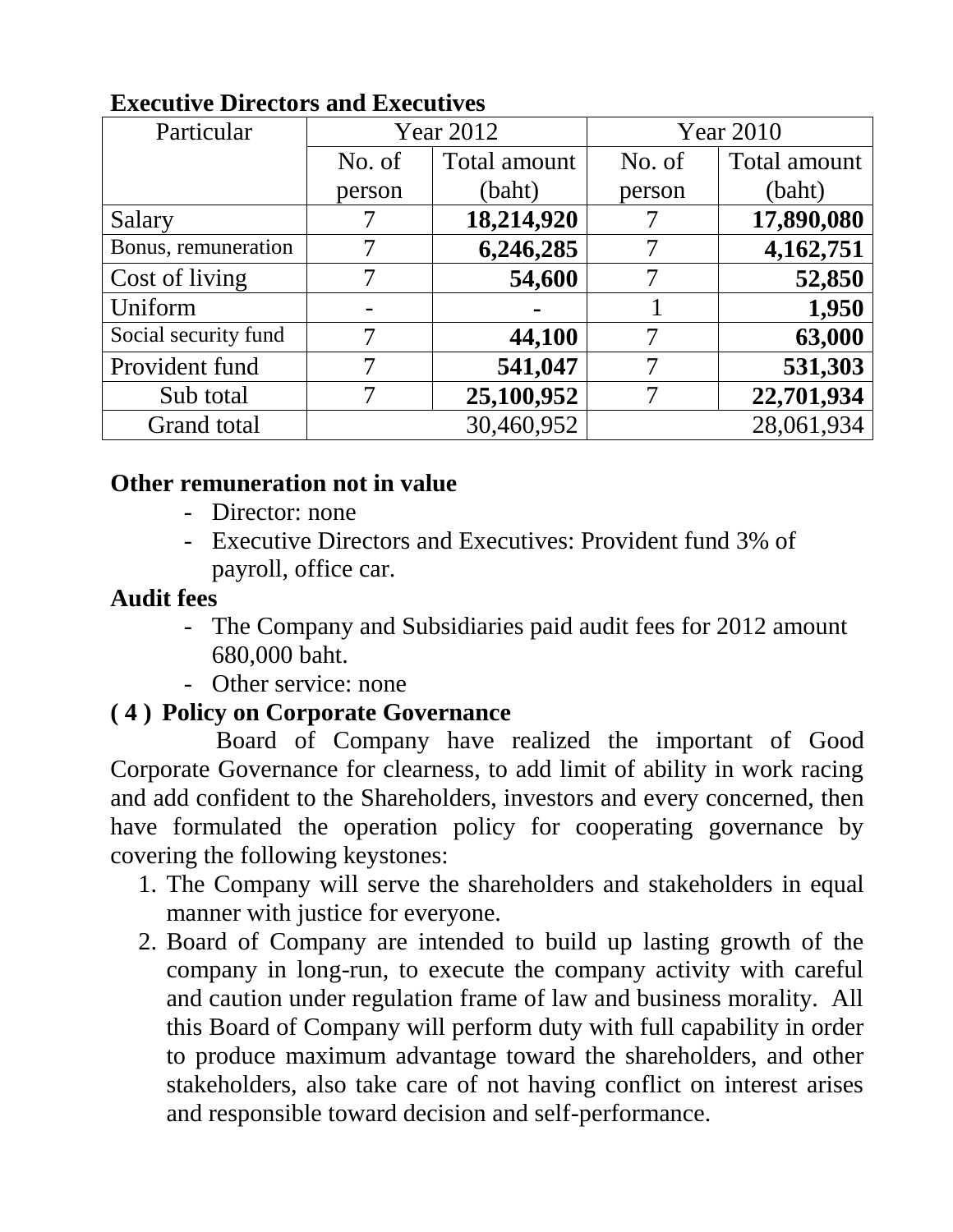**Executive Directors and Executives**

| Particular | Year 2012 | | Year 2010 | |
|---|---|---|---|---|
| | No. of person | Total amount (baht) | No. of person | Total amount (baht) |
| Salary | 7 | **18,214,920** | 7 | **17,890,080** |
| Bonus, remuneration | 7 | **6,246,285** | 7 | **4,162,751** |
| Cost of living | 7 | **54,600** | 7 | **52,850** |
| Uniform | - | **-** | 1 | **1,950** |
| Social security fund | 7 | **44,100** | 7 | **63,000** |
| Provident fund | 7 | **541,047** | 7 | **531,303** |
| Sub total | 7 | **25,100,952** | 7 | **22,701,934** |
| Grand total | | 30,460,952 | | 28,061,934 |

**Other remuneration not in value**

- Director: none
- Executive Directors and Executives: Provident fund 3% of payroll, office car.

**Audit fees**

- The Company and Subsidiaries paid audit fees for 2012 amount 680,000 baht.
- Other service: none

**( 4 ) Policy on Corporate Governance**

Board of Company have realized the important of Good Corporate Governance for clearness, to add limit of ability in work racing and add confident to the Shareholders, investors and every concerned, then have formulated the operation policy for cooperating governance by covering the following keystones:

1. The Company will serve the shareholders and stakeholders in equal manner with justice for everyone.
2. Board of Company are intended to build up lasting growth of the company in long-run, to execute the company activity with careful and caution under regulation frame of law and business morality. All this Board of Company will perform duty with full capability in order to produce maximum advantage toward the shareholders, and other stakeholders, also take care of not having conflict on interest arises and responsible toward decision and self-performance.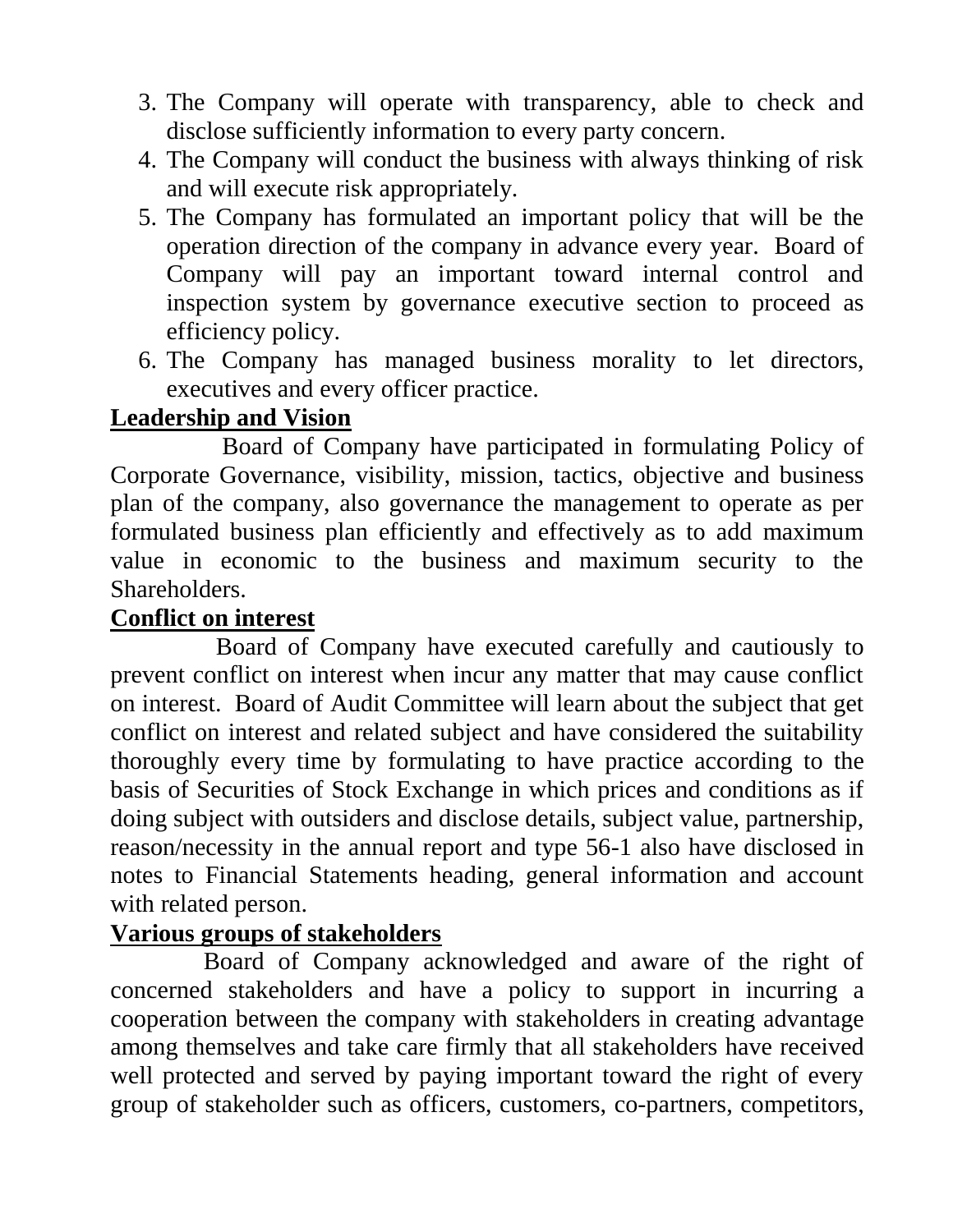3. The Company will operate with transparency, able to check and disclose sufficiently information to every party concern.
4. The Company will conduct the business with always thinking of risk and will execute risk appropriately.
5. The Company has formulated an important policy that will be the operation direction of the company in advance every year. Board of Company will pay an important toward internal control and inspection system by governance executive section to proceed as efficiency policy.
6. The Company has managed business morality to let directors, executives and every officer practice.

**Leadership and Vision**

Board of Company have participated in formulating Policy of Corporate Governance, visibility, mission, tactics, objective and business plan of the company, also governance the management to operate as per formulated business plan efficiently and effectively as to add maximum value in economic to the business and maximum security to the Shareholders.

**Conflict on interest**

Board of Company have executed carefully and cautiously to prevent conflict on interest when incur any matter that may cause conflict on interest. Board of Audit Committee will learn about the subject that get conflict on interest and related subject and have considered the suitability thoroughly every time by formulating to have practice according to the basis of Securities of Stock Exchange in which prices and conditions as if doing subject with outsiders and disclose details, subject value, partnership, reason/necessity in the annual report and type 56-1 also have disclosed in notes to Financial Statements heading, general information and account with related person.

**Various groups of stakeholders**

Board of Company acknowledged and aware of the right of concerned stakeholders and have a policy to support in incurring a cooperation between the company with stakeholders in creating advantage among themselves and take care firmly that all stakeholders have received well protected and served by paying important toward the right of every group of stakeholder such as officers, customers, co-partners, competitors,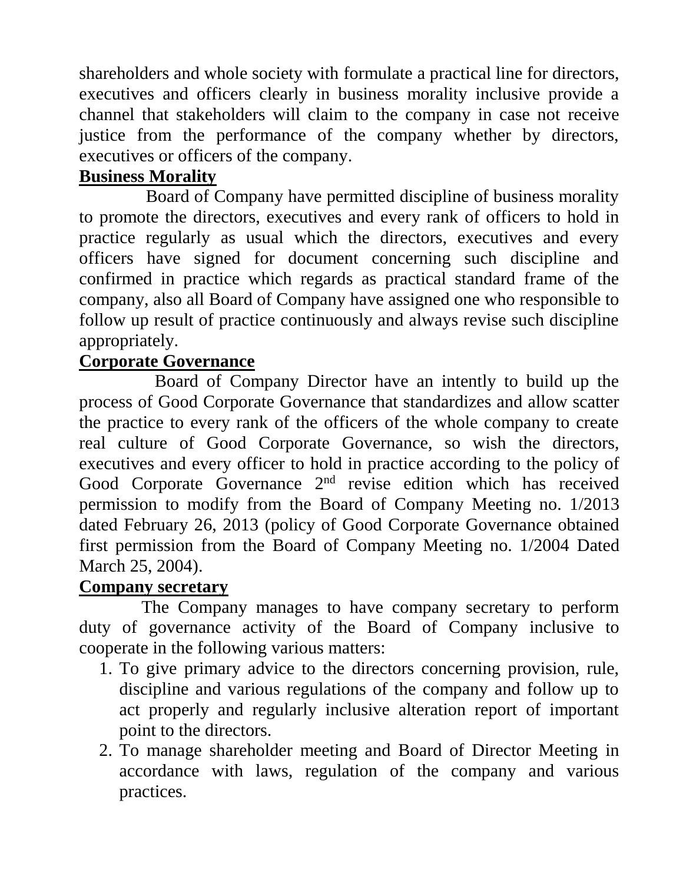shareholders and whole society with formulate a practical line for directors, executives and officers clearly in business morality inclusive provide a channel that stakeholders will claim to the company in case not receive justice from the performance of the company whether by directors, executives or officers of the company.

**Business Morality**

Board of Company have permitted discipline of business morality to promote the directors, executives and every rank of officers to hold in practice regularly as usual which the directors, executives and every officers have signed for document concerning such discipline and confirmed in practice which regards as practical standard frame of the company, also all Board of Company have assigned one who responsible to follow up result of practice continuously and always revise such discipline appropriately.

**Corporate Governance**

Board of Company Director have an intently to build up the process of Good Corporate Governance that standardizes and allow scatter the practice to every rank of the officers of the whole company to create real culture of Good Corporate Governance, so wish the directors, executives and every officer to hold in practice according to the policy of Good Corporate Governance 2nd revise edition which has received permission to modify from the Board of Company Meeting no. 1/2013 dated February 26, 2013 (policy of Good Corporate Governance obtained first permission from the Board of Company Meeting no. 1/2004 Dated March 25, 2004).

**Company secretary**

The Company manages to have company secretary to perform duty of governance activity of the Board of Company inclusive to cooperate in the following various matters:

1. To give primary advice to the directors concerning provision, rule, discipline and various regulations of the company and follow up to act properly and regularly inclusive alteration report of important point to the directors.
2. To manage shareholder meeting and Board of Director Meeting in accordance with laws, regulation of the company and various practices.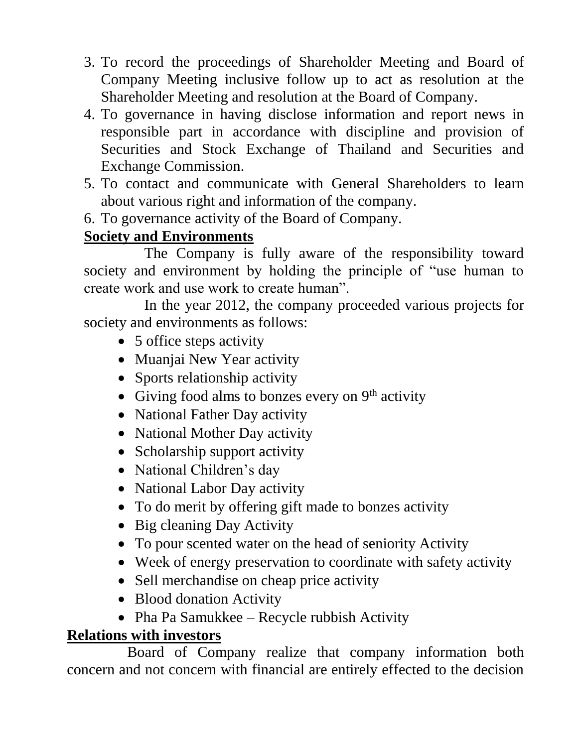3. To record the proceedings of Shareholder Meeting and Board of Company Meeting inclusive follow up to act as resolution at the Shareholder Meeting and resolution at the Board of Company.
4. To governance in having disclose information and report news in responsible part in accordance with discipline and provision of Securities and Stock Exchange of Thailand and Securities and Exchange Commission.
5. To contact and communicate with General Shareholders to learn about various right and information of the company.
6. To governance activity of the Board of Company.

**Society and Environments**

The Company is fully aware of the responsibility toward society and environment by holding the principle of "use human to create work and use work to create human".

In the year 2012, the company proceeded various projects for society and environments as follows:

- 5 office steps activity
- Muanjai New Year activity
- Sports relationship activity
- Giving food alms to bonzes every on 9th activity
- National Father Day activity
- National Mother Day activity
- Scholarship support activity
- National Children's day
- National Labor Day activity
- To do merit by offering gift made to bonzes activity
- Big cleaning Day Activity
- To pour scented water on the head of seniority Activity
- Week of energy preservation to coordinate with safety activity
- Sell merchandise on cheap price activity
- Blood donation Activity
- Pha Pa Samukkee – Recycle rubbish Activity

**Relations with investors**

Board of Company realize that company information both concern and not concern with financial are entirely effected to the decision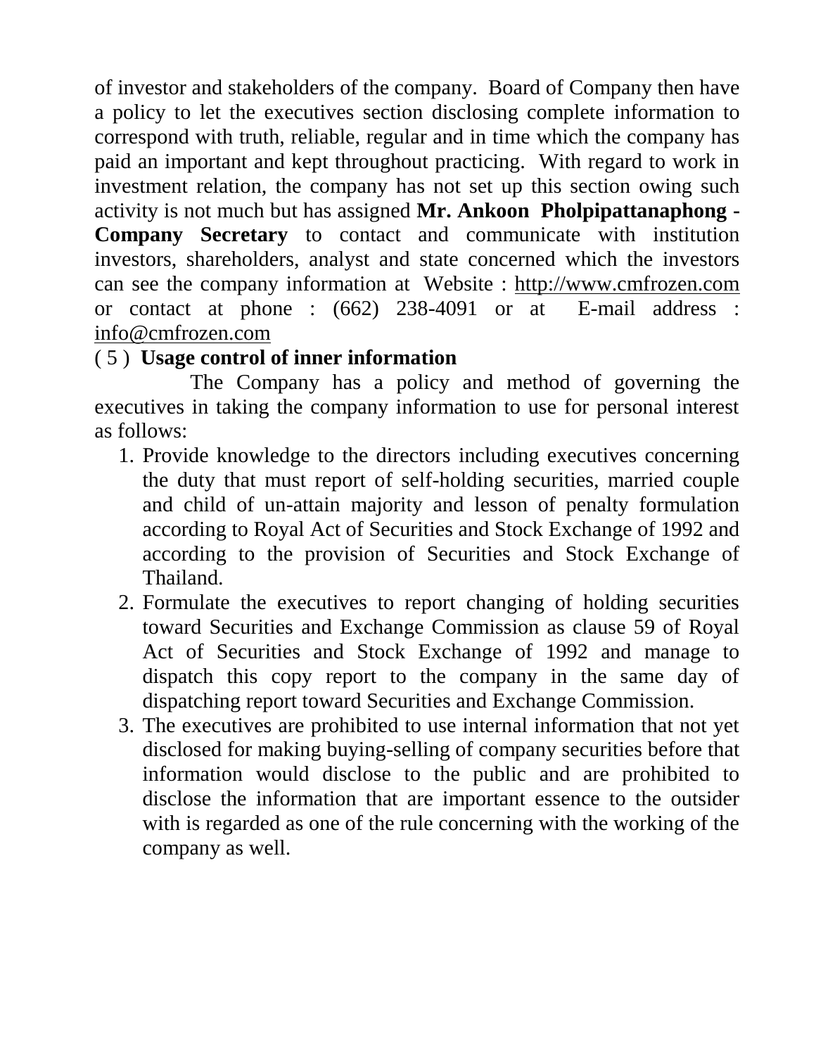of investor and stakeholders of the company. Board of Company then have a policy to let the executives section disclosing complete information to correspond with truth, reliable, regular and in time which the company has paid an important and kept throughout practicing. With regard to work in investment relation, the company has not set up this section owing such activity is not much but has assigned **Mr. Ankoon Pholpipattanaphong - Company Secretary** to contact and communicate with institution investors, shareholders, analyst and state concerned which the investors can see the company information at Website : http://www.cmfrozen.com or contact at phone : (662) 238-4091 or at E-mail address : info@cmfrozen.com

( 5 ) **Usage control of inner information**

The Company has a policy and method of governing the executives in taking the company information to use for personal interest as follows:

1. Provide knowledge to the directors including executives concerning the duty that must report of self-holding securities, married couple and child of un-attain majority and lesson of penalty formulation according to Royal Act of Securities and Stock Exchange of 1992 and according to the provision of Securities and Stock Exchange of Thailand.
2. Formulate the executives to report changing of holding securities toward Securities and Exchange Commission as clause 59 of Royal Act of Securities and Stock Exchange of 1992 and manage to dispatch this copy report to the company in the same day of dispatching report toward Securities and Exchange Commission.
3. The executives are prohibited to use internal information that not yet disclosed for making buying-selling of company securities before that information would disclose to the public and are prohibited to disclose the information that are important essence to the outsider with is regarded as one of the rule concerning with the working of the company as well.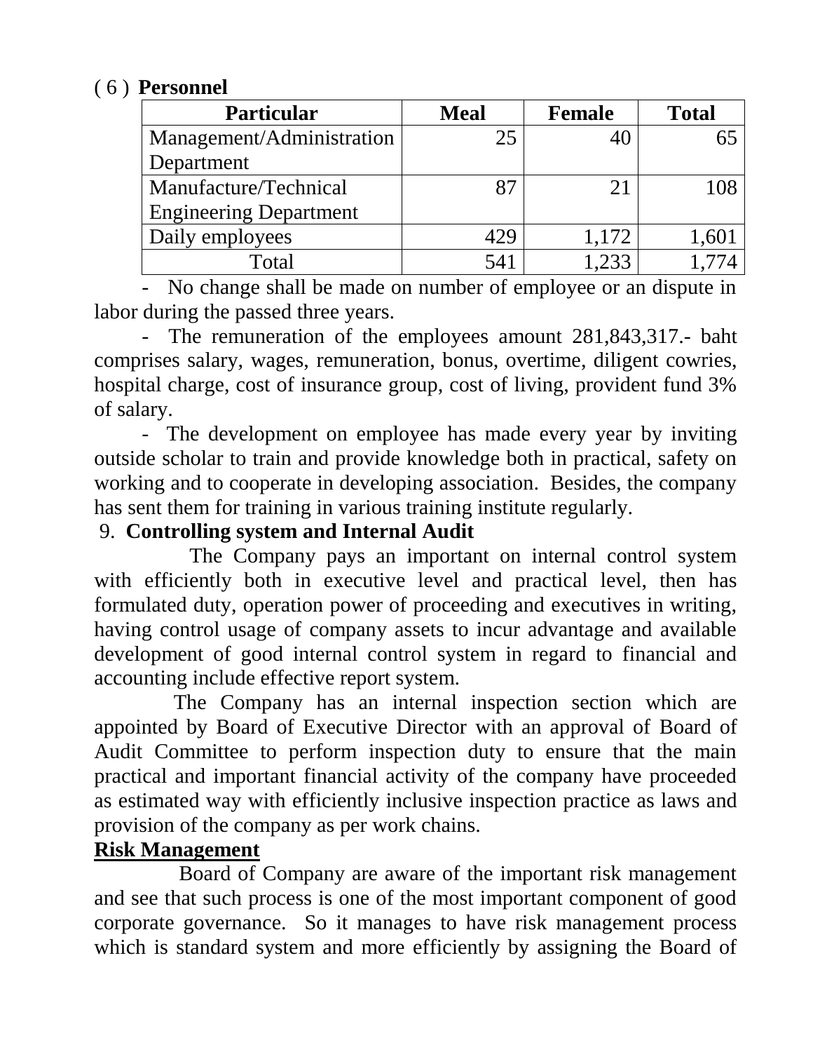( 6 ) **Personnel**

| Particular | Meal | Female | Total |
|---|---|---|---|
| Management/Administration Department | 25 | 40 | 65 |
| Manufacture/Technical Engineering Department | 87 | 21 | 108 |
| Daily employees | 429 | 1,172 | 1,601 |
| Total | 541 | 1,233 | 1,774 |

- No change shall be made on number of employee or an dispute in labor during the passed three years.
- The remuneration of the employees amount 281,843,317.- baht comprises salary, wages, remuneration, bonus, overtime, diligent cowries, hospital charge, cost of insurance group, cost of living, provident fund 3% of salary.
- The development on employee has made every year by inviting outside scholar to train and provide knowledge both in practical, safety on working and to cooperate in developing association. Besides, the company has sent them for training in various training institute regularly.

9. **Controlling system and Internal Audit**

The Company pays an important on internal control system with efficiently both in executive level and practical level, then has formulated duty, operation power of proceeding and executives in writing, having control usage of company assets to incur advantage and available development of good internal control system in regard to financial and accounting include effective report system.

The Company has an internal inspection section which are appointed by Board of Executive Director with an approval of Board of Audit Committee to perform inspection duty to ensure that the main practical and important financial activity of the company have proceeded as estimated way with efficiently inclusive inspection practice as laws and provision of the company as per work chains.

**Risk Management**

Board of Company are aware of the important risk management and see that such process is one of the most important component of good corporate governance. So it manages to have risk management process which is standard system and more efficiently by assigning the Board of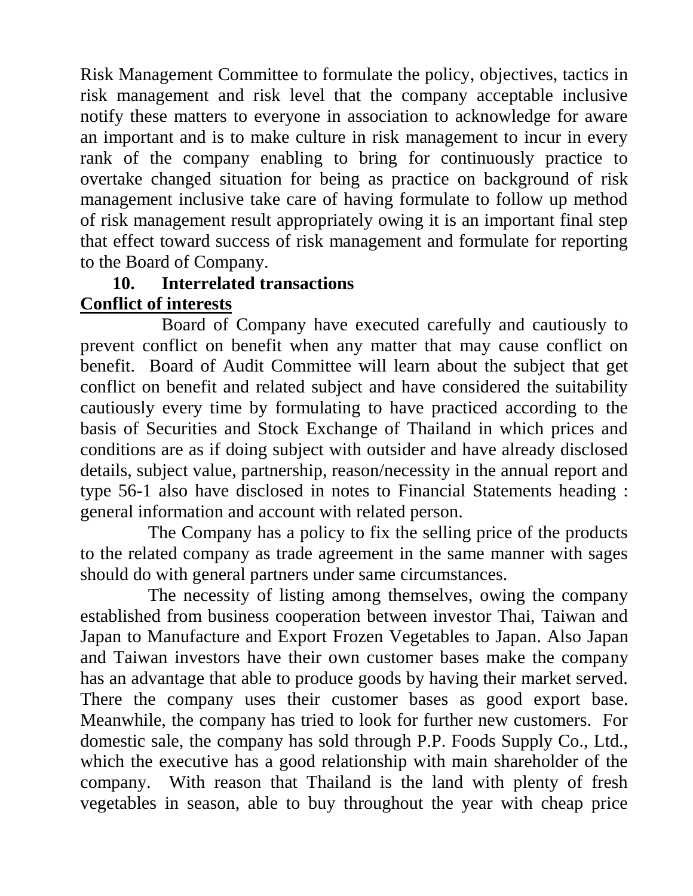Risk Management Committee to formulate the policy, objectives, tactics in risk management and risk level that the company acceptable inclusive notify these matters to everyone in association to acknowledge for aware an important and is to make culture in risk management to incur in every rank of the company enabling to bring for continuously practice to overtake changed situation for being as practice on background of risk management inclusive take care of having formulate to follow up method of risk management result appropriately owing it is an important final step that effect toward success of risk management and formulate for reporting to the Board of Company.

## 10. Interrelated transactions

**Conflict of interests**

Board of Company have executed carefully and cautiously to prevent conflict on benefit when any matter that may cause conflict on benefit. Board of Audit Committee will learn about the subject that get conflict on benefit and related subject and have considered the suitability cautiously every time by formulating to have practiced according to the basis of Securities and Stock Exchange of Thailand in which prices and conditions are as if doing subject with outsider and have already disclosed details, subject value, partnership, reason/necessity in the annual report and type 56-1 also have disclosed in notes to Financial Statements heading : general information and account with related person.

The Company has a policy to fix the selling price of the products to the related company as trade agreement in the same manner with sages should do with general partners under same circumstances.

The necessity of listing among themselves, owing the company established from business cooperation between investor Thai, Taiwan and Japan to Manufacture and Export Frozen Vegetables to Japan. Also Japan and Taiwan investors have their own customer bases make the company has an advantage that able to produce goods by having their market served. There the company uses their customer bases as good export base. Meanwhile, the company has tried to look for further new customers. For domestic sale, the company has sold through P.P. Foods Supply Co., Ltd., which the executive has a good relationship with main shareholder of the company. With reason that Thailand is the land with plenty of fresh vegetables in season, able to buy throughout the year with cheap price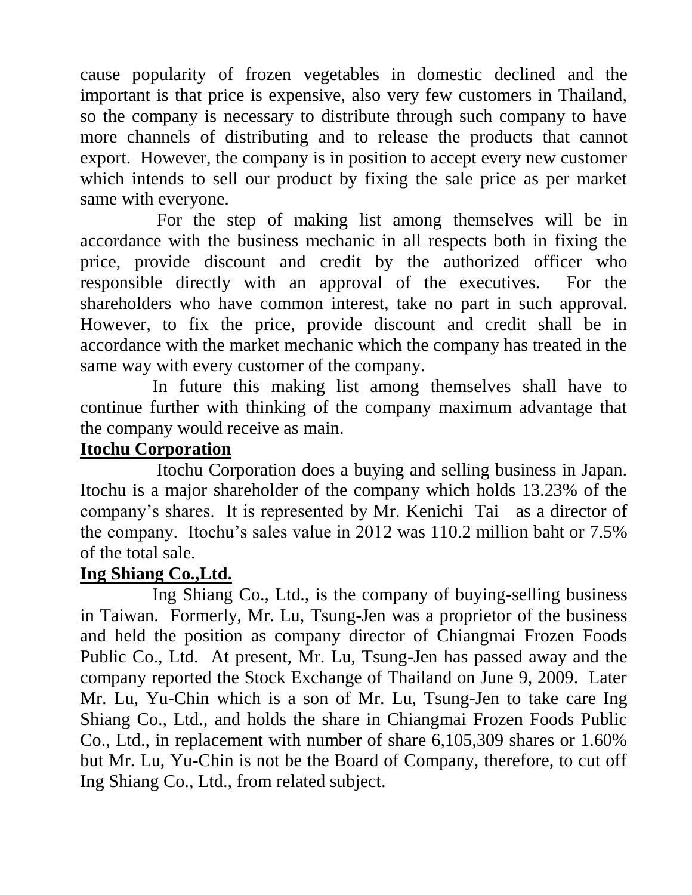cause popularity of frozen vegetables in domestic declined and the important is that price is expensive, also very few customers in Thailand, so the company is necessary to distribute through such company to have more channels of distributing and to release the products that cannot export. However, the company is in position to accept every new customer which intends to sell our product by fixing the sale price as per market same with everyone.

For the step of making list among themselves will be in accordance with the business mechanic in all respects both in fixing the price, provide discount and credit by the authorized officer who responsible directly with an approval of the executives. For the shareholders who have common interest, take no part in such approval. However, to fix the price, provide discount and credit shall be in accordance with the market mechanic which the company has treated in the same way with every customer of the company.

In future this making list among themselves shall have to continue further with thinking of the company maximum advantage that the company would receive as main.

**Itochu Corporation**

Itochu Corporation does a buying and selling business in Japan. Itochu is a major shareholder of the company which holds 13.23% of the company's shares. It is represented by Mr. Kenichi Tai as a director of the company. Itochu's sales value in 2012 was 110.2 million baht or 7.5% of the total sale.

**Ing Shiang Co.,Ltd.**

Ing Shiang Co., Ltd., is the company of buying-selling business in Taiwan. Formerly, Mr. Lu, Tsung-Jen was a proprietor of the business and held the position as company director of Chiangmai Frozen Foods Public Co., Ltd. At present, Mr. Lu, Tsung-Jen has passed away and the company reported the Stock Exchange of Thailand on June 9, 2009. Later Mr. Lu, Yu-Chin which is a son of Mr. Lu, Tsung-Jen to take care Ing Shiang Co., Ltd., and holds the share in Chiangmai Frozen Foods Public Co., Ltd., in replacement with number of share 6,105,309 shares or 1.60% but Mr. Lu, Yu-Chin is not be the Board of Company, therefore, to cut off Ing Shiang Co., Ltd., from related subject.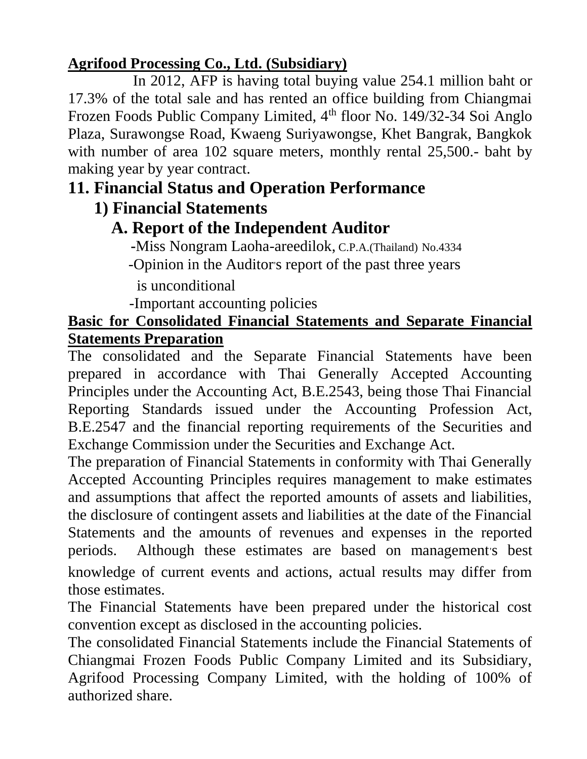**Agrifood Processing Co., Ltd. (Subsidiary)**

In 2012, AFP is having total buying value 254.1 million baht or 17.3% of the total sale and has rented an office building from Chiangmai Frozen Foods Public Company Limited, 4th floor No. 149/32-34 Soi Anglo Plaza, Surawongse Road, Kwaeng Suriyawongse, Khet Bangrak, Bangkok with number of area 102 square meters, monthly rental 25,500.- baht by making year by year contract.

# 11. Financial Status and Operation Performance

## 1) Financial Statements

### A. Report of the Independent Auditor

-Miss Nongram Laoha-areedilok, C.P.A.(Thailand) No.4334

-Opinion in the Auditor's report of the past three years is unconditional

-Important accounting policies

**Basic for Consolidated Financial Statements and Separate Financial Statements Preparation**

The consolidated and the Separate Financial Statements have been prepared in accordance with Thai Generally Accepted Accounting Principles under the Accounting Act, B.E.2543, being those Thai Financial Reporting Standards issued under the Accounting Profession Act, B.E.2547 and the financial reporting requirements of the Securities and Exchange Commission under the Securities and Exchange Act.

The preparation of Financial Statements in conformity with Thai Generally Accepted Accounting Principles requires management to make estimates and assumptions that affect the reported amounts of assets and liabilities, the disclosure of contingent assets and liabilities at the date of the Financial Statements and the amounts of revenues and expenses in the reported periods. Although these estimates are based on management's best knowledge of current events and actions, actual results may differ from those estimates.

The Financial Statements have been prepared under the historical cost convention except as disclosed in the accounting policies.

The consolidated Financial Statements include the Financial Statements of Chiangmai Frozen Foods Public Company Limited and its Subsidiary, Agrifood Processing Company Limited, with the holding of 100% of authorized share.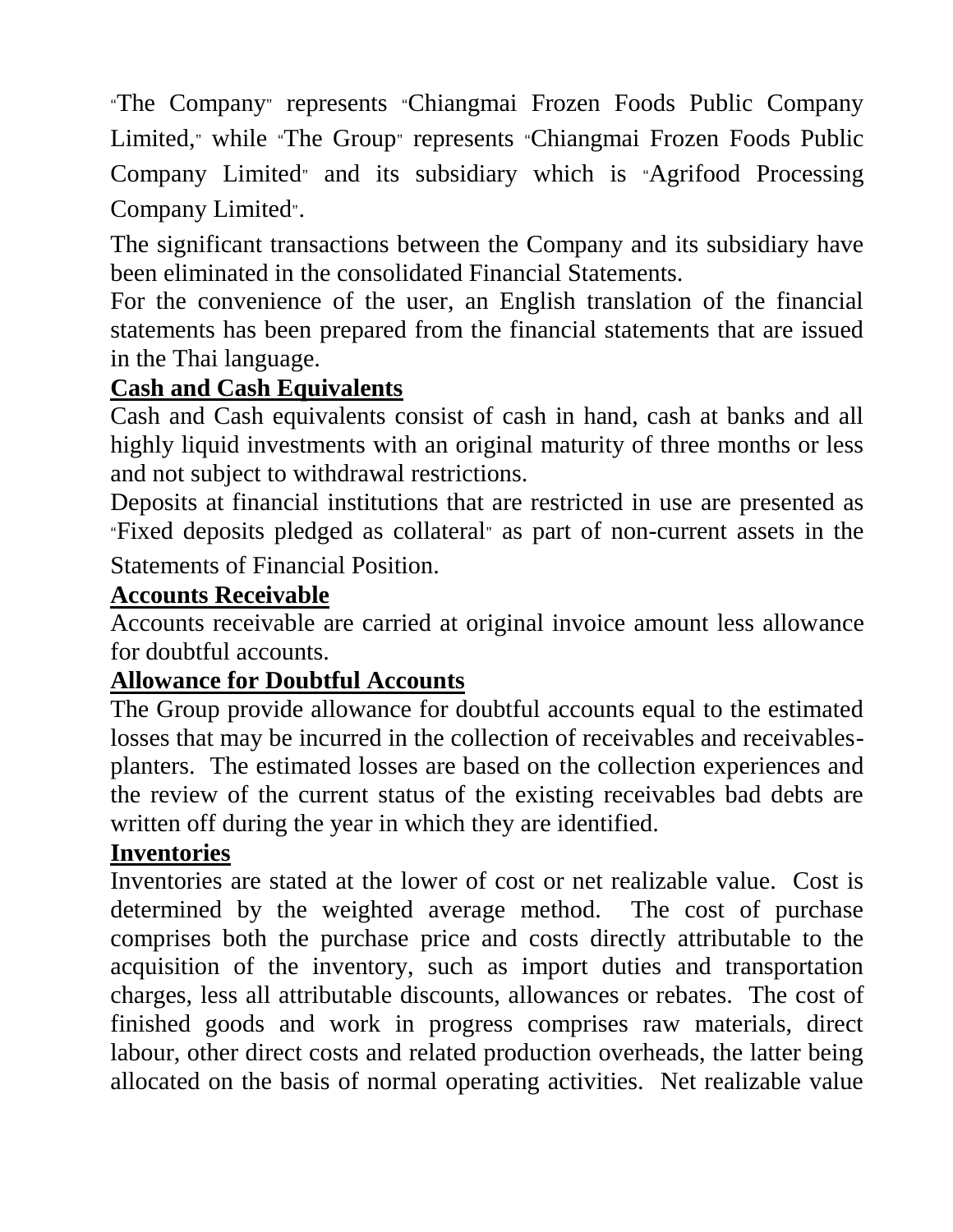"The Company" represents "Chiangmai Frozen Foods Public Company Limited," while "The Group" represents "Chiangmai Frozen Foods Public Company Limited" and its subsidiary which is "Agrifood Processing Company Limited".

The significant transactions between the Company and its subsidiary have been eliminated in the consolidated Financial Statements.

For the convenience of the user, an English translation of the financial statements has been prepared from the financial statements that are issued in the Thai language.

**Cash and Cash Equivalents**

Cash and Cash equivalents consist of cash in hand, cash at banks and all highly liquid investments with an original maturity of three months or less and not subject to withdrawal restrictions.

Deposits at financial institutions that are restricted in use are presented as "Fixed deposits pledged as collateral" as part of non-current assets in the Statements of Financial Position.

**Accounts Receivable**

Accounts receivable are carried at original invoice amount less allowance for doubtful accounts.

**Allowance for Doubtful Accounts**

The Group provide allowance for doubtful accounts equal to the estimated losses that may be incurred in the collection of receivables and receivables-planters. The estimated losses are based on the collection experiences and the review of the current status of the existing receivables bad debts are written off during the year in which they are identified.

**Inventories**

Inventories are stated at the lower of cost or net realizable value. Cost is determined by the weighted average method. The cost of purchase comprises both the purchase price and costs directly attributable to the acquisition of the inventory, such as import duties and transportation charges, less all attributable discounts, allowances or rebates. The cost of finished goods and work in progress comprises raw materials, direct labour, other direct costs and related production overheads, the latter being allocated on the basis of normal operating activities. Net realizable value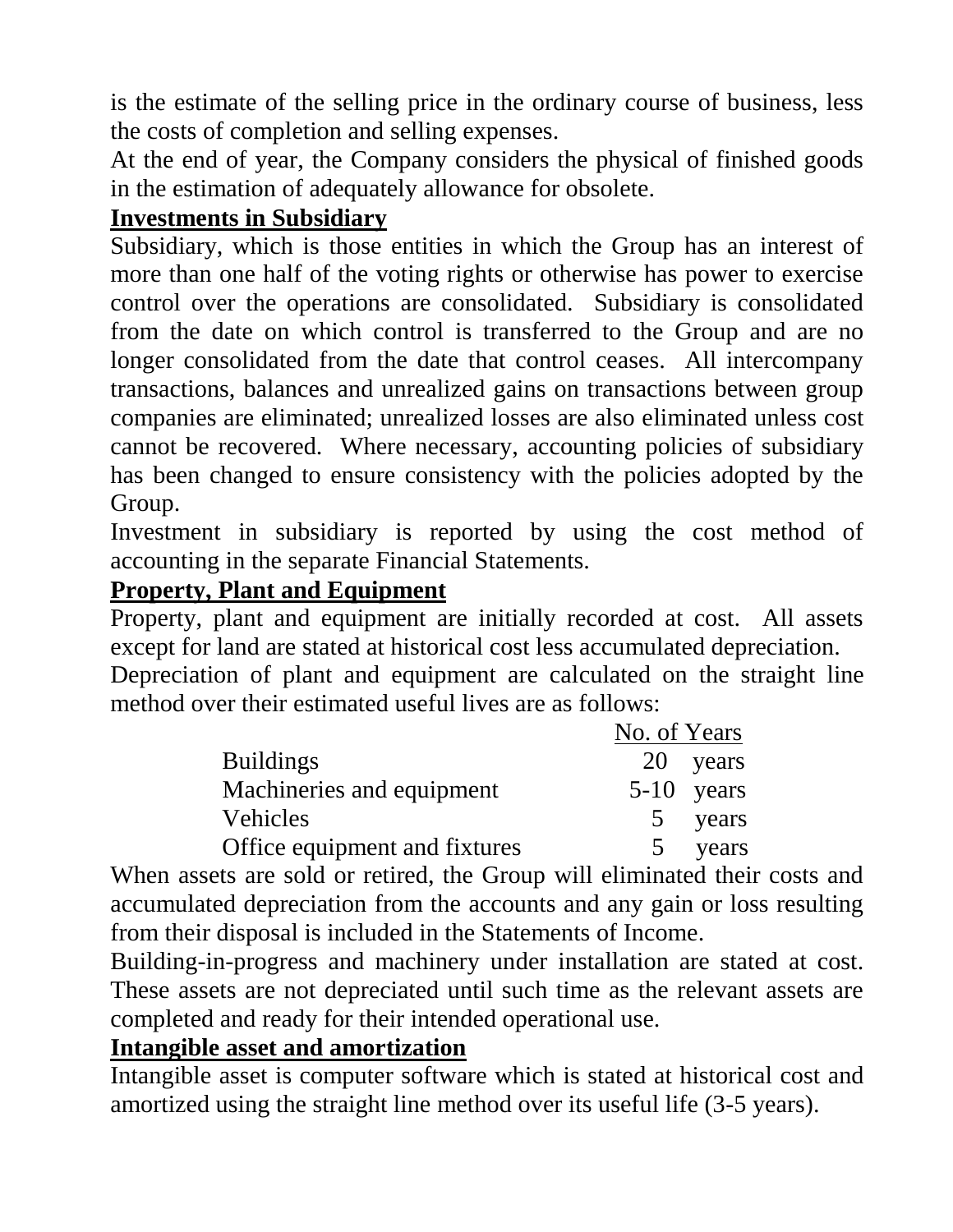is the estimate of the selling price in the ordinary course of business, less the costs of completion and selling expenses.

At the end of year, the Company considers the physical of finished goods in the estimation of adequately allowance for obsolete.

**Investments in Subsidiary**

Subsidiary, which is those entities in which the Group has an interest of more than one half of the voting rights or otherwise has power to exercise control over the operations are consolidated. Subsidiary is consolidated from the date on which control is transferred to the Group and are no longer consolidated from the date that control ceases. All intercompany transactions, balances and unrealized gains on transactions between group companies are eliminated; unrealized losses are also eliminated unless cost cannot be recovered. Where necessary, accounting policies of subsidiary has been changed to ensure consistency with the policies adopted by the Group.

Investment in subsidiary is reported by using the cost method of accounting in the separate Financial Statements.

**Property, Plant and Equipment**

Property, plant and equipment are initially recorded at cost. All assets except for land are stated at historical cost less accumulated depreciation.

Depreciation of plant and equipment are calculated on the straight line method over their estimated useful lives are as follows:

| | No. of Years |
|---|---|
| Buildings | 20 years |
| Machineries and equipment | 5-10 years |
| Vehicles | 5 years |
| Office equipment and fixtures | 5 years |

When assets are sold or retired, the Group will eliminated their costs and accumulated depreciation from the accounts and any gain or loss resulting from their disposal is included in the Statements of Income.

Building-in-progress and machinery under installation are stated at cost. These assets are not depreciated until such time as the relevant assets are completed and ready for their intended operational use.

**Intangible asset and amortization**

Intangible asset is computer software which is stated at historical cost and amortized using the straight line method over its useful life (3-5 years).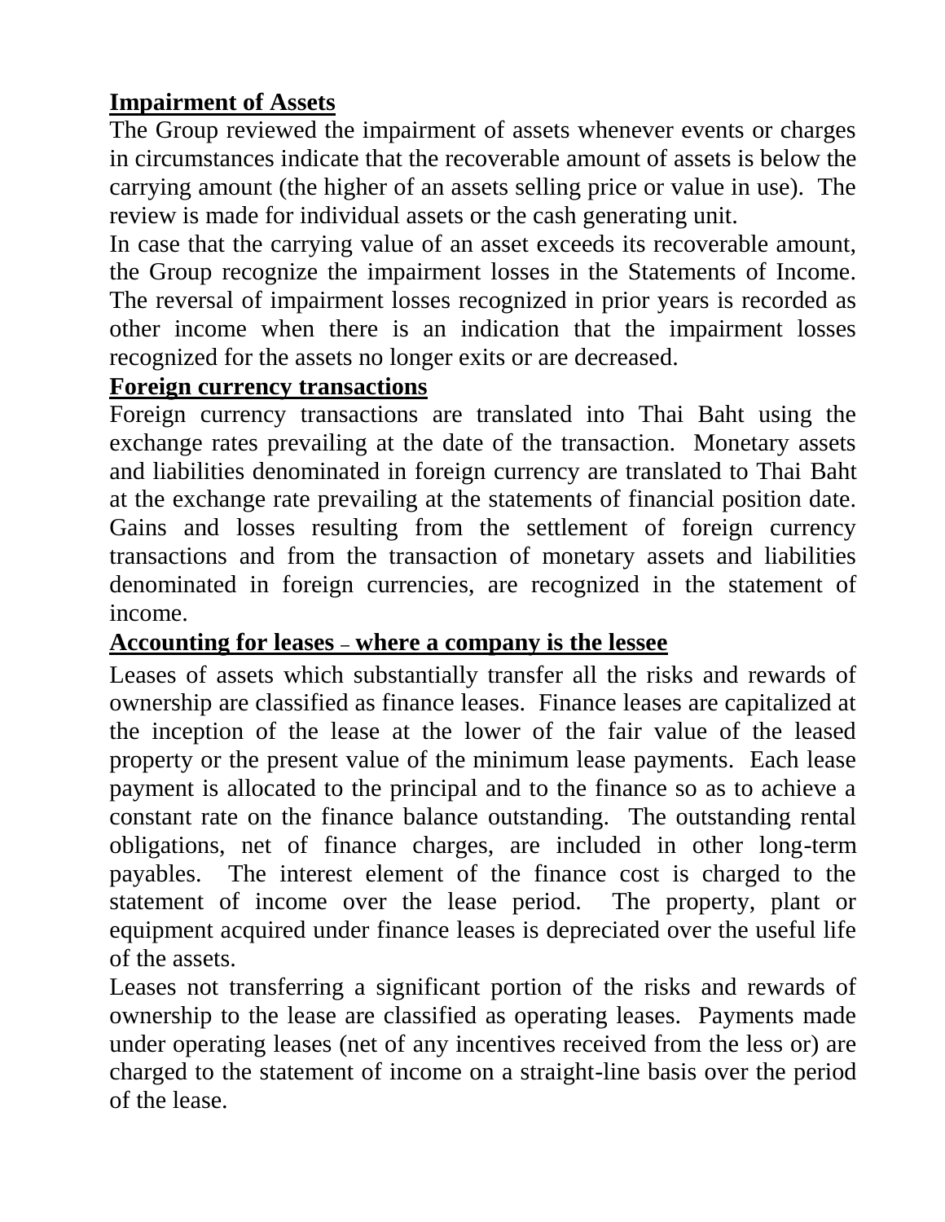**Impairment of Assets**

The Group reviewed the impairment of assets whenever events or charges in circumstances indicate that the recoverable amount of assets is below the carrying amount (the higher of an assets selling price or value in use). The review is made for individual assets or the cash generating unit.

In case that the carrying value of an asset exceeds its recoverable amount, the Group recognize the impairment losses in the Statements of Income. The reversal of impairment losses recognized in prior years is recorded as other income when there is an indication that the impairment losses recognized for the assets no longer exits or are decreased.

**Foreign currency transactions**

Foreign currency transactions are translated into Thai Baht using the exchange rates prevailing at the date of the transaction. Monetary assets and liabilities denominated in foreign currency are translated to Thai Baht at the exchange rate prevailing at the statements of financial position date. Gains and losses resulting from the settlement of foreign currency transactions and from the transaction of monetary assets and liabilities denominated in foreign currencies, are recognized in the statement of income.

**Accounting for leases – where a company is the lessee**

Leases of assets which substantially transfer all the risks and rewards of ownership are classified as finance leases. Finance leases are capitalized at the inception of the lease at the lower of the fair value of the leased property or the present value of the minimum lease payments. Each lease payment is allocated to the principal and to the finance so as to achieve a constant rate on the finance balance outstanding. The outstanding rental obligations, net of finance charges, are included in other long-term payables. The interest element of the finance cost is charged to the statement of income over the lease period. The property, plant or equipment acquired under finance leases is depreciated over the useful life of the assets.

Leases not transferring a significant portion of the risks and rewards of ownership to the lease are classified as operating leases. Payments made under operating leases (net of any incentives received from the less or) are charged to the statement of income on a straight-line basis over the period of the lease.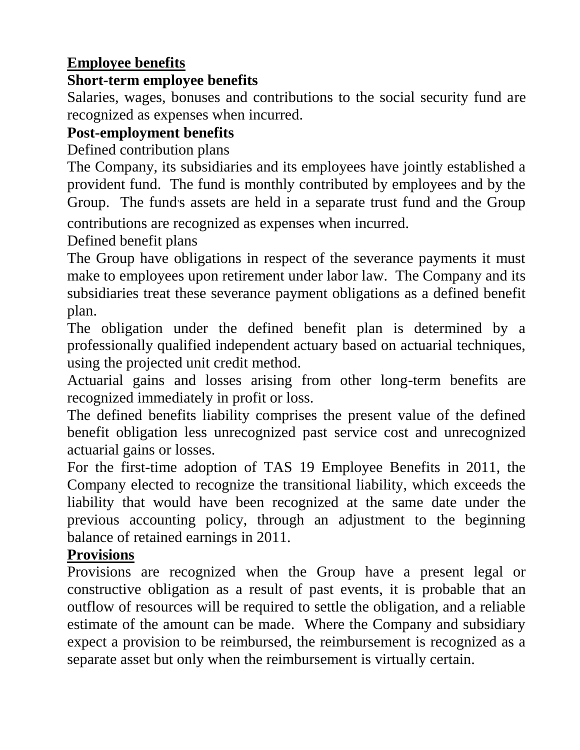**Employee benefits**

**Short-term employee benefits**

Salaries, wages, bonuses and contributions to the social security fund are recognized as expenses when incurred.

**Post-employment benefits**

Defined contribution plans

The Company, its subsidiaries and its employees have jointly established a provident fund. The fund is monthly contributed by employees and by the Group. The fund's assets are held in a separate trust fund and the Group contributions are recognized as expenses when incurred.

Defined benefit plans

The Group have obligations in respect of the severance payments it must make to employees upon retirement under labor law. The Company and its subsidiaries treat these severance payment obligations as a defined benefit plan.

The obligation under the defined benefit plan is determined by a professionally qualified independent actuary based on actuarial techniques, using the projected unit credit method.

Actuarial gains and losses arising from other long-term benefits are recognized immediately in profit or loss.

The defined benefits liability comprises the present value of the defined benefit obligation less unrecognized past service cost and unrecognized actuarial gains or losses.

For the first-time adoption of TAS 19 Employee Benefits in 2011, the Company elected to recognize the transitional liability, which exceeds the liability that would have been recognized at the same date under the previous accounting policy, through an adjustment to the beginning balance of retained earnings in 2011.

**Provisions**

Provisions are recognized when the Group have a present legal or constructive obligation as a result of past events, it is probable that an outflow of resources will be required to settle the obligation, and a reliable estimate of the amount can be made. Where the Company and subsidiary expect a provision to be reimbursed, the reimbursement is recognized as a separate asset but only when the reimbursement is virtually certain.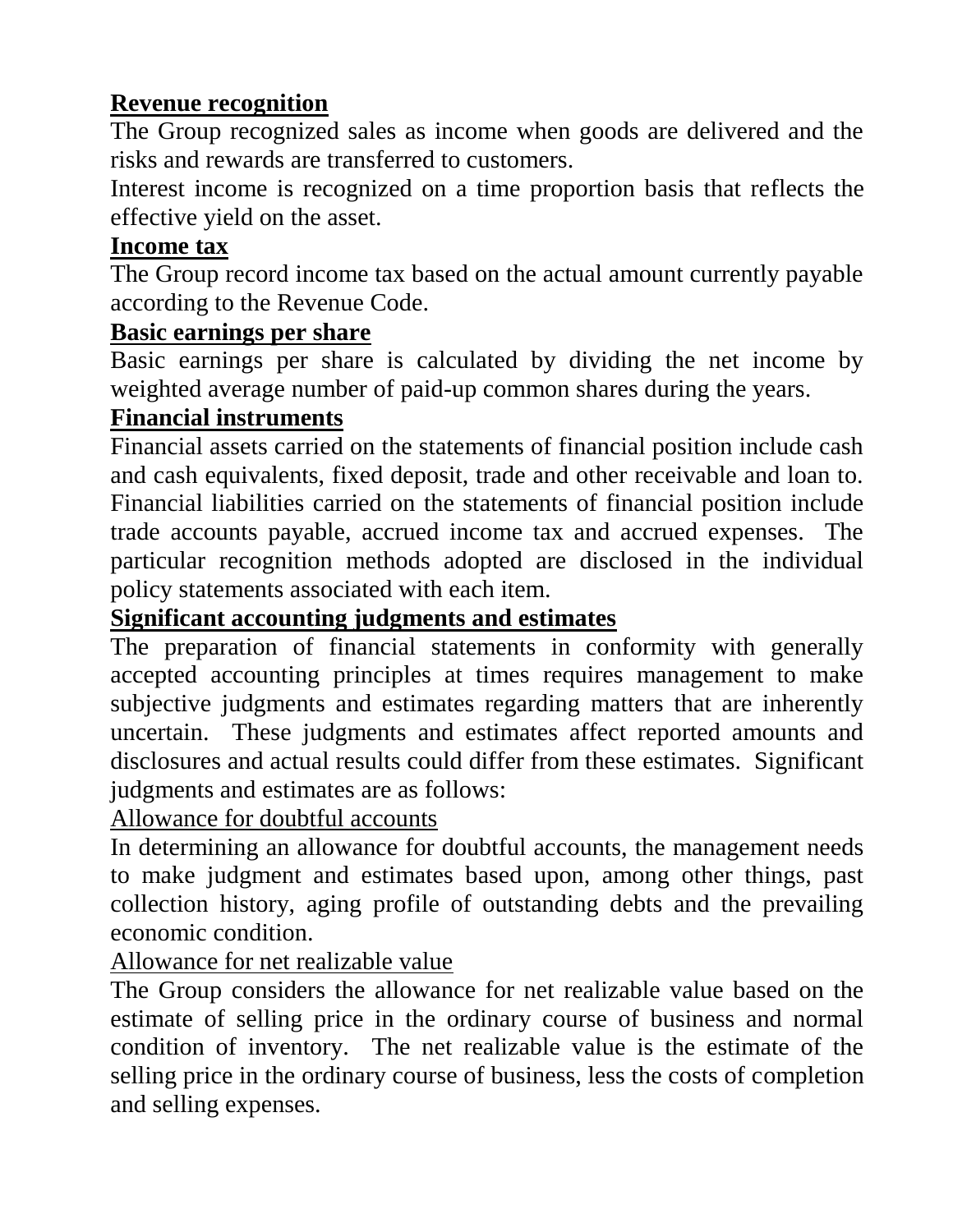**Revenue recognition**

The Group recognized sales as income when goods are delivered and the risks and rewards are transferred to customers.

Interest income is recognized on a time proportion basis that reflects the effective yield on the asset.

**Income tax**

The Group record income tax based on the actual amount currently payable according to the Revenue Code.

**Basic earnings per share**

Basic earnings per share is calculated by dividing the net income by weighted average number of paid-up common shares during the years.

**Financial instruments**

Financial assets carried on the statements of financial position include cash and cash equivalents, fixed deposit, trade and other receivable and loan to. Financial liabilities carried on the statements of financial position include trade accounts payable, accrued income tax and accrued expenses. The particular recognition methods adopted are disclosed in the individual policy statements associated with each item.

**Significant accounting judgments and estimates**

The preparation of financial statements in conformity with generally accepted accounting principles at times requires management to make subjective judgments and estimates regarding matters that are inherently uncertain. These judgments and estimates affect reported amounts and disclosures and actual results could differ from these estimates. Significant judgments and estimates are as follows:

Allowance for doubtful accounts

In determining an allowance for doubtful accounts, the management needs to make judgment and estimates based upon, among other things, past collection history, aging profile of outstanding debts and the prevailing economic condition.

Allowance for net realizable value

The Group considers the allowance for net realizable value based on the estimate of selling price in the ordinary course of business and normal condition of inventory. The net realizable value is the estimate of the selling price in the ordinary course of business, less the costs of completion and selling expenses.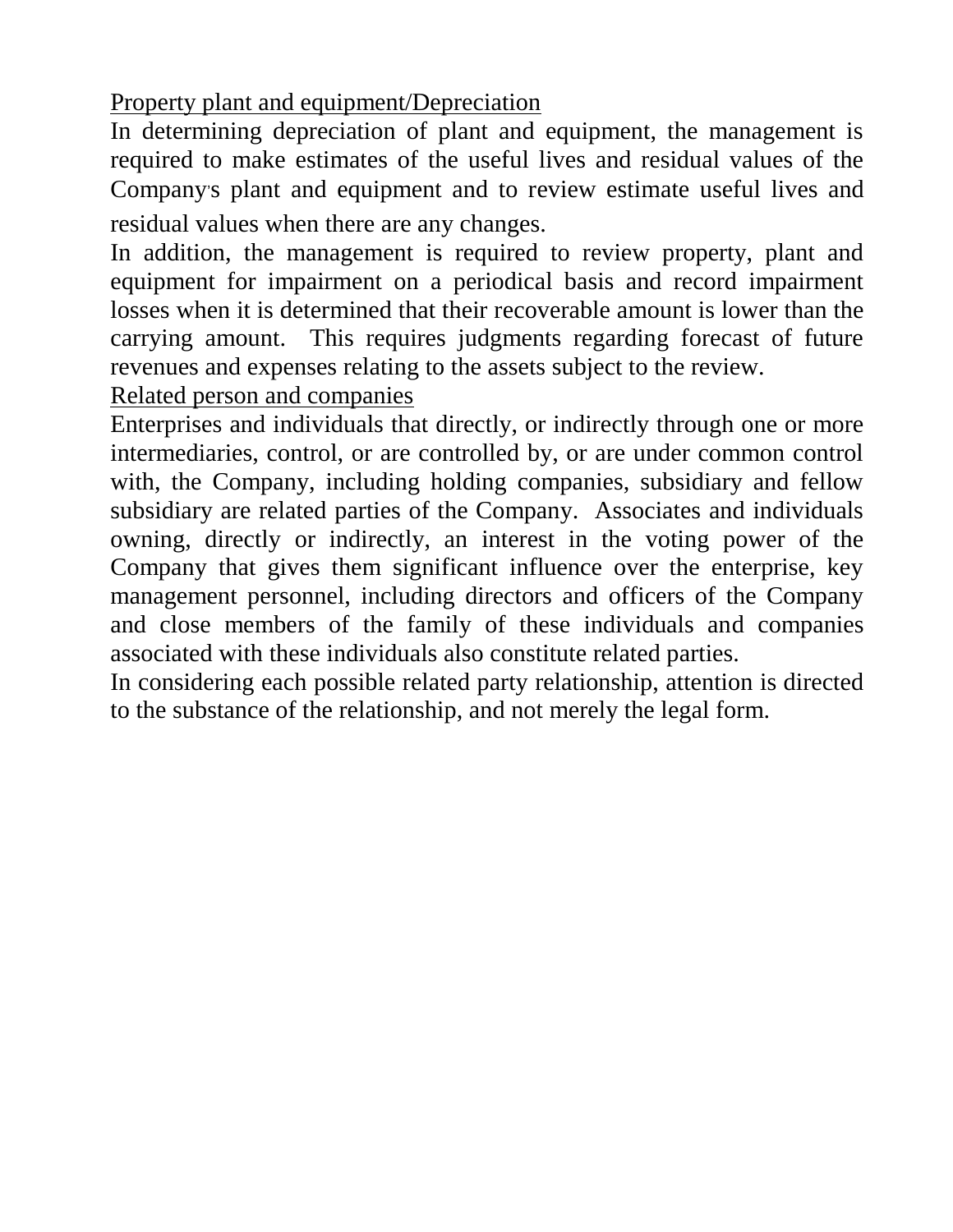<u>Property plant and equipment/Depreciation</u>

In determining depreciation of plant and equipment, the management is required to make estimates of the useful lives and residual values of the Company's plant and equipment and to review estimate useful lives and residual values when there are any changes.

In addition, the management is required to review property, plant and equipment for impairment on a periodical basis and record impairment losses when it is determined that their recoverable amount is lower than the carrying amount. This requires judgments regarding forecast of future revenues and expenses relating to the assets subject to the review.

<u>Related person and companies</u>

Enterprises and individuals that directly, or indirectly through one or more intermediaries, control, or are controlled by, or are under common control with, the Company, including holding companies, subsidiary and fellow subsidiary are related parties of the Company. Associates and individuals owning, directly or indirectly, an interest in the voting power of the Company that gives them significant influence over the enterprise, key management personnel, including directors and officers of the Company and close members of the family of these individuals and companies associated with these individuals also constitute related parties.

In considering each possible related party relationship, attention is directed to the substance of the relationship, and not merely the legal form.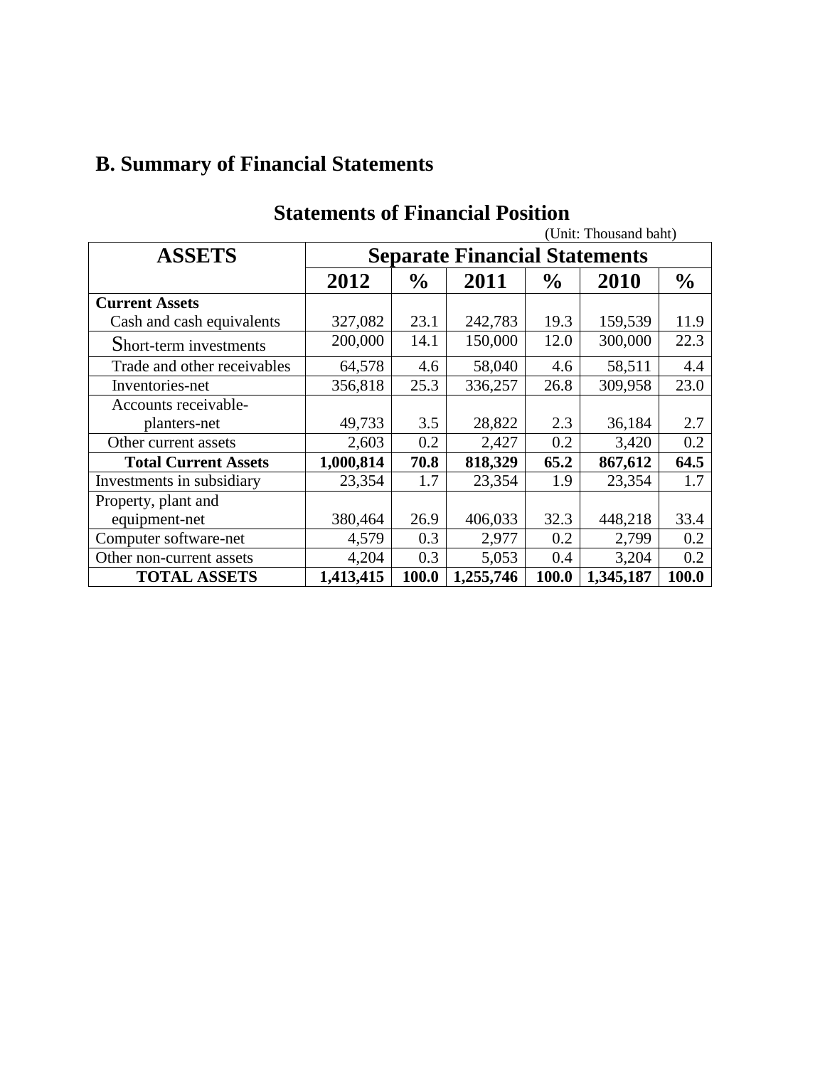## B. Summary of Financial Statements

### Statements of Financial Position

(Unit: Thousand baht)

| ASSETS | Separate Financial Statements | | | | | |
|---|---|---|---|---|---|---|
| | **2012** | **%** | **2011** | **%** | **2010** | **%** |
| **Current Assets** | | | | | | |
| Cash and cash equivalents | 327,082 | 23.1 | 242,783 | 19.3 | 159,539 | 11.9 |
| Short-term investments | 200,000 | 14.1 | 150,000 | 12.0 | 300,000 | 22.3 |
| Trade and other receivables | 64,578 | 4.6 | 58,040 | 4.6 | 58,511 | 4.4 |
| Inventories-net | 356,818 | 25.3 | 336,257 | 26.8 | 309,958 | 23.0 |
| Accounts receivable-planters-net | 49,733 | 3.5 | 28,822 | 2.3 | 36,184 | 2.7 |
| Other current assets | 2,603 | 0.2 | 2,427 | 0.2 | 3,420 | 0.2 |
| **Total Current Assets** | **1,000,814** | **70.8** | **818,329** | **65.2** | **867,612** | **64.5** |
| Investments in subsidiary | 23,354 | 1.7 | 23,354 | 1.9 | 23,354 | 1.7 |
| Property, plant and equipment-net | 380,464 | 26.9 | 406,033 | 32.3 | 448,218 | 33.4 |
| Computer software-net | 4,579 | 0.3 | 2,977 | 0.2 | 2,799 | 0.2 |
| Other non-current assets | 4,204 | 0.3 | 5,053 | 0.4 | 3,204 | 0.2 |
| **TOTAL ASSETS** | **1,413,415** | **100.0** | **1,255,746** | **100.0** | **1,345,187** | **100.0** |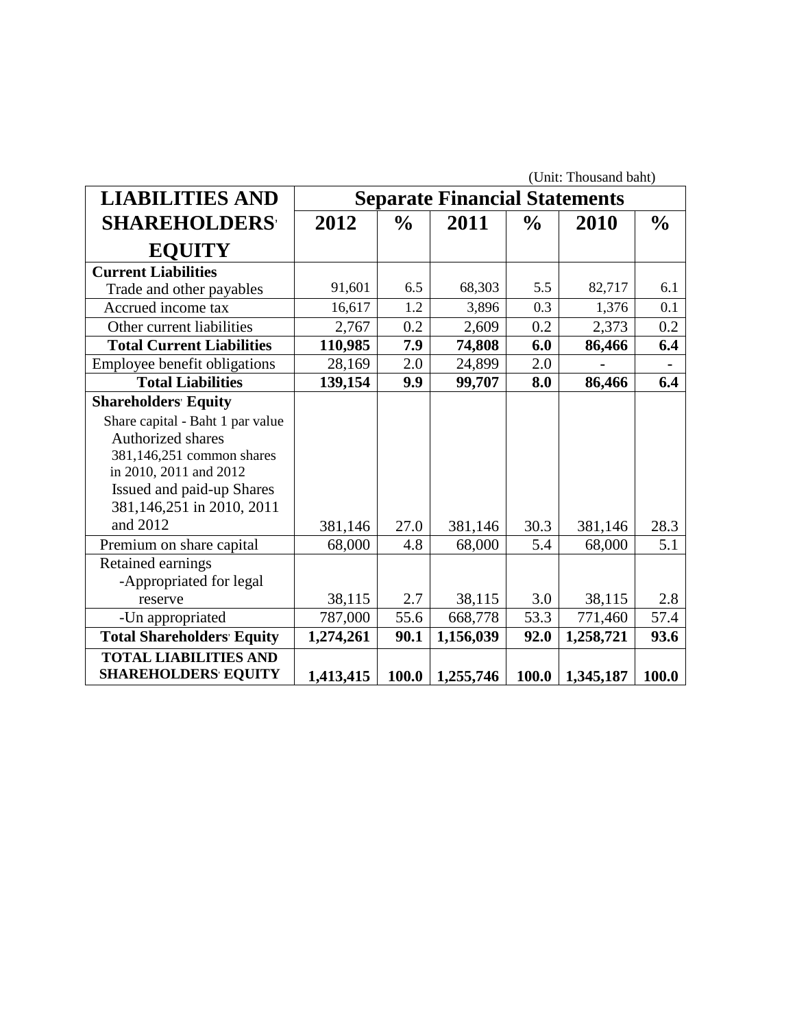(Unit: Thousand baht)

| LIABILITIES AND SHAREHOLDERS' EQUITY | Separate Financial Statements | | | | | |
|---|---|---|---|---|---|---|
| | 2012 | % | 2011 | % | 2010 | % |
| **Current Liabilities** | | | | | | |
| Trade and other payables | 91,601 | 6.5 | 68,303 | 5.5 | 82,717 | 6.1 |
| Accrued income tax | 16,617 | 1.2 | 3,896 | 0.3 | 1,376 | 0.1 |
| Other current liabilities | 2,767 | 0.2 | 2,609 | 0.2 | 2,373 | 0.2 |
| **Total Current Liabilities** | **110,985** | **7.9** | **74,808** | **6.0** | **86,466** | **6.4** |
| Employee benefit obligations | 28,169 | 2.0 | 24,899 | 2.0 | - | - |
| **Total Liabilities** | **139,154** | **9.9** | **99,707** | **8.0** | **86,466** | **6.4** |
| **Shareholders' Equity** | | | | | | |
| Share capital - Baht 1 par value Authorized shares 381,146,251 common shares in 2010, 2011 and 2012 Issued and paid-up Shares 381,146,251 in 2010, 2011 and 2012 | 381,146 | 27.0 | 381,146 | 30.3 | 381,146 | 28.3 |
| Premium on share capital | 68,000 | 4.8 | 68,000 | 5.4 | 68,000 | 5.1 |
| Retained earnings -Appropriated for legal reserve | 38,115 | 2.7 | 38,115 | 3.0 | 38,115 | 2.8 |
| -Un appropriated | 787,000 | 55.6 | 668,778 | 53.3 | 771,460 | 57.4 |
| **Total Shareholders' Equity** | **1,274,261** | **90.1** | **1,156,039** | **92.0** | **1,258,721** | **93.6** |
| **TOTAL LIABILITIES AND SHAREHOLDERS' EQUITY** | **1,413,415** | **100.0** | **1,255,746** | **100.0** | **1,345,187** | **100.0** |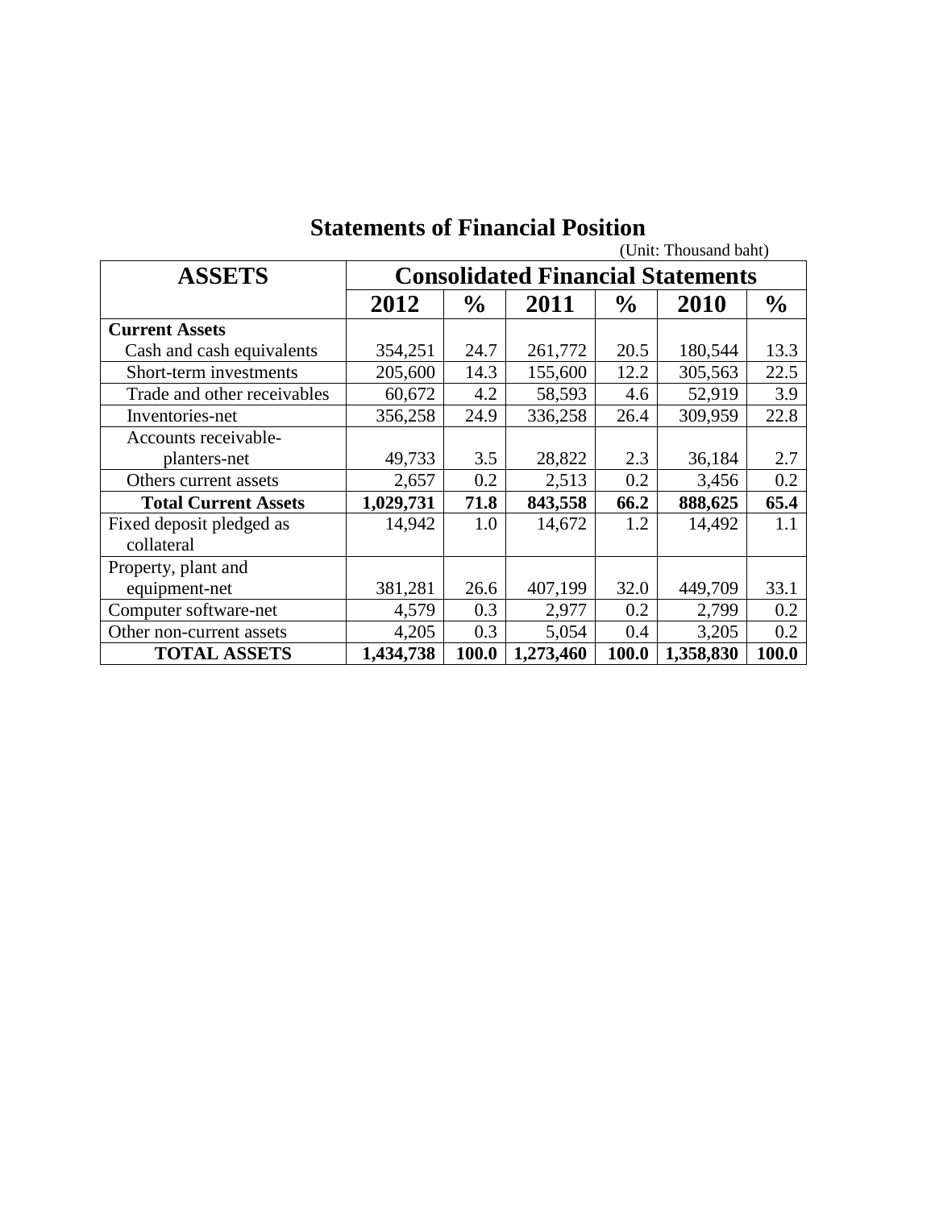# Statements of Financial Position

(Unit: Thousand baht)

| ASSETS | Consolidated Financial Statements | | | | | |
|---|---|---|---|---|---|---|
| | **2012** | **%** | **2011** | **%** | **2010** | **%** |
| **Current Assets** | | | | | | |
| Cash and cash equivalents | 354,251 | 24.7 | 261,772 | 20.5 | 180,544 | 13.3 |
| Short-term investments | 205,600 | 14.3 | 155,600 | 12.2 | 305,563 | 22.5 |
| Trade and other receivables | 60,672 | 4.2 | 58,593 | 4.6 | 52,919 | 3.9 |
| Inventories-net | 356,258 | 24.9 | 336,258 | 26.4 | 309,959 | 22.8 |
| Accounts receivable-planters-net | 49,733 | 3.5 | 28,822 | 2.3 | 36,184 | 2.7 |
| Others current assets | 2,657 | 0.2 | 2,513 | 0.2 | 3,456 | 0.2 |
| **Total Current Assets** | **1,029,731** | **71.8** | **843,558** | **66.2** | **888,625** | **65.4** |
| Fixed deposit pledged as collateral | 14,942 | 1.0 | 14,672 | 1.2 | 14,492 | 1.1 |
| Property, plant and equipment-net | 381,281 | 26.6 | 407,199 | 32.0 | 449,709 | 33.1 |
| Computer software-net | 4,579 | 0.3 | 2,977 | 0.2 | 2,799 | 0.2 |
| Other non-current assets | 4,205 | 0.3 | 5,054 | 0.4 | 3,205 | 0.2 |
| **TOTAL ASSETS** | **1,434,738** | **100.0** | **1,273,460** | **100.0** | **1,358,830** | **100.0** |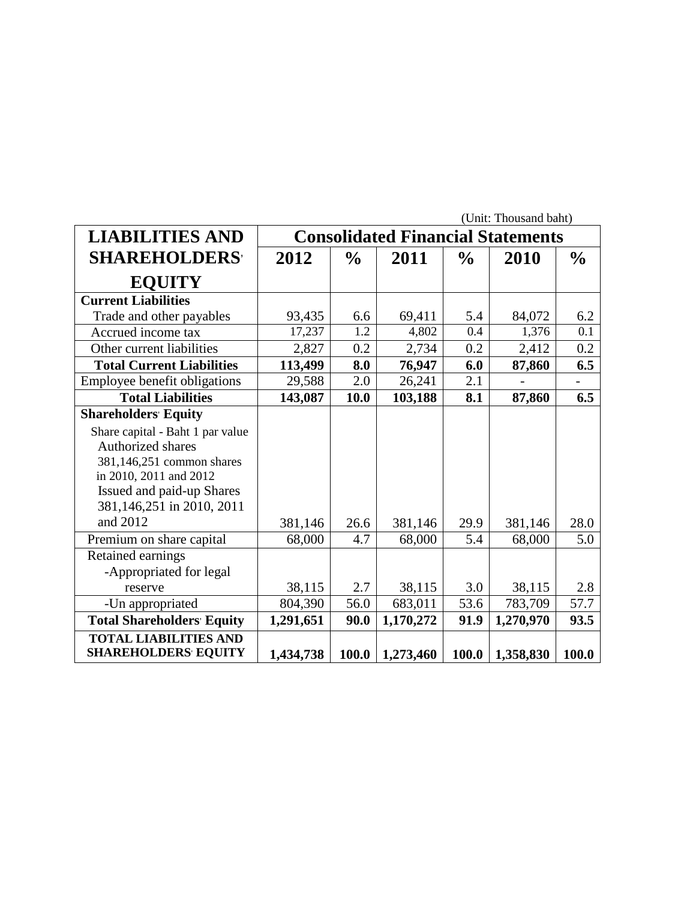(Unit: Thousand baht)

| LIABILITIES AND SHAREHOLDERS' EQUITY | Consolidated Financial Statements | | | | | |
|---|---|---|---|---|---|---|
| | 2012 | % | 2011 | % | 2010 | % |
| **Current Liabilities** | | | | | | |
| Trade and other payables | 93,435 | 6.6 | 69,411 | 5.4 | 84,072 | 6.2 |
| Accrued income tax | 17,237 | 1.2 | 4,802 | 0.4 | 1,376 | 0.1 |
| Other current liabilities | 2,827 | 0.2 | 2,734 | 0.2 | 2,412 | 0.2 |
| **Total Current Liabilities** | **113,499** | **8.0** | **76,947** | **6.0** | **87,860** | **6.5** |
| Employee benefit obligations | 29,588 | 2.0 | 26,241 | 2.1 | - | - |
| **Total Liabilities** | **143,087** | **10.0** | **103,188** | **8.1** | **87,860** | **6.5** |
| **Shareholders' Equity** | | | | | | |
| Share capital - Baht 1 par value Authorized shares 381,146,251 common shares in 2010, 2011 and 2012 Issued and paid-up Shares 381,146,251 in 2010, 2011 and 2012 | 381,146 | 26.6 | 381,146 | 29.9 | 381,146 | 28.0 |
| Premium on share capital | 68,000 | 4.7 | 68,000 | 5.4 | 68,000 | 5.0 |
| Retained earnings | | | | | | |
| -Appropriated for legal reserve | 38,115 | 2.7 | 38,115 | 3.0 | 38,115 | 2.8 |
| -Un appropriated | 804,390 | 56.0 | 683,011 | 53.6 | 783,709 | 57.7 |
| **Total Shareholders' Equity** | **1,291,651** | **90.0** | **1,170,272** | **91.9** | **1,270,970** | **93.5** |
| **TOTAL LIABILITIES AND SHAREHOLDERS' EQUITY** | **1,434,738** | **100.0** | **1,273,460** | **100.0** | **1,358,830** | **100.0** |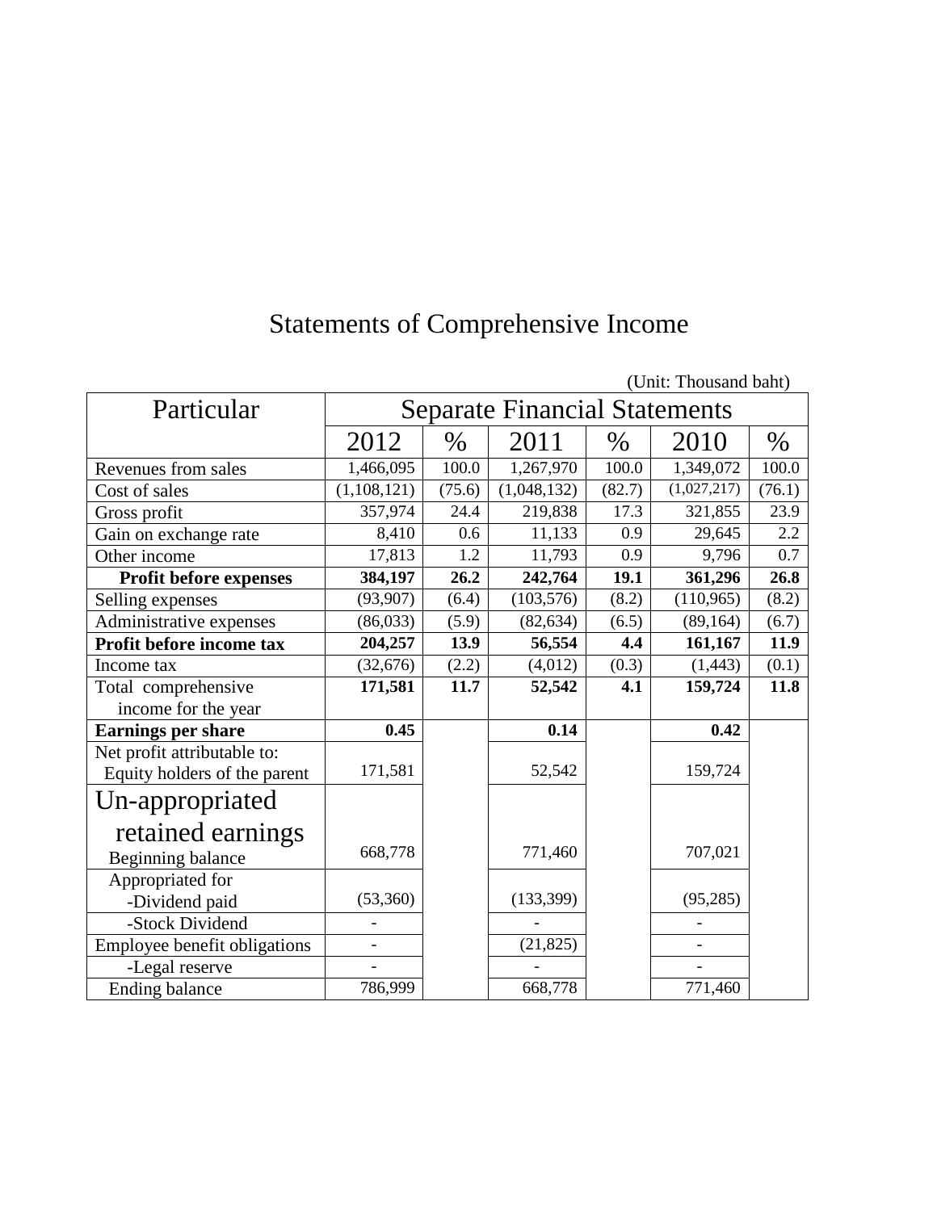# Statements of Comprehensive Income

(Unit: Thousand baht)

| Particular | Separate Financial Statements | | | | | |
|---|---|---|---|---|---|---|
| | 2012 | % | 2011 | % | 2010 | % |
| Revenues from sales | 1,466,095 | 100.0 | 1,267,970 | 100.0 | 1,349,072 | 100.0 |
| Cost of sales | (1,108,121) | (75.6) | (1,048,132) | (82.7) | (1,027,217) | (76.1) |
| Gross profit | 357,974 | 24.4 | 219,838 | 17.3 | 321,855 | 23.9 |
| Gain on exchange rate | 8,410 | 0.6 | 11,133 | 0.9 | 29,645 | 2.2 |
| Other income | 17,813 | 1.2 | 11,793 | 0.9 | 9,796 | 0.7 |
| **Profit before expenses** | **384,197** | **26.2** | **242,764** | **19.1** | **361,296** | **26.8** |
| Selling expenses | (93,907) | (6.4) | (103,576) | (8.2) | (110,965) | (8.2) |
| Administrative expenses | (86,033) | (5.9) | (82,634) | (6.5) | (89,164) | (6.7) |
| **Profit before income tax** | **204,257** | **13.9** | **56,554** | **4.4** | **161,167** | **11.9** |
| Income tax | (32,676) | (2.2) | (4,012) | (0.3) | (1,443) | (0.1) |
| Total comprehensive income for the year | **171,581** | **11.7** | **52,542** | **4.1** | **159,724** | **11.8** |
| **Earnings per share** | **0.45** | | **0.14** | | **0.42** | |
| Net profit attributable to: Equity holders of the parent | 171,581 | | 52,542 | | 159,724 | |
| Un-appropriated retained earnings Beginning balance | 668,778 | | 771,460 | | 707,021 | |
| Appropriated for -Dividend paid | (53,360) | | (133,399) | | (95,285) | |
| -Stock Dividend | - | | - | | - | |
| Employee benefit obligations | - | | (21,825) | | - | |
| -Legal reserve | - | | - | | - | |
| Ending balance | 786,999 | | 668,778 | | 771,460 | |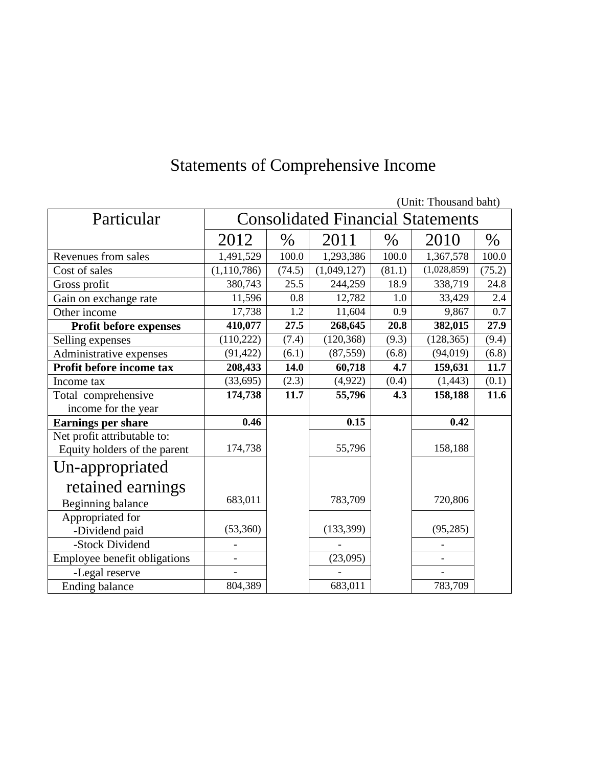# Statements of Comprehensive Income

(Unit: Thousand baht)

| Particular | Consolidated Financial Statements | | | | | |
|---|---|---|---|---|---|---|
| | 2012 | % | 2011 | % | 2010 | % |
| Revenues from sales | 1,491,529 | 100.0 | 1,293,386 | 100.0 | 1,367,578 | 100.0 |
| Cost of sales | (1,110,786) | (74.5) | (1,049,127) | (81.1) | (1,028,859) | (75.2) |
| Gross profit | 380,743 | 25.5 | 244,259 | 18.9 | 338,719 | 24.8 |
| Gain on exchange rate | 11,596 | 0.8 | 12,782 | 1.0 | 33,429 | 2.4 |
| Other income | 17,738 | 1.2 | 11,604 | 0.9 | 9,867 | 0.7 |
| **Profit before expenses** | **410,077** | **27.5** | **268,645** | **20.8** | **382,015** | **27.9** |
| Selling expenses | (110,222) | (7.4) | (120,368) | (9.3) | (128,365) | (9.4) |
| Administrative expenses | (91,422) | (6.1) | (87,559) | (6.8) | (94,019) | (6.8) |
| **Profit before income tax** | **208,433** | **14.0** | **60,718** | **4.7** | **159,631** | **11.7** |
| Income tax | (33,695) | (2.3) | (4,922) | (0.4) | (1,443) | (0.1) |
| Total comprehensive income for the year | **174,738** | **11.7** | **55,796** | **4.3** | **158,188** | **11.6** |
| **Earnings per share** | **0.46** | | **0.15** | | **0.42** | |
| Net profit attributable to: Equity holders of the parent | 174,738 | | 55,796 | | 158,188 | |
| Un-appropriated retained earnings Beginning balance | 683,011 | | 783,709 | | 720,806 | |
| Appropriated for -Dividend paid | (53,360) | | (133,399) | | (95,285) | |
| -Stock Dividend | - | | - | | - | |
| Employee benefit obligations | - | | (23,095) | | - | |
| -Legal reserve | - | | - | | - | |
| Ending balance | 804,389 | | 683,011 | | 783,709 | |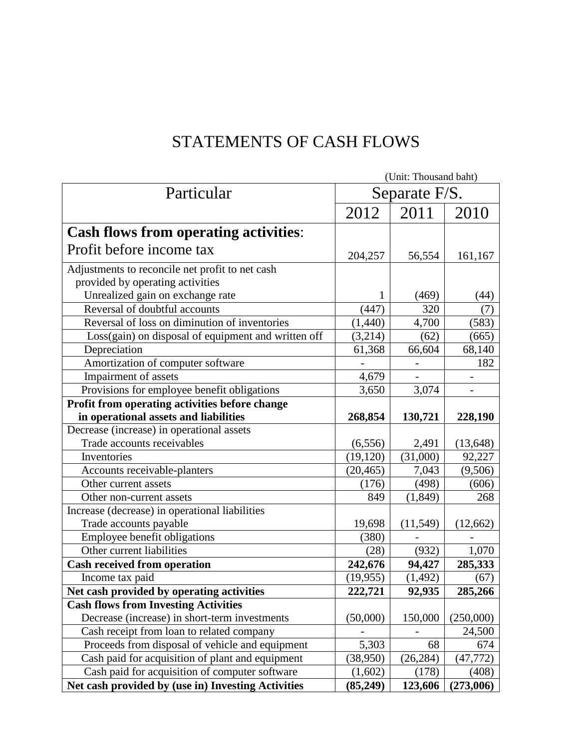# STATEMENTS OF CASH FLOWS

(Unit: Thousand baht)

| Particular | Separate F/S. | | |
|---|---|---|---|
| | 2012 | 2011 | 2010 |
| **Cash flows from operating activities**: | | | |
| Profit before income tax | 204,257 | 56,554 | 161,167 |
| Adjustments to reconcile net profit to net cash provided by operating activities | | | |
| Unrealized gain on exchange rate | 1 | (469) | (44) |
| Reversal of doubtful accounts | (447) | 320 | (7) |
| Reversal of loss on diminution of inventories | (1,440) | 4,700 | (583) |
| Loss(gain) on disposal of equipment and written off | (3,214) | (62) | (665) |
| Depreciation | 61,368 | 66,604 | 68,140 |
| Amortization of computer software | - | - | 182 |
| Impairment of assets | 4,679 | - | - |
| Provisions for employee benefit obligations | 3,650 | 3,074 | - |
| **Profit from operating activities before change in operational assets and liabilities** | **268,854** | **130,721** | **228,190** |
| Decrease (increase) in operational assets | | | |
| Trade accounts receivables | (6,556) | 2,491 | (13,648) |
| Inventories | (19,120) | (31,000) | 92,227 |
| Accounts receivable-planters | (20,465) | 7,043 | (9,506) |
| Other current assets | (176) | (498) | (606) |
| Other non-current assets | 849 | (1,849) | 268 |
| Increase (decrease) in operational liabilities | | | |
| Trade accounts payable | 19,698 | (11,549) | (12,662) |
| Employee benefit obligations | (380) | - | - |
| Other current liabilities | (28) | (932) | 1,070 |
| **Cash received from operation** | **242,676** | **94,427** | **285,333** |
| Income tax paid | (19,955) | (1,492) | (67) |
| **Net cash provided by operating activities** | **222,721** | **92,935** | **285,266** |
| **Cash flows from Investing Activities** | | | |
| Decrease (increase) in short-term investments | (50,000) | 150,000 | (250,000) |
| Cash receipt from loan to related company | - | - | 24,500 |
| Proceeds from disposal of vehicle and equipment | 5,303 | 68 | 674 |
| Cash paid for acquisition of plant and equipment | (38,950) | (26,284) | (47,772) |
| Cash paid for acquisition of computer software | (1,602) | (178) | (408) |
| **Net cash provided by (use in) Investing Activities** | **(85,249)** | **123,606** | **(273,006)** |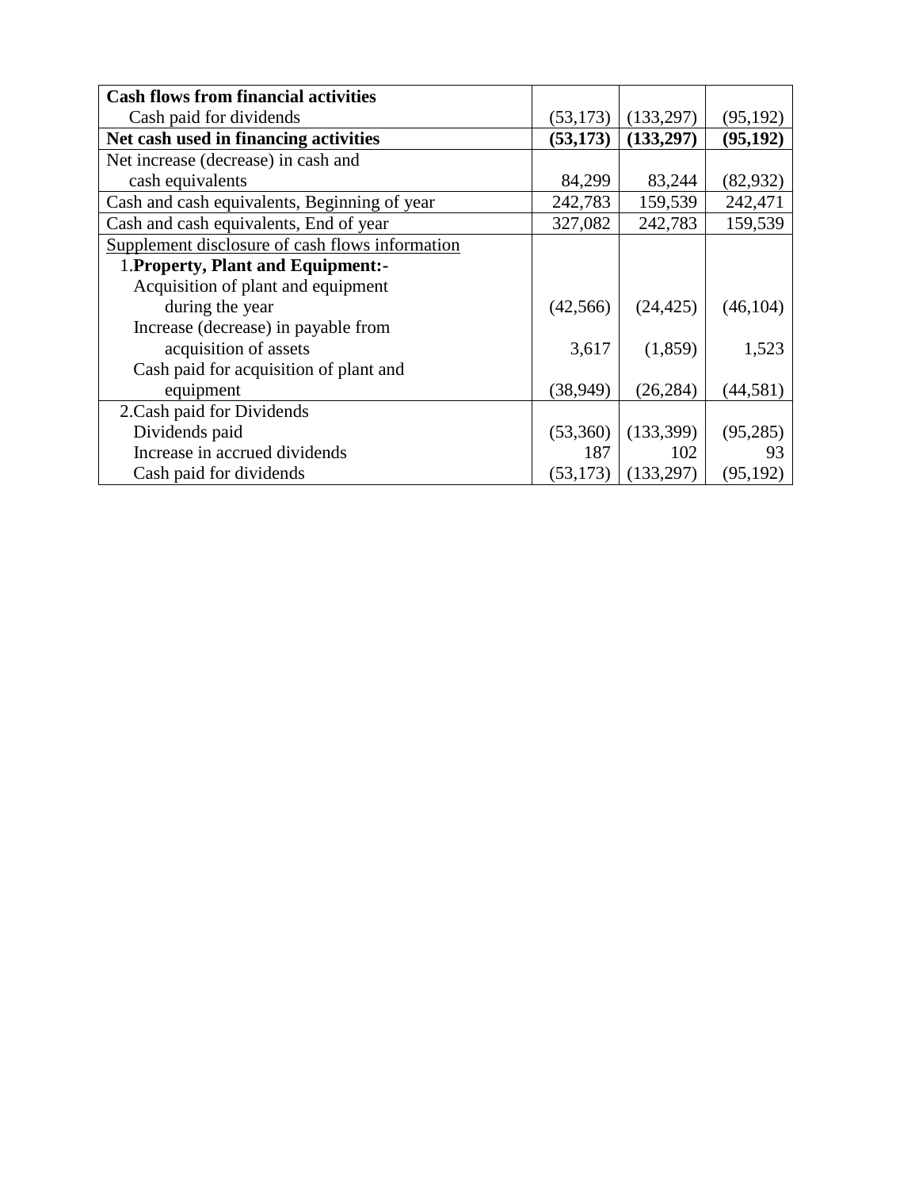| | | | |
|---|---|---|---|
| **Cash flows from financial activities** | | | |
| Cash paid for dividends | (53,173) | (133,297) | (95,192) |
| **Net cash used in financing activities** | **(53,173)** | **(133,297)** | **(95,192)** |
| Net increase (decrease) in cash and cash equivalents | 84,299 | 83,244 | (82,932) |
| Cash and cash equivalents, Beginning of year | 242,783 | 159,539 | 242,471 |
| Cash and cash equivalents, End of year | 327,082 | 242,783 | 159,539 |
| Supplement disclosure of cash flows information | | | |
| 1.**Property, Plant and Equipment:-** | | | |
| Acquisition of plant and equipment during the year | (42,566) | (24,425) | (46,104) |
| Increase (decrease) in payable from acquisition of assets | 3,617 | (1,859) | 1,523 |
| Cash paid for acquisition of plant and equipment | (38,949) | (26,284) | (44,581) |
| 2.Cash paid for Dividends | | | |
| Dividends paid | (53,360) | (133,399) | (95,285) |
| Increase in accrued dividends | 187 | 102 | 93 |
| Cash paid for dividends | (53,173) | (133,297) | (95,192) |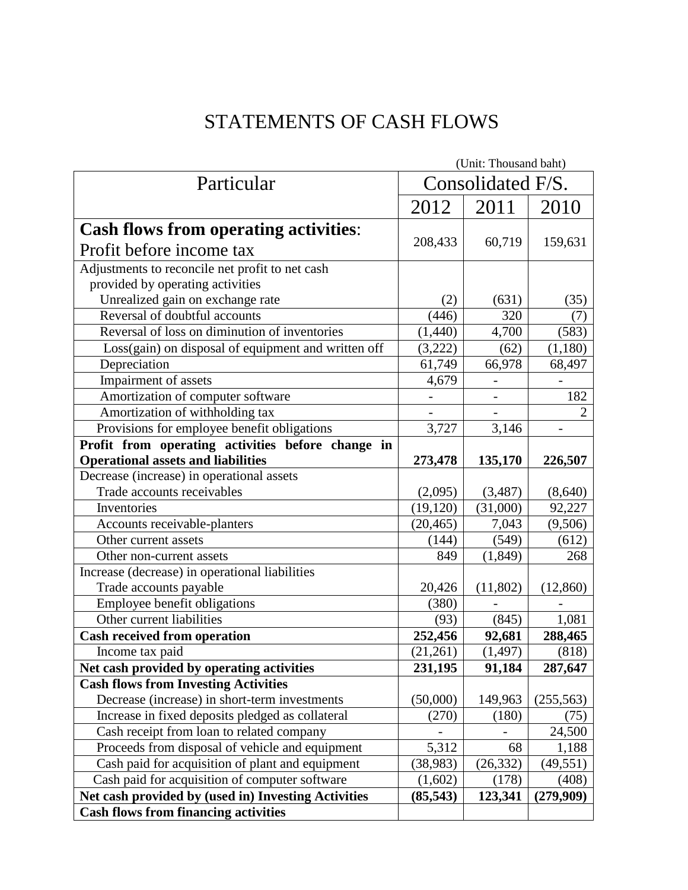# STATEMENTS OF CASH FLOWS

(Unit: Thousand baht)

| Particular | Consolidated F/S. | | |
|---|---|---|---|
| | 2012 | 2011 | 2010 |
| **Cash flows from operating activities**: Profit before income tax | 208,433 | 60,719 | 159,631 |
| Adjustments to reconcile net profit to net cash provided by operating activities Unrealized gain on exchange rate | (2) | (631) | (35) |
| Reversal of doubtful accounts | (446) | 320 | (7) |
| Reversal of loss on diminution of inventories | (1,440) | 4,700 | (583) |
| Loss(gain) on disposal of equipment and written off | (3,222) | (62) | (1,180) |
| Depreciation | 61,749 | 66,978 | 68,497 |
| Impairment of assets | 4,679 | - | - |
| Amortization of computer software | - | - | 182 |
| Amortization of withholding tax | - | - | 2 |
| Provisions for employee benefit obligations | 3,727 | 3,146 | - |
| **Profit from operating activities before change in Operational assets and liabilities** | **273,478** | **135,170** | **226,507** |
| Decrease (increase) in operational assets Trade accounts receivables | (2,095) | (3,487) | (8,640) |
| Inventories | (19,120) | (31,000) | 92,227 |
| Accounts receivable-planters | (20,465) | 7,043 | (9,506) |
| Other current assets | (144) | (549) | (612) |
| Other non-current assets | 849 | (1,849) | 268 |
| Increase (decrease) in operational liabilities Trade accounts payable | 20,426 | (11,802) | (12,860) |
| Employee benefit obligations | (380) | - | - |
| Other current liabilities | (93) | (845) | 1,081 |
| **Cash received from operation** | **252,456** | **92,681** | **288,465** |
| Income tax paid | (21,261) | (1,497) | (818) |
| **Net cash provided by operating activities** | **231,195** | **91,184** | **287,647** |
| **Cash flows from Investing Activities** Decrease (increase) in short-term investments | (50,000) | 149,963 | (255,563) |
| Increase in fixed deposits pledged as collateral | (270) | (180) | (75) |
| Cash receipt from loan to related company | - | - | 24,500 |
| Proceeds from disposal of vehicle and equipment | 5,312 | 68 | 1,188 |
| Cash paid for acquisition of plant and equipment | (38,983) | (26,332) | (49,551) |
| Cash paid for acquisition of computer software | (1,602) | (178) | (408) |
| **Net cash provided by (used in) Investing Activities** | **(85,543)** | **123,341** | **(279,909)** |
| **Cash flows from financing activities** | | | |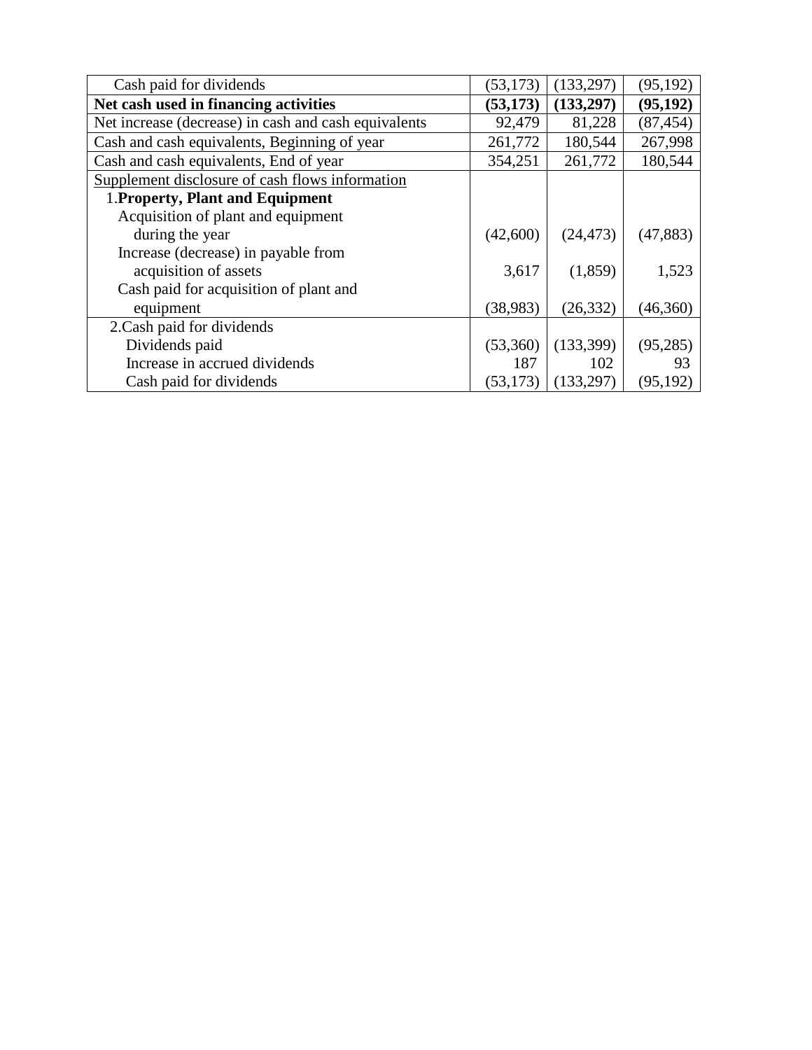| | | | |
|---|---|---|---|
| Cash paid for dividends | (53,173) | (133,297) | (95,192) |
| **Net cash used in financing activities** | **(53,173)** | **(133,297)** | **(95,192)** |
| Net increase (decrease) in cash and cash equivalents | 92,479 | 81,228 | (87,454) |
| Cash and cash equivalents, Beginning of year | 261,772 | 180,544 | 267,998 |
| Cash and cash equivalents, End of year | 354,251 | 261,772 | 180,544 |
| Supplement disclosure of cash flows information | | | |
| 1.**Property, Plant and Equipment** | | | |
| Acquisition of plant and equipment during the year | (42,600) | (24,473) | (47,883) |
| Increase (decrease) in payable from acquisition of assets | 3,617 | (1,859) | 1,523 |
| Cash paid for acquisition of plant and equipment | (38,983) | (26,332) | (46,360) |
| 2.Cash paid for dividends | | | |
| Dividends paid | (53,360) | (133,399) | (95,285) |
| Increase in accrued dividends | 187 | 102 | 93 |
| Cash paid for dividends | (53,173) | (133,297) | (95,192) |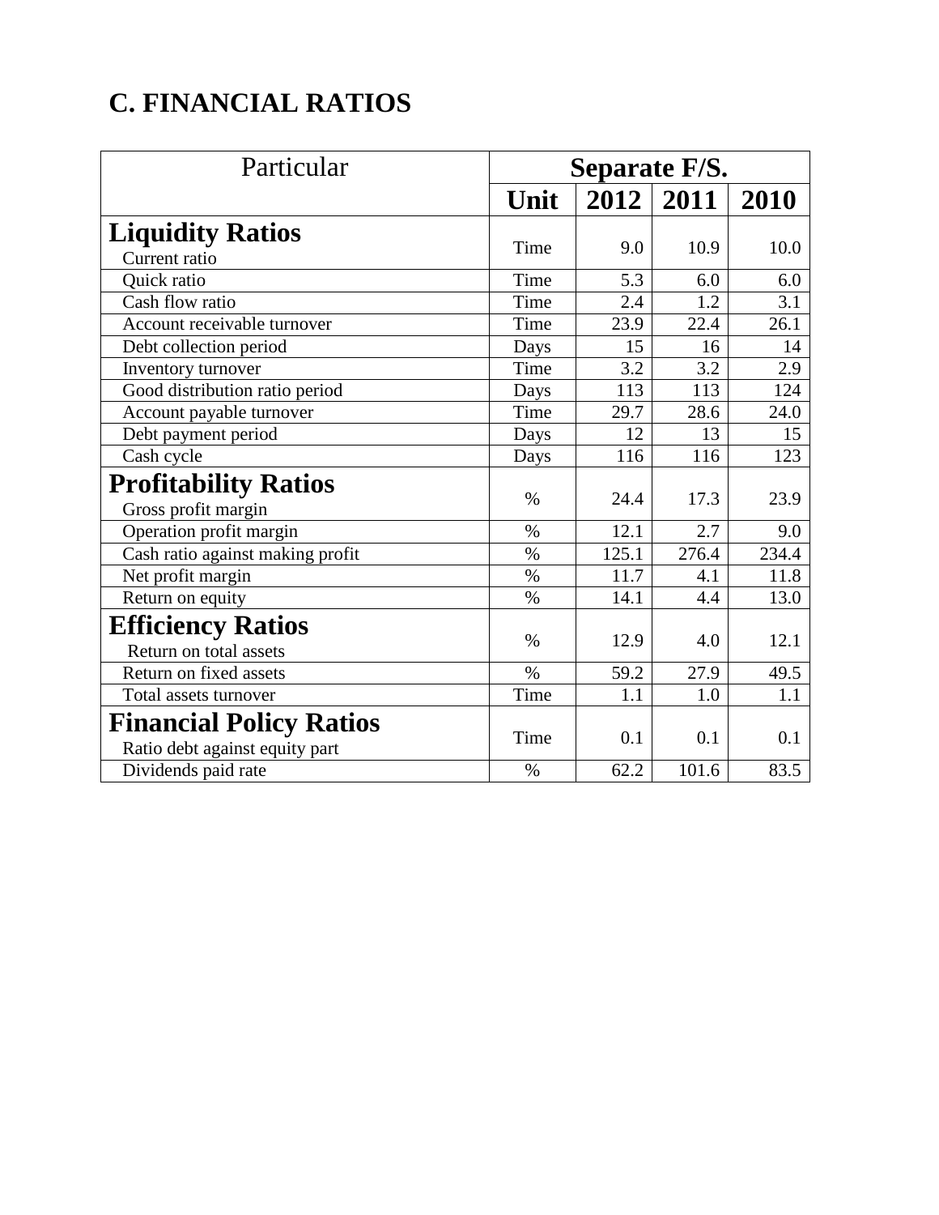## C. FINANCIAL RATIOS

| Particular | Separate F/S. | | | |
|---|---|---|---|---|
| | Unit | 2012 | 2011 | 2010 |
| **Liquidity Ratios** | | | | |
| Current ratio | Time | 9.0 | 10.9 | 10.0 |
| Quick ratio | Time | 5.3 | 6.0 | 6.0 |
| Cash flow ratio | Time | 2.4 | 1.2 | 3.1 |
| Account receivable turnover | Time | 23.9 | 22.4 | 26.1 |
| Debt collection period | Days | 15 | 16 | 14 |
| Inventory turnover | Time | 3.2 | 3.2 | 2.9 |
| Good distribution ratio period | Days | 113 | 113 | 124 |
| Account payable turnover | Time | 29.7 | 28.6 | 24.0 |
| Debt payment period | Days | 12 | 13 | 15 |
| Cash cycle | Days | 116 | 116 | 123 |
| **Profitability Ratios** | | | | |
| Gross profit margin | % | 24.4 | 17.3 | 23.9 |
| Operation profit margin | % | 12.1 | 2.7 | 9.0 |
| Cash ratio against making profit | % | 125.1 | 276.4 | 234.4 |
| Net profit margin | % | 11.7 | 4.1 | 11.8 |
| Return on equity | % | 14.1 | 4.4 | 13.0 |
| **Efficiency Ratios** | | | | |
| Return on total assets | % | 12.9 | 4.0 | 12.1 |
| Return on fixed assets | % | 59.2 | 27.9 | 49.5 |
| Total assets turnover | Time | 1.1 | 1.0 | 1.1 |
| **Financial Policy Ratios** | | | | |
| Ratio debt against equity part | Time | 0.1 | 0.1 | 0.1 |
| Dividends paid rate | % | 62.2 | 101.6 | 83.5 |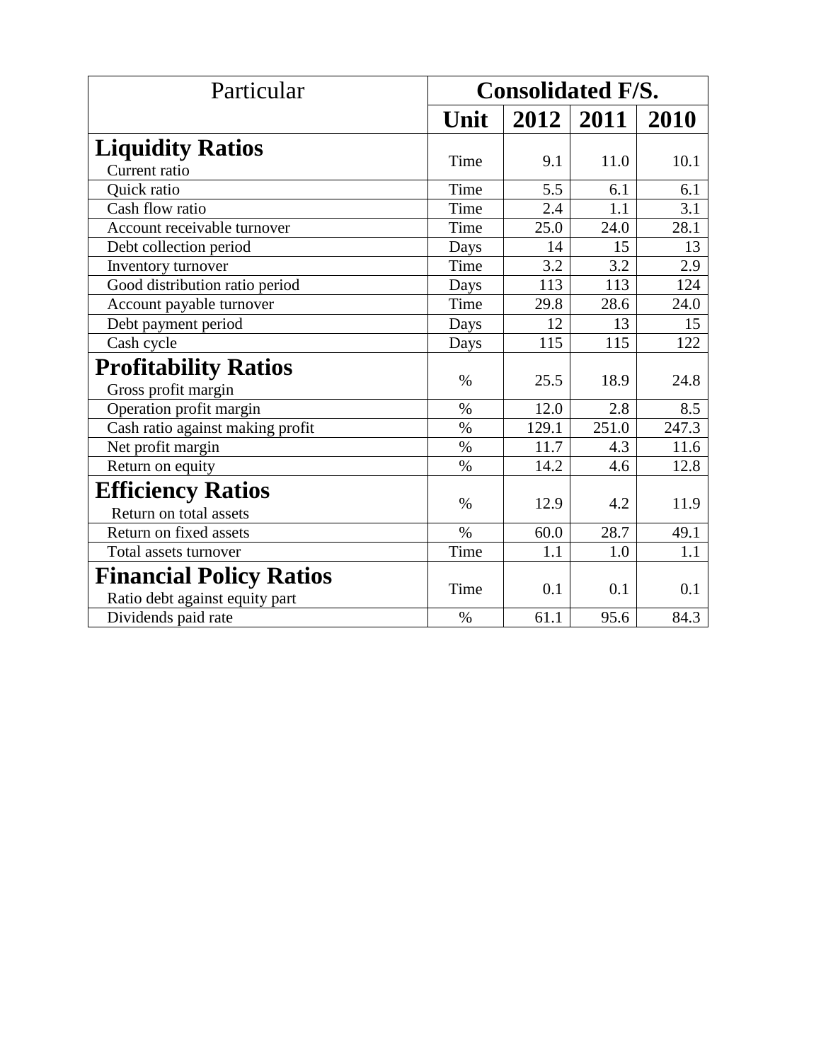| Particular | Consolidated F/S. | | | |
|---|---|---|---|---|
| | **Unit** | **2012** | **2011** | **2010** |
| **Liquidity Ratios** | | | | |
| Current ratio | Time | 9.1 | 11.0 | 10.1 |
| Quick ratio | Time | 5.5 | 6.1 | 6.1 |
| Cash flow ratio | Time | 2.4 | 1.1 | 3.1 |
| Account receivable turnover | Time | 25.0 | 24.0 | 28.1 |
| Debt collection period | Days | 14 | 15 | 13 |
| Inventory turnover | Time | 3.2 | 3.2 | 2.9 |
| Good distribution ratio period | Days | 113 | 113 | 124 |
| Account payable turnover | Time | 29.8 | 28.6 | 24.0 |
| Debt payment period | Days | 12 | 13 | 15 |
| Cash cycle | Days | 115 | 115 | 122 |
| **Profitability Ratios** | | | | |
| Gross profit margin | % | 25.5 | 18.9 | 24.8 |
| Operation profit margin | % | 12.0 | 2.8 | 8.5 |
| Cash ratio against making profit | % | 129.1 | 251.0 | 247.3 |
| Net profit margin | % | 11.7 | 4.3 | 11.6 |
| Return on equity | % | 14.2 | 4.6 | 12.8 |
| **Efficiency Ratios** | | | | |
| Return on total assets | % | 12.9 | 4.2 | 11.9 |
| Return on fixed assets | % | 60.0 | 28.7 | 49.1 |
| Total assets turnover | Time | 1.1 | 1.0 | 1.1 |
| **Financial Policy Ratios** | | | | |
| Ratio debt against equity part | Time | 0.1 | 0.1 | 0.1 |
| Dividends paid rate | % | 61.1 | 95.6 | 84.3 |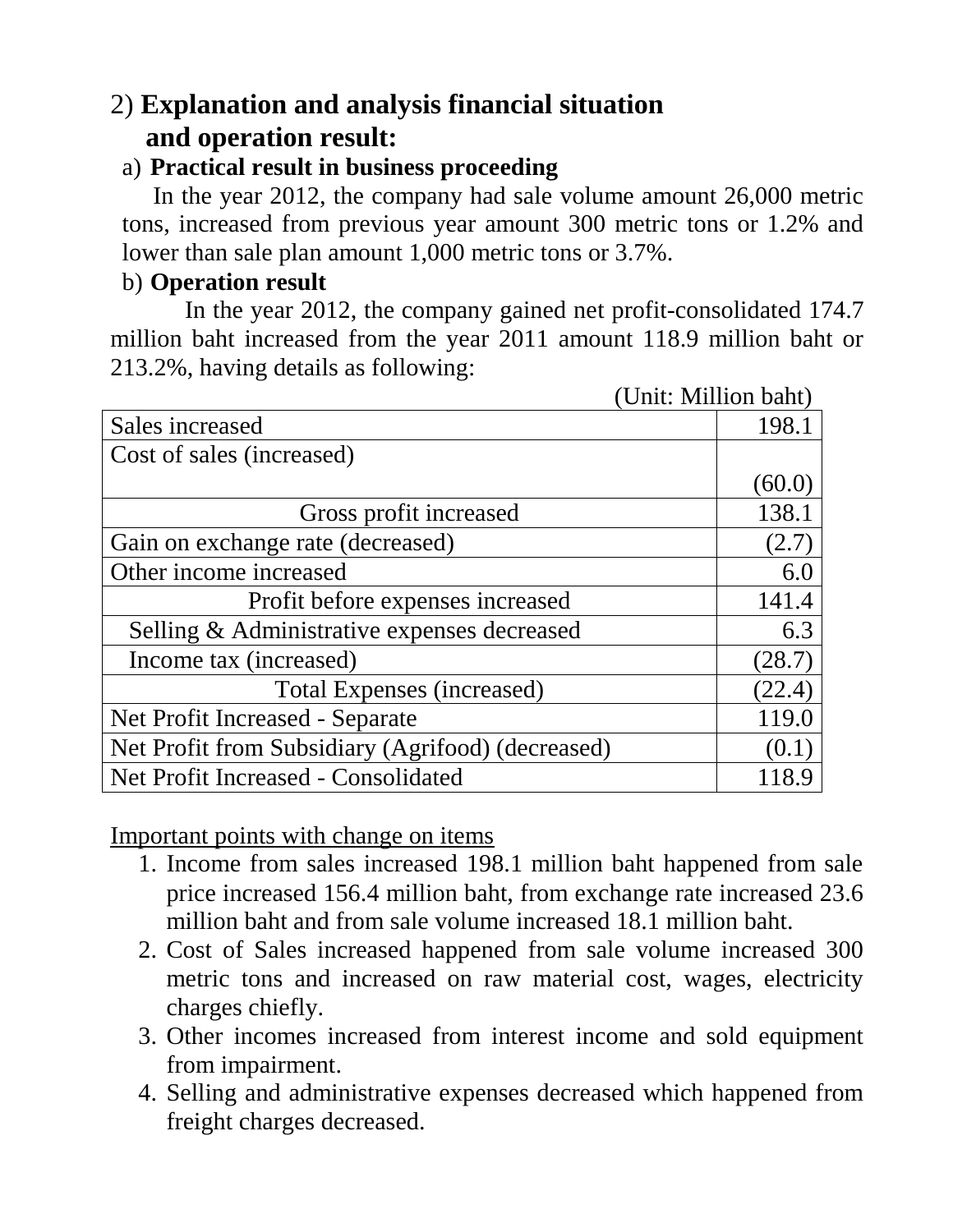## 2) Explanation and analysis financial situation and operation result:

### a) Practical result in business proceeding

In the year 2012, the company had sale volume amount 26,000 metric tons, increased from previous year amount 300 metric tons or 1.2% and lower than sale plan amount 1,000 metric tons or 3.7%.

### b) Operation result

In the year 2012, the company gained net profit-consolidated 174.7 million baht increased from the year 2011 amount 118.9 million baht or 213.2%, having details as following:

(Unit: Million baht)

| Item | Amount |
|---|---:|
| Sales increased | 198.1 |
| Cost of sales (increased) | (60.0) |
| Gross profit increased | 138.1 |
| Gain on exchange rate (decreased) | (2.7) |
| Other income increased | 6.0 |
| Profit before expenses increased | 141.4 |
| Selling & Administrative expenses decreased | 6.3 |
| Income tax (increased) | (28.7) |
| Total Expenses (increased) | (22.4) |
| Net Profit Increased - Separate | 119.0 |
| Net Profit from Subsidiary (Agrifood) (decreased) | (0.1) |
| Net Profit Increased - Consolidated | 118.9 |

<u>Important points with change on items</u>

1. Income from sales increased 198.1 million baht happened from sale price increased 156.4 million baht, from exchange rate increased 23.6 million baht and from sale volume increased 18.1 million baht.
2. Cost of Sales increased happened from sale volume increased 300 metric tons and increased on raw material cost, wages, electricity charges chiefly.
3. Other incomes increased from interest income and sold equipment from impairment.
4. Selling and administrative expenses decreased which happened from freight charges decreased.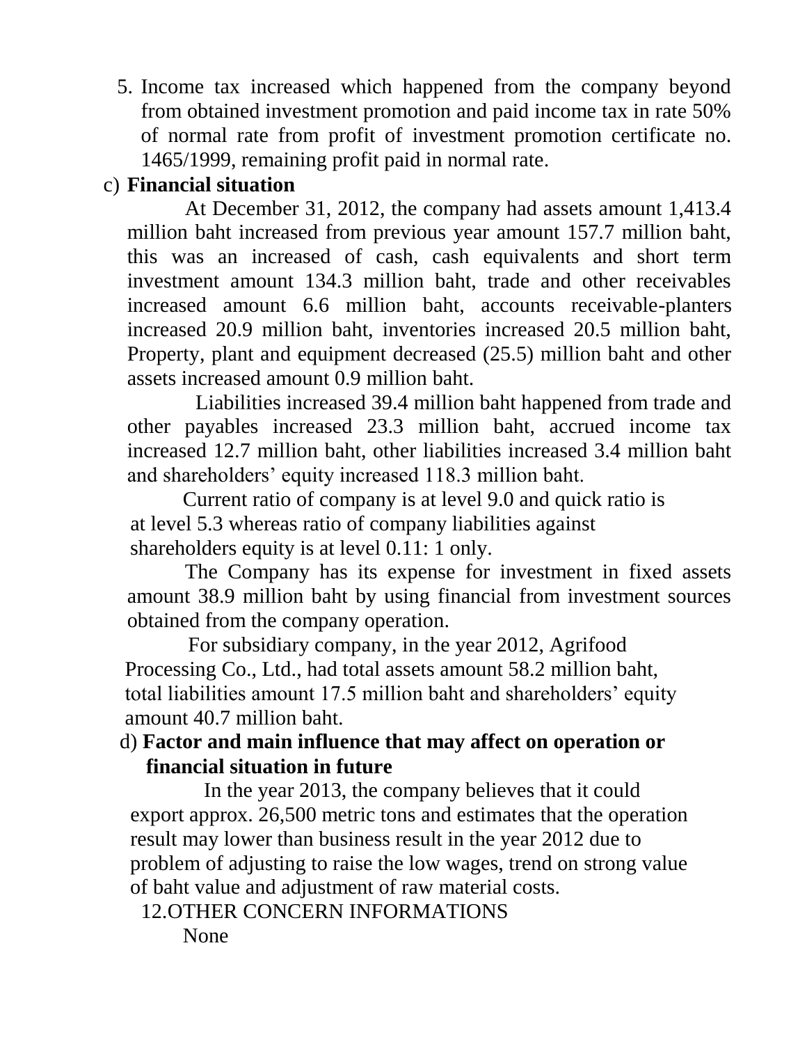5. Income tax increased which happened from the company beyond from obtained investment promotion and paid income tax in rate 50% of normal rate from profit of investment promotion certificate no. 1465/1999, remaining profit paid in normal rate.

c) **Financial situation**

At December 31, 2012, the company had assets amount 1,413.4 million baht increased from previous year amount 157.7 million baht, this was an increased of cash, cash equivalents and short term investment amount 134.3 million baht, trade and other receivables increased amount 6.6 million baht, accounts receivable-planters increased 20.9 million baht, inventories increased 20.5 million baht, Property, plant and equipment decreased (25.5) million baht and other assets increased amount 0.9 million baht.

Liabilities increased 39.4 million baht happened from trade and other payables increased 23.3 million baht, accrued income tax increased 12.7 million baht, other liabilities increased 3.4 million baht and shareholders' equity increased 118.3 million baht.

Current ratio of company is at level 9.0 and quick ratio is at level 5.3 whereas ratio of company liabilities against shareholders equity is at level 0.11: 1 only.

The Company has its expense for investment in fixed assets amount 38.9 million baht by using financial from investment sources obtained from the company operation.

For subsidiary company, in the year 2012, Agrifood Processing Co., Ltd., had total assets amount 58.2 million baht, total liabilities amount 17.5 million baht and shareholders' equity amount 40.7 million baht.

d) **Factor and main influence that may affect on operation or financial situation in future**

In the year 2013, the company believes that it could export approx. 26,500 metric tons and estimates that the operation result may lower than business result in the year 2012 due to problem of adjusting to raise the low wages, trend on strong value of baht value and adjustment of raw material costs.

12.OTHER CONCERN INFORMATIONS

None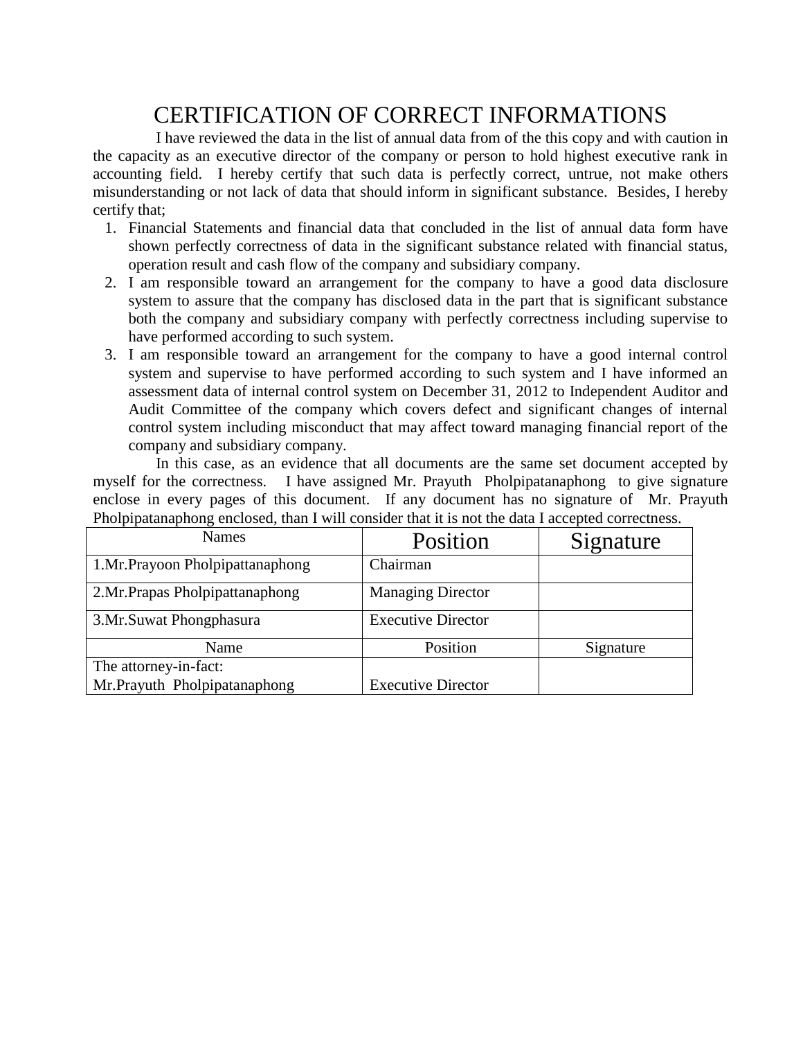# CERTIFICATION OF CORRECT INFORMATIONS

I have reviewed the data in the list of annual data from of the this copy and with caution in the capacity as an executive director of the company or person to hold highest executive rank in accounting field. I hereby certify that such data is perfectly correct, untrue, not make others misunderstanding or not lack of data that should inform in significant substance. Besides, I hereby certify that;

1. Financial Statements and financial data that concluded in the list of annual data form have shown perfectly correctness of data in the significant substance related with financial status, operation result and cash flow of the company and subsidiary company.
2. I am responsible toward an arrangement for the company to have a good data disclosure system to assure that the company has disclosed data in the part that is significant substance both the company and subsidiary company with perfectly correctness including supervise to have performed according to such system.
3. I am responsible toward an arrangement for the company to have a good internal control system and supervise to have performed according to such system and I have informed an assessment data of internal control system on December 31, 2012 to Independent Auditor and Audit Committee of the company which covers defect and significant changes of internal control system including misconduct that may affect toward managing financial report of the company and subsidiary company.

In this case, as an evidence that all documents are the same set document accepted by myself for the correctness. I have assigned Mr. Prayuth Pholpipatanaphong to give signature enclose in every pages of this document. If any document has no signature of Mr. Prayuth Pholpipatanaphong enclosed, than I will consider that it is not the data I accepted correctness.

| Names | Position | Signature |
|---|---|---|
| 1.Mr.Prayoon Pholpipattanaphong | Chairman | |
| 2.Mr.Prapas Pholpipattanaphong | Managing Director | |
| 3.Mr.Suwat Phongphasura | Executive Director | |
| Name | Position | Signature |
| The attorney-in-fact: Mr.Prayuth Pholpipatanaphong | Executive Director | |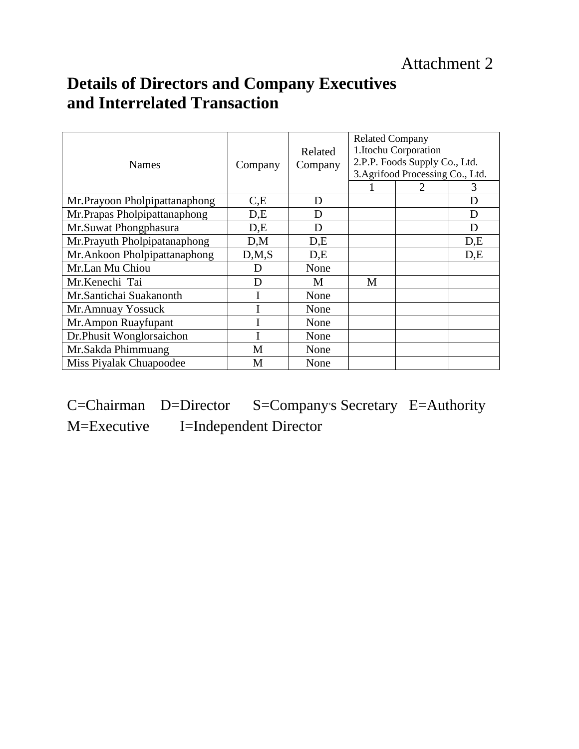Attachment 2

# Details of Directors and Company Executives and Interrelated Transaction

| Names | Company | Related Company | Related Company<br>1.Itochu Corporation<br>2.P.P. Foods Supply Co., Ltd.<br>3.Agrifood Processing Co., Ltd. | | |
|---|---|---|---|---|---|
| | | | 1 | 2 | 3 |
| Mr.Prayoon Pholpipattanaphong | C,E | D | | | D |
| Mr.Prapas Pholpipattanaphong | D,E | D | | | D |
| Mr.Suwat Phongphasura | D,E | D | | | D |
| Mr.Prayuth Pholpipatanaphong | D,M | D,E | | | D,E |
| Mr.Ankoon Pholpipattanaphong | D,M,S | D,E | | | D,E |
| Mr.Lan Mu Chiou | D | None | | | |
| Mr.Kenechi Tai | D | M | M | | |
| Mr.Santichai Suakanonth | I | None | | | |
| Mr.Amnuay Yossuck | I | None | | | |
| Mr.Ampon Ruayfupant | I | None | | | |
| Dr.Phusit Wonglorsaichon | I | None | | | |
| Mr.Sakda Phimmuang | M | None | | | |
| Miss Piyalak Chuapoodee | M | None | | | |

C=Chairman D=Director S=Company's Secretary E=Authority
M=Executive I=Independent Director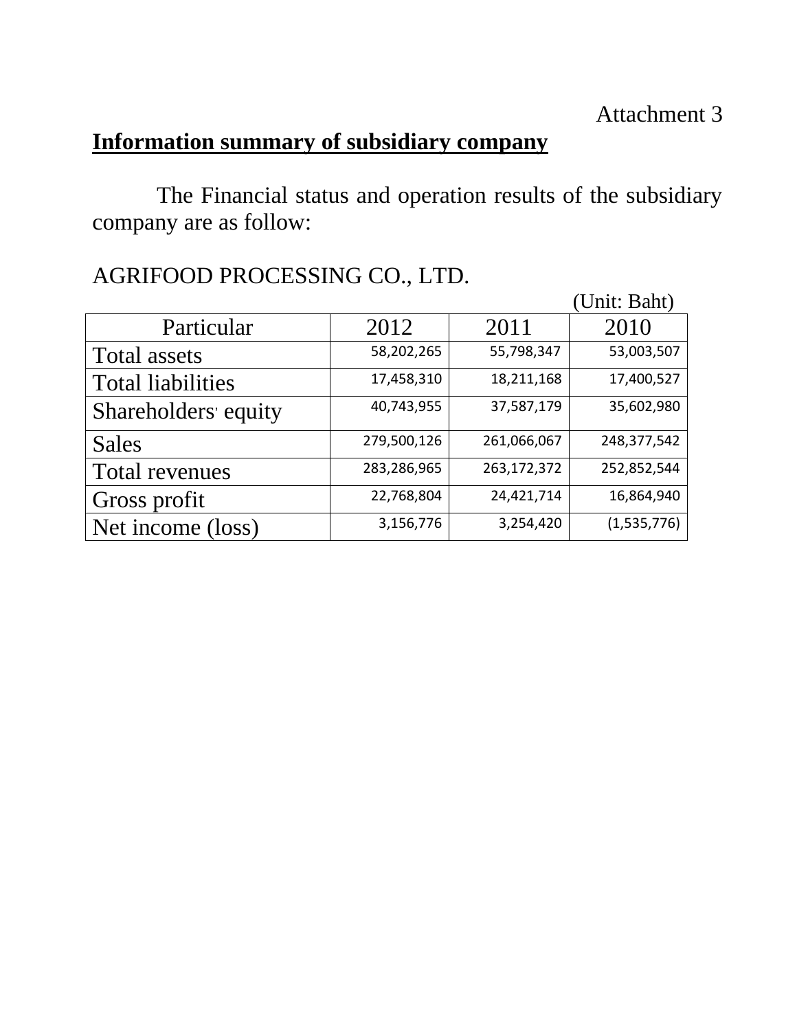Attachment 3

**Information summary of subsidiary company**

The Financial status and operation results of the subsidiary company are as follow:

AGRIFOOD PROCESSING CO., LTD.

(Unit: Baht)

| Particular | 2012 | 2011 | 2010 |
|---|---|---|---|
| Total assets | 58,202,265 | 55,798,347 | 53,003,507 |
| Total liabilities | 17,458,310 | 18,211,168 | 17,400,527 |
| Shareholders' equity | 40,743,955 | 37,587,179 | 35,602,980 |
| Sales | 279,500,126 | 261,066,067 | 248,377,542 |
| Total revenues | 283,286,965 | 263,172,372 | 252,852,544 |
| Gross profit | 22,768,804 | 24,421,714 | 16,864,940 |
| Net income (loss) | 3,156,776 | 3,254,420 | (1,535,776) |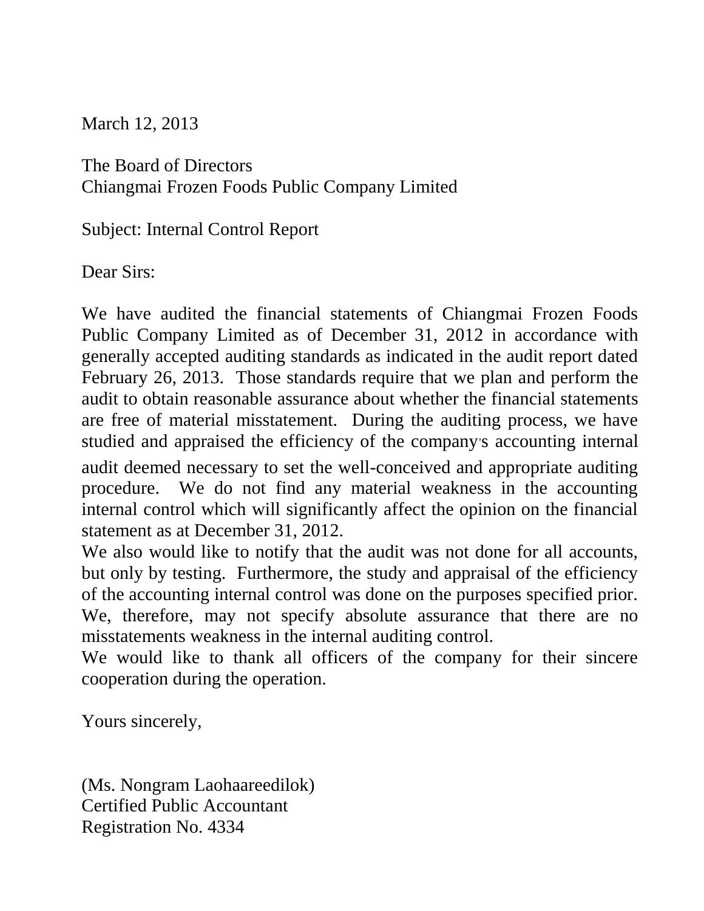March 12, 2013

The Board of Directors
Chiangmai Frozen Foods Public Company Limited

Subject: Internal Control Report

Dear Sirs:

We have audited the financial statements of Chiangmai Frozen Foods Public Company Limited as of December 31, 2012 in accordance with generally accepted auditing standards as indicated in the audit report dated February 26, 2013. Those standards require that we plan and perform the audit to obtain reasonable assurance about whether the financial statements are free of material misstatement. During the auditing process, we have studied and appraised the efficiency of the company's accounting internal audit deemed necessary to set the well-conceived and appropriate auditing procedure. We do not find any material weakness in the accounting internal control which will significantly affect the opinion on the financial statement as at December 31, 2012.

We also would like to notify that the audit was not done for all accounts, but only by testing. Furthermore, the study and appraisal of the efficiency of the accounting internal control was done on the purposes specified prior. We, therefore, may not specify absolute assurance that there are no misstatements weakness in the internal auditing control.

We would like to thank all officers of the company for their sincere cooperation during the operation.

Yours sincerely,

(Ms. Nongram Laohaareedilok)
Certified Public Accountant
Registration No. 4334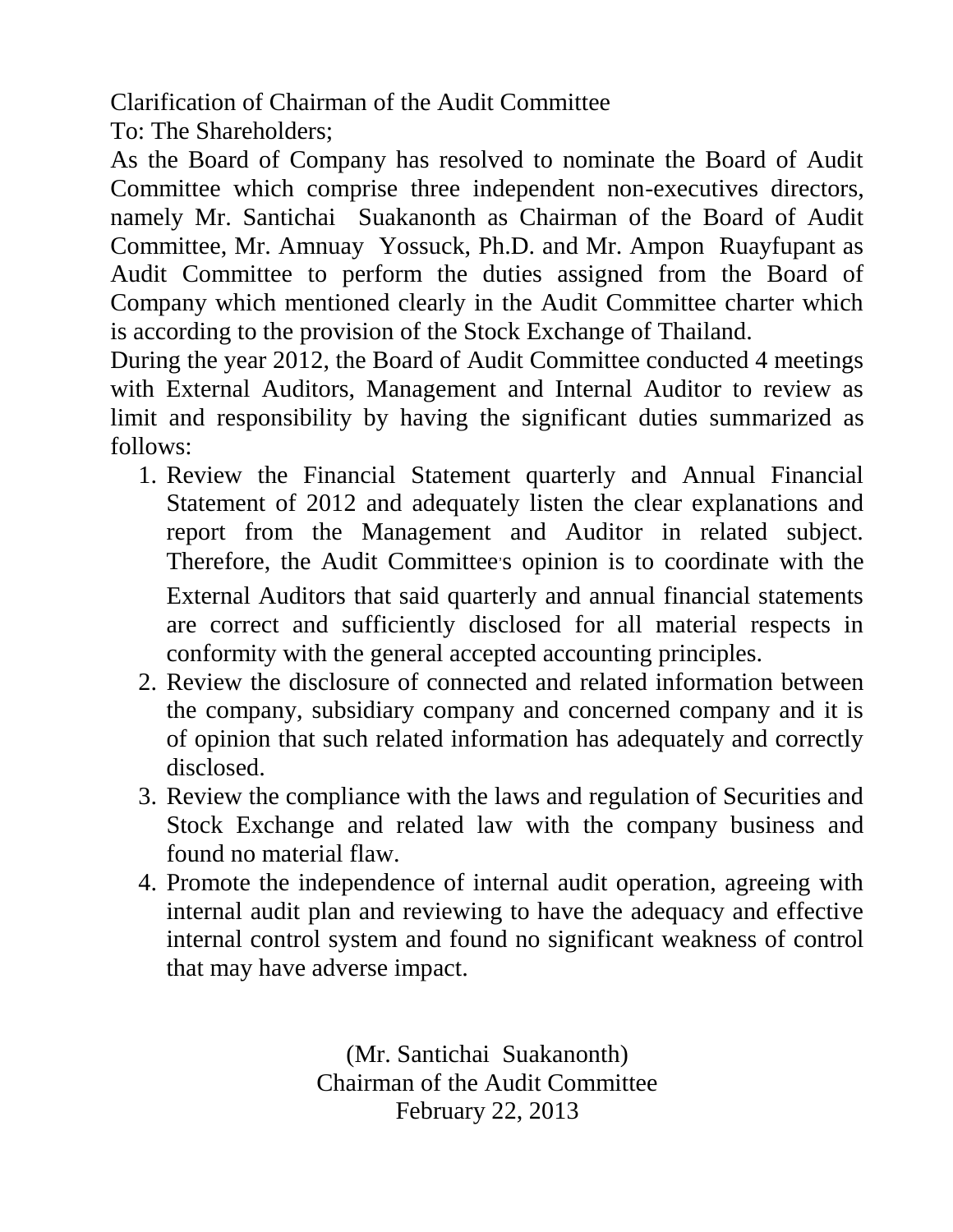Clarification of Chairman of the Audit Committee

To: The Shareholders;

As the Board of Company has resolved to nominate the Board of Audit Committee which comprise three independent non-executives directors, namely Mr. Santichai Suakanonth as Chairman of the Board of Audit Committee, Mr. Amnuay Yossuck, Ph.D. and Mr. Ampon Ruayfupant as Audit Committee to perform the duties assigned from the Board of Company which mentioned clearly in the Audit Committee charter which is according to the provision of the Stock Exchange of Thailand.

During the year 2012, the Board of Audit Committee conducted 4 meetings with External Auditors, Management and Internal Auditor to review as limit and responsibility by having the significant duties summarized as follows:

1. Review the Financial Statement quarterly and Annual Financial Statement of 2012 and adequately listen the clear explanations and report from the Management and Auditor in related subject. Therefore, the Audit Committee's opinion is to coordinate with the External Auditors that said quarterly and annual financial statements are correct and sufficiently disclosed for all material respects in conformity with the general accepted accounting principles.
2. Review the disclosure of connected and related information between the company, subsidiary company and concerned company and it is of opinion that such related information has adequately and correctly disclosed.
3. Review the compliance with the laws and regulation of Securities and Stock Exchange and related law with the company business and found no material flaw.
4. Promote the independence of internal audit operation, agreeing with internal audit plan and reviewing to have the adequacy and effective internal control system and found no significant weakness of control that may have adverse impact.

(Mr. Santichai Suakanonth)
Chairman of the Audit Committee
February 22, 2013